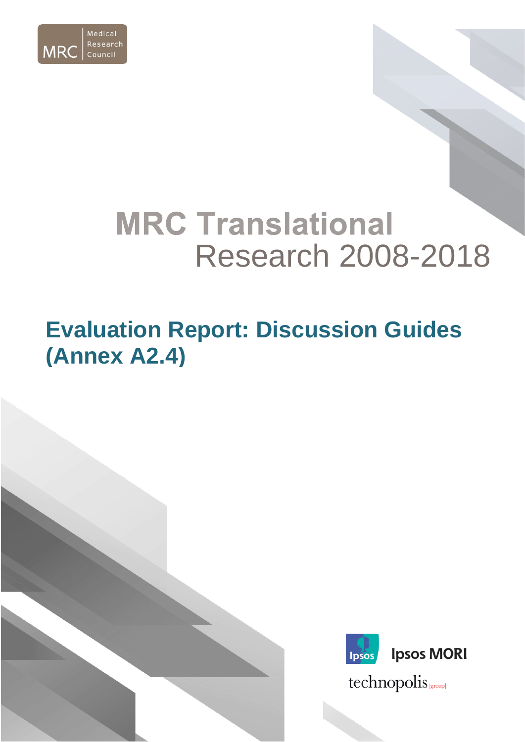Medical Research Council

# MRC Translational Research 2008-2018

## Evaluation Report: Discussion Guides (Annex A2.4)

Ipsos MORI

technopolis |group|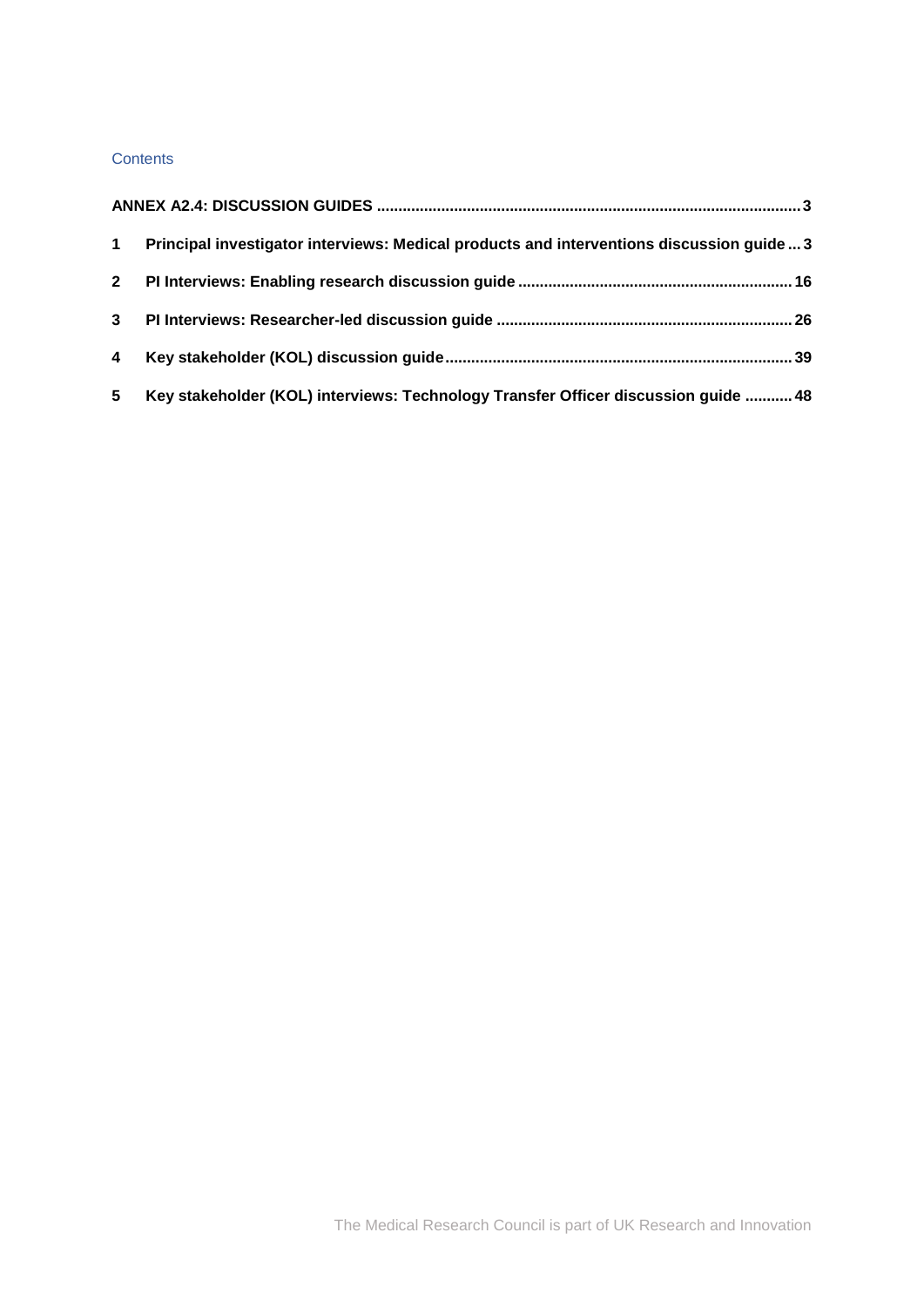Contents

**ANNEX A2.4: DISCUSSION GUIDES** ........................................ 3

**1 Principal investigator interviews: Medical products and interventions discussion guide** ... 3

**2 PI Interviews: Enabling research discussion guide** ........................................ 16

**3 PI Interviews: Researcher-led discussion guide** ........................................ 26

**4 Key stakeholder (KOL) discussion guide** ........................................ 39

**5 Key stakeholder (KOL) interviews: Technology Transfer Officer discussion guide** ........... 48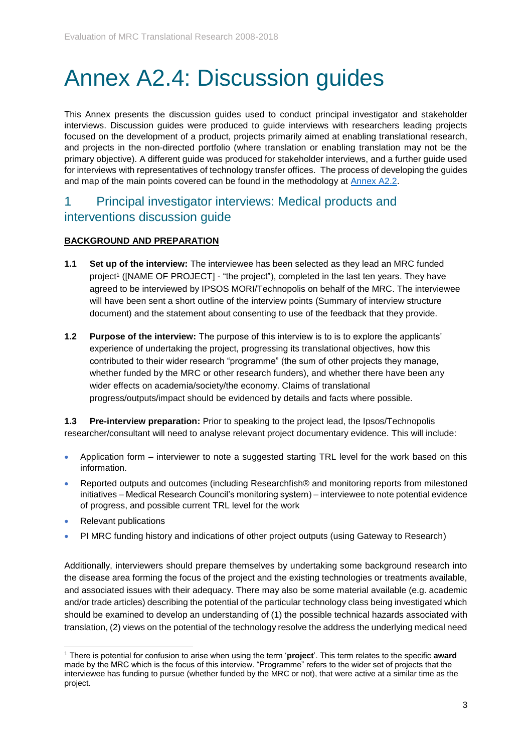# Annex A2.4: Discussion guides

This Annex presents the discussion guides used to conduct principal investigator and stakeholder interviews. Discussion guides were produced to guide interviews with researchers leading projects focused on the development of a product, projects primarily aimed at enabling translational research, and projects in the non-directed portfolio (where translation or enabling translation may not be the primary objective). A different guide was produced for stakeholder interviews, and a further guide used for interviews with representatives of technology transfer offices. The process of developing the guides and map of the main points covered can be found in the methodology at Annex A2.2.

## 1 Principal investigator interviews: Medical products and interventions discussion guide

**BACKGROUND AND PREPARATION**

**1.1 Set up of the interview:** The interviewee has been selected as they lead an MRC funded project[1] ([NAME OF PROJECT] - "the project"), completed in the last ten years. They have agreed to be interviewed by IPSOS MORI/Technopolis on behalf of the MRC. The interviewee will have been sent a short outline of the interview points (Summary of interview structure document) and the statement about consenting to use of the feedback that they provide.

**1.2 Purpose of the interview:** The purpose of this interview is to is to explore the applicants' experience of undertaking the project, progressing its translational objectives, how this contributed to their wider research "programme" (the sum of other projects they manage, whether funded by the MRC or other research funders), and whether there have been any wider effects on academia/society/the economy. Claims of translational progress/outputs/impact should be evidenced by details and facts where possible.

**1.3 Pre-interview preparation:** Prior to speaking to the project lead, the Ipsos/Technopolis researcher/consultant will need to analyse relevant project documentary evidence. This will include:

- Application form – interviewer to note a suggested starting TRL level for the work based on this information.
- Reported outputs and outcomes (including Researchfish® and monitoring reports from milestoned initiatives – Medical Research Council's monitoring system) – interviewee to note potential evidence of progress, and possible current TRL level for the work
- Relevant publications
- PI MRC funding history and indications of other project outputs (using Gateway to Research)

Additionally, interviewers should prepare themselves by undertaking some background research into the disease area forming the focus of the project and the existing technologies or treatments available, and associated issues with their adequacy. There may also be some material available (e.g. academic and/or trade articles) describing the potential of the particular technology class being investigated which should be examined to develop an understanding of (1) the possible technical hazards associated with translation, (2) views on the potential of the technology resolve the address the underlying medical need

[1] There is potential for confusion to arise when using the term '**project**'. This term relates to the specific **award** made by the MRC which is the focus of this interview. "Programme" refers to the wider set of projects that the interviewee has funding to pursue (whether funded by the MRC or not), that were active at a similar time as the project.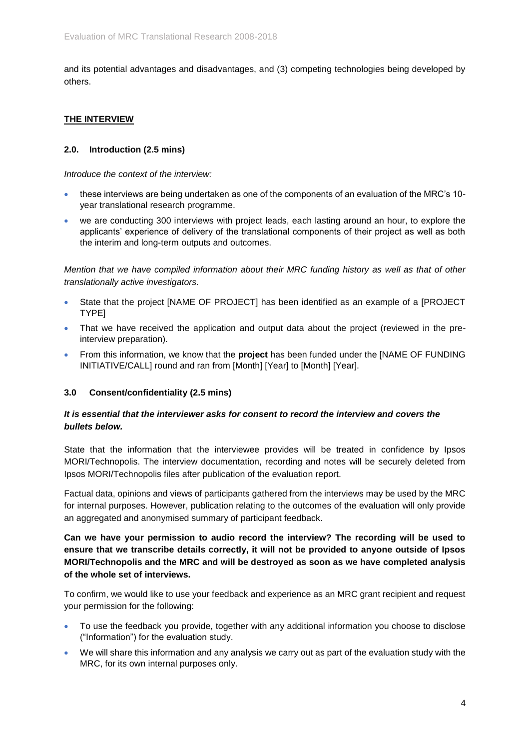and its potential advantages and disadvantages, and (3) competing technologies being developed by others.

## THE INTERVIEW

### 2.0. Introduction (2.5 mins)

*Introduce the context of the interview:*

- these interviews are being undertaken as one of the components of an evaluation of the MRC's 10-year translational research programme.
- we are conducting 300 interviews with project leads, each lasting around an hour, to explore the applicants' experience of delivery of the translational components of their project as well as both the interim and long-term outputs and outcomes.

*Mention that we have compiled information about their MRC funding history as well as that of other translationally active investigators.*

- State that the project [NAME OF PROJECT] has been identified as an example of a [PROJECT TYPE]
- That we have received the application and output data about the project (reviewed in the pre-interview preparation).
- From this information, we know that the **project** has been funded under the [NAME OF FUNDING INITIATIVE/CALL] round and ran from [Month] [Year] to [Month] [Year].

### 3.0 Consent/confidentiality (2.5 mins)

***It is essential that the interviewer asks for consent to record the interview and covers the bullets below.***

State that the information that the interviewee provides will be treated in confidence by Ipsos MORI/Technopolis. The interview documentation, recording and notes will be securely deleted from Ipsos MORI/Technopolis files after publication of the evaluation report.

Factual data, opinions and views of participants gathered from the interviews may be used by the MRC for internal purposes. However, publication relating to the outcomes of the evaluation will only provide an aggregated and anonymised summary of participant feedback.

**Can we have your permission to audio record the interview? The recording will be used to ensure that we transcribe details correctly, it will not be provided to anyone outside of Ipsos MORI/Technopolis and the MRC and will be destroyed as soon as we have completed analysis of the whole set of interviews.**

To confirm, we would like to use your feedback and experience as an MRC grant recipient and request your permission for the following:

- To use the feedback you provide, together with any additional information you choose to disclose ("Information") for the evaluation study.
- We will share this information and any analysis we carry out as part of the evaluation study with the MRC, for its own internal purposes only.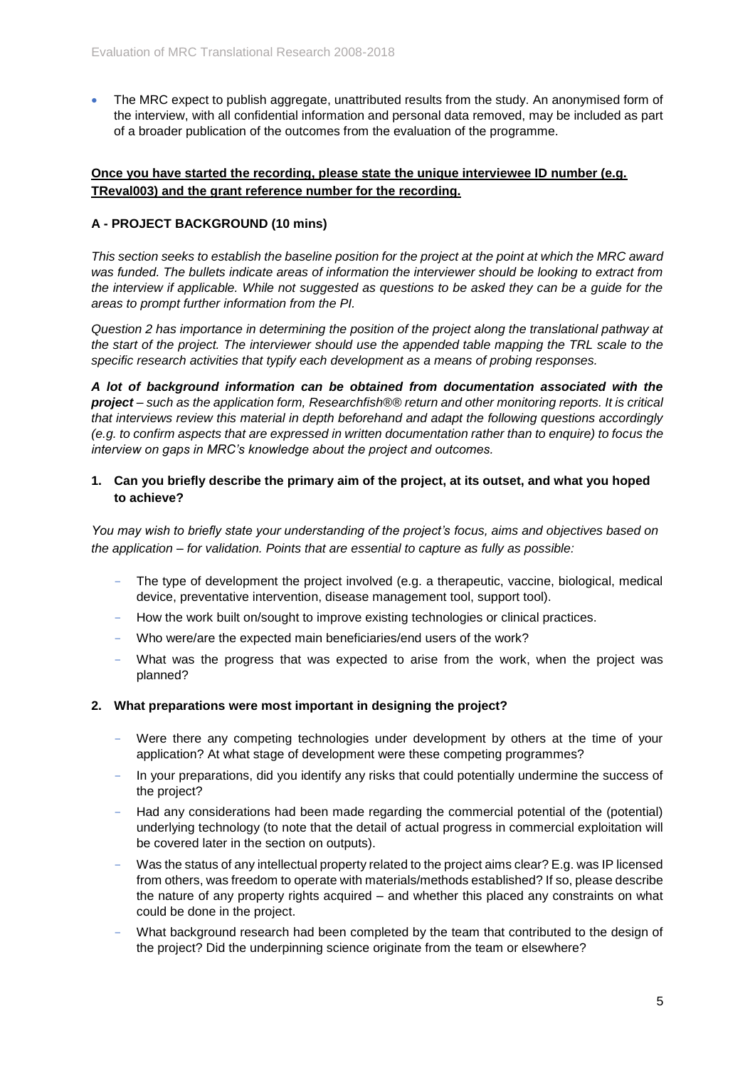- The MRC expect to publish aggregate, unattributed results from the study. An anonymised form of the interview, with all confidential information and personal data removed, may be included as part of a broader publication of the outcomes from the evaluation of the programme.

**Once you have started the recording, please state the unique interviewee ID number (e.g. TReval003) and the grant reference number for the recording.**

### A - PROJECT BACKGROUND (10 mins)

*This section seeks to establish the baseline position for the project at the point at which the MRC award was funded. The bullets indicate areas of information the interviewer should be looking to extract from the interview if applicable. While not suggested as questions to be asked they can be a guide for the areas to prompt further information from the PI.*

*Question 2 has importance in determining the position of the project along the translational pathway at the start of the project. The interviewer should use the appended table mapping the TRL scale to the specific research activities that typify each development as a means of probing responses.*

***A lot of background information can be obtained from documentation associated with the project** – such as the application form, Researchfish®® return and other monitoring reports. It is critical that interviews review this material in depth beforehand and adapt the following questions accordingly (e.g. to confirm aspects that are expressed in written documentation rather than to enquire) to focus the interview on gaps in MRC's knowledge about the project and outcomes.*

**1. Can you briefly describe the primary aim of the project, at its outset, and what you hoped to achieve?**

*You may wish to briefly state your understanding of the project's focus, aims and objectives based on the application – for validation. Points that are essential to capture as fully as possible:*

- The type of development the project involved (e.g. a therapeutic, vaccine, biological, medical device, preventative intervention, disease management tool, support tool).
- How the work built on/sought to improve existing technologies or clinical practices.
- Who were/are the expected main beneficiaries/end users of the work?
- What was the progress that was expected to arise from the work, when the project was planned?

**2. What preparations were most important in designing the project?**

- Were there any competing technologies under development by others at the time of your application? At what stage of development were these competing programmes?
- In your preparations, did you identify any risks that could potentially undermine the success of the project?
- Had any considerations had been made regarding the commercial potential of the (potential) underlying technology (to note that the detail of actual progress in commercial exploitation will be covered later in the section on outputs).
- Was the status of any intellectual property related to the project aims clear? E.g. was IP licensed from others, was freedom to operate with materials/methods established? If so, please describe the nature of any property rights acquired – and whether this placed any constraints on what could be done in the project.
- What background research had been completed by the team that contributed to the design of the project? Did the underpinning science originate from the team or elsewhere?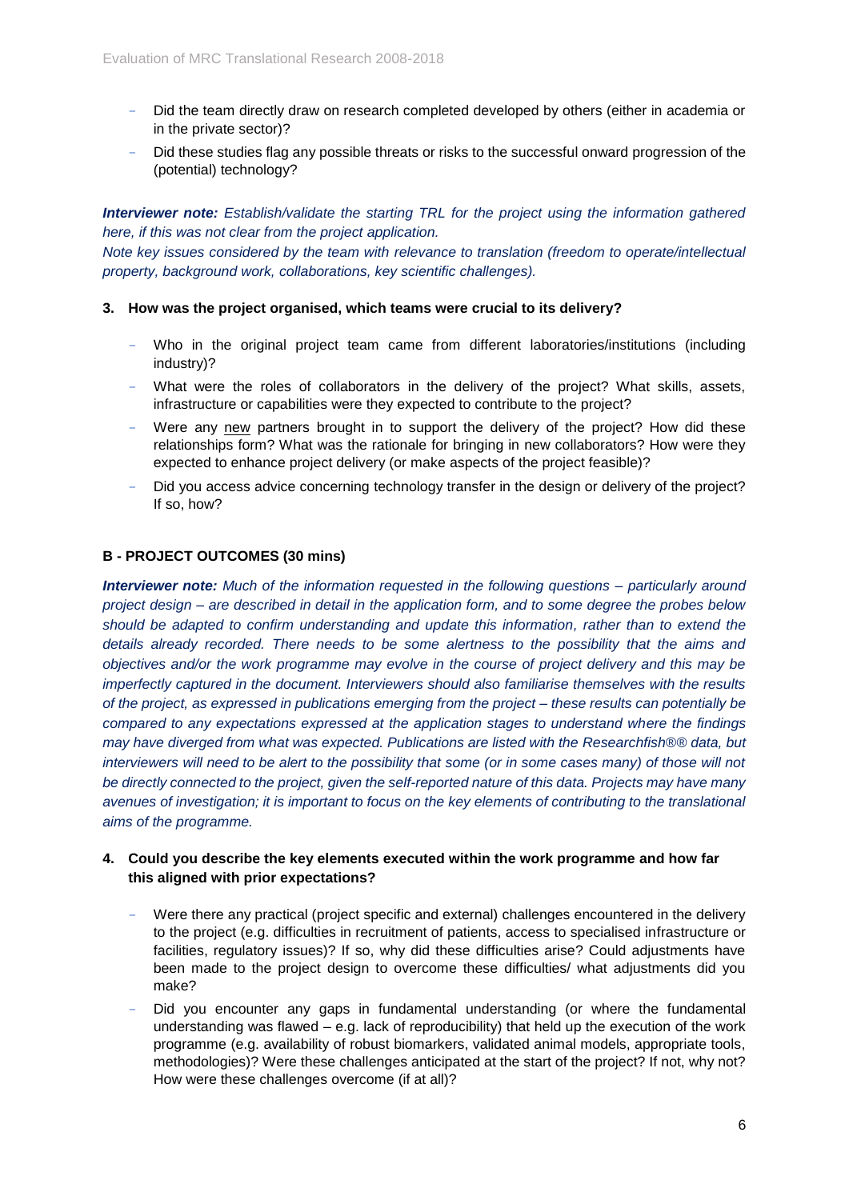- Did the team directly draw on research completed developed by others (either in academia or in the private sector)?
- Did these studies flag any possible threats or risks to the successful onward progression of the (potential) technology?

***Interviewer note:*** *Establish/validate the starting TRL for the project using the information gathered here, if this was not clear from the project application.*

*Note key issues considered by the team with relevance to translation (freedom to operate/intellectual property, background work, collaborations, key scientific challenges).*

**3. How was the project organised, which teams were crucial to its delivery?**

- Who in the original project team came from different laboratories/institutions (including industry)?
- What were the roles of collaborators in the delivery of the project? What skills, assets, infrastructure or capabilities were they expected to contribute to the project?
- Were any <u>new</u> partners brought in to support the delivery of the project? How did these relationships form? What was the rationale for bringing in new collaborators? How were they expected to enhance project delivery (or make aspects of the project feasible)?
- Did you access advice concerning technology transfer in the design or delivery of the project? If so, how?

**B - PROJECT OUTCOMES (30 mins)**

***Interviewer note:*** *Much of the information requested in the following questions – particularly around project design – are described in detail in the application form, and to some degree the probes below should be adapted to confirm understanding and update this information, rather than to extend the details already recorded. There needs to be some alertness to the possibility that the aims and objectives and/or the work programme may evolve in the course of project delivery and this may be imperfectly captured in the document. Interviewers should also familiarise themselves with the results of the project, as expressed in publications emerging from the project – these results can potentially be compared to any expectations expressed at the application stages to understand where the findings may have diverged from what was expected. Publications are listed with the Researchfish®® data, but interviewers will need to be alert to the possibility that some (or in some cases many) of those will not be directly connected to the project, given the self-reported nature of this data. Projects may have many avenues of investigation; it is important to focus on the key elements of contributing to the translational aims of the programme.*

**4. Could you describe the key elements executed within the work programme and how far this aligned with prior expectations?**

- Were there any practical (project specific and external) challenges encountered in the delivery to the project (e.g. difficulties in recruitment of patients, access to specialised infrastructure or facilities, regulatory issues)? If so, why did these difficulties arise? Could adjustments have been made to the project design to overcome these difficulties/ what adjustments did you make?
- Did you encounter any gaps in fundamental understanding (or where the fundamental understanding was flawed – e.g. lack of reproducibility) that held up the execution of the work programme (e.g. availability of robust biomarkers, validated animal models, appropriate tools, methodologies)? Were these challenges anticipated at the start of the project? If not, why not? How were these challenges overcome (if at all)?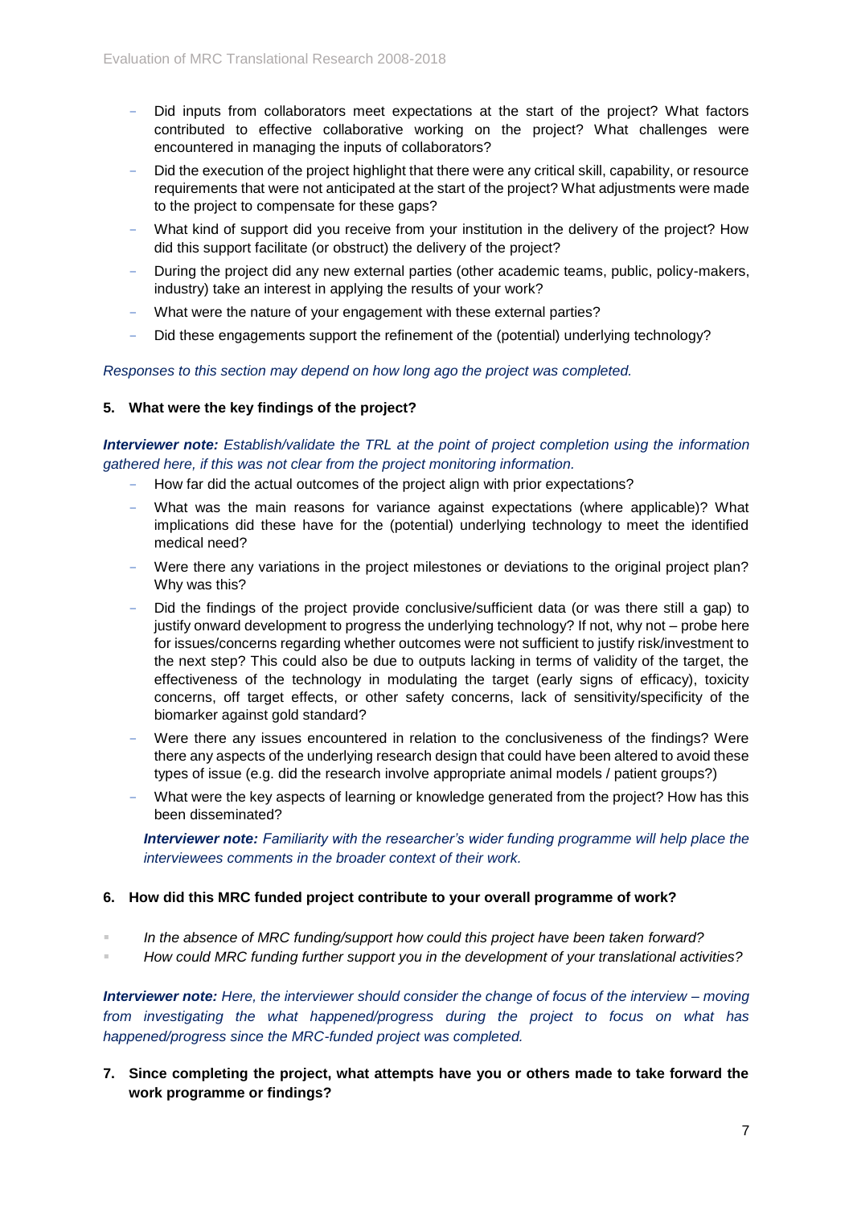- Did inputs from collaborators meet expectations at the start of the project? What factors contributed to effective collaborative working on the project? What challenges were encountered in managing the inputs of collaborators?
- Did the execution of the project highlight that there were any critical skill, capability, or resource requirements that were not anticipated at the start of the project? What adjustments were made to the project to compensate for these gaps?
- What kind of support did you receive from your institution in the delivery of the project? How did this support facilitate (or obstruct) the delivery of the project?
- During the project did any new external parties (other academic teams, public, policy-makers, industry) take an interest in applying the results of your work?
- What were the nature of your engagement with these external parties?
- Did these engagements support the refinement of the (potential) underlying technology?

*Responses to this section may depend on how long ago the project was completed.*

**5. What were the key findings of the project?**

***Interviewer note:*** *Establish/validate the TRL at the point of project completion using the information gathered here, if this was not clear from the project monitoring information.*

- How far did the actual outcomes of the project align with prior expectations?
- What was the main reasons for variance against expectations (where applicable)? What implications did these have for the (potential) underlying technology to meet the identified medical need?
- Were there any variations in the project milestones or deviations to the original project plan? Why was this?
- Did the findings of the project provide conclusive/sufficient data (or was there still a gap) to justify onward development to progress the underlying technology? If not, why not – probe here for issues/concerns regarding whether outcomes were not sufficient to justify risk/investment to the next step? This could also be due to outputs lacking in terms of validity of the target, the effectiveness of the technology in modulating the target (early signs of efficacy), toxicity concerns, off target effects, or other safety concerns, lack of sensitivity/specificity of the biomarker against gold standard?
- Were there any issues encountered in relation to the conclusiveness of the findings? Were there any aspects of the underlying research design that could have been altered to avoid these types of issue (e.g. did the research involve appropriate animal models / patient groups?)
- What were the key aspects of learning or knowledge generated from the project? How has this been disseminated?

***Interviewer note:*** *Familiarity with the researcher's wider funding programme will help place the interviewees comments in the broader context of their work.*

**6. How did this MRC funded project contribute to your overall programme of work?**

- *In the absence of MRC funding/support how could this project have been taken forward?*
- *How could MRC funding further support you in the development of your translational activities?*

***Interviewer note:*** *Here, the interviewer should consider the change of focus of the interview – moving from investigating the what happened/progress during the project to focus on what has happened/progress since the MRC-funded project was completed.*

**7. Since completing the project, what attempts have you or others made to take forward the work programme or findings?**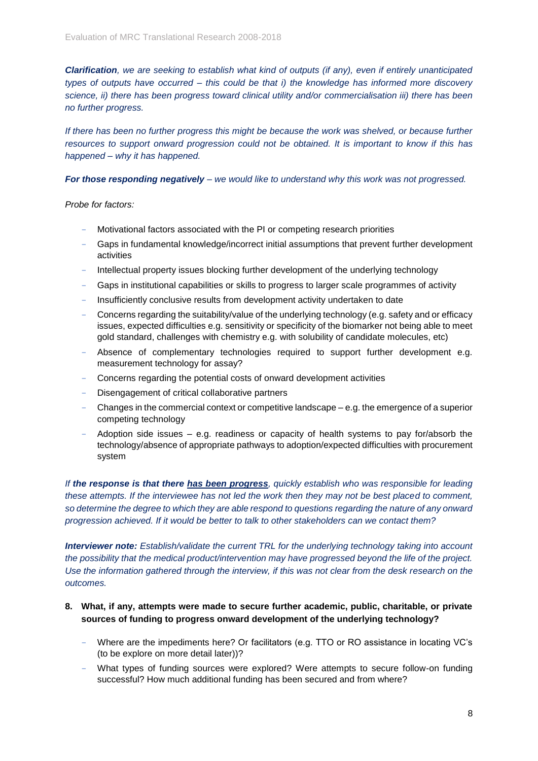***Clarification**, we are seeking to establish what kind of outputs (if any), even if entirely unanticipated types of outputs have occurred – this could be that i) the knowledge has informed more discovery science, ii) there has been progress toward clinical utility and/or commercialisation iii) there has been no further progress.*

*If there has been no further progress this might be because the work was shelved, or because further resources to support onward progression could not be obtained. It is important to know if this has happened – why it has happened.*

***For those responding negatively** – we would like to understand why this work was not progressed.*

*Probe for factors:*

- Motivational factors associated with the PI or competing research priorities
- Gaps in fundamental knowledge/incorrect initial assumptions that prevent further development activities
- Intellectual property issues blocking further development of the underlying technology
- Gaps in institutional capabilities or skills to progress to larger scale programmes of activity
- Insufficiently conclusive results from development activity undertaken to date
- Concerns regarding the suitability/value of the underlying technology (e.g. safety and or efficacy issues, expected difficulties e.g. sensitivity or specificity of the biomarker not being able to meet gold standard, challenges with chemistry e.g. with solubility of candidate molecules, etc)
- Absence of complementary technologies required to support further development e.g. measurement technology for assay?
- Concerns regarding the potential costs of onward development activities
- Disengagement of critical collaborative partners
- Changes in the commercial context or competitive landscape – e.g. the emergence of a superior competing technology
- Adoption side issues – e.g. readiness or capacity of health systems to pay for/absorb the technology/absence of appropriate pathways to adoption/expected difficulties with procurement system

*If **the response is that there <u>has been progress</u>**, quickly establish who was responsible for leading these attempts. If the interviewee has not led the work then they may not be best placed to comment, so determine the degree to which they are able respond to questions regarding the nature of any onward progression achieved. If it would be better to talk to other stakeholders can we contact them?*

***Interviewer note:** Establish/validate the current TRL for the underlying technology taking into account the possibility that the medical product/intervention may have progressed beyond the life of the project. Use the information gathered through the interview, if this was not clear from the desk research on the outcomes.*

8. **What, if any, attempts were made to secure further academic, public, charitable, or private sources of funding to progress onward development of the underlying technology?**

   - Where are the impediments here? Or facilitators (e.g. TTO or RO assistance in locating VC's (to be explore on more detail later))?
   - What types of funding sources were explored? Were attempts to secure follow-on funding successful? How much additional funding has been secured and from where?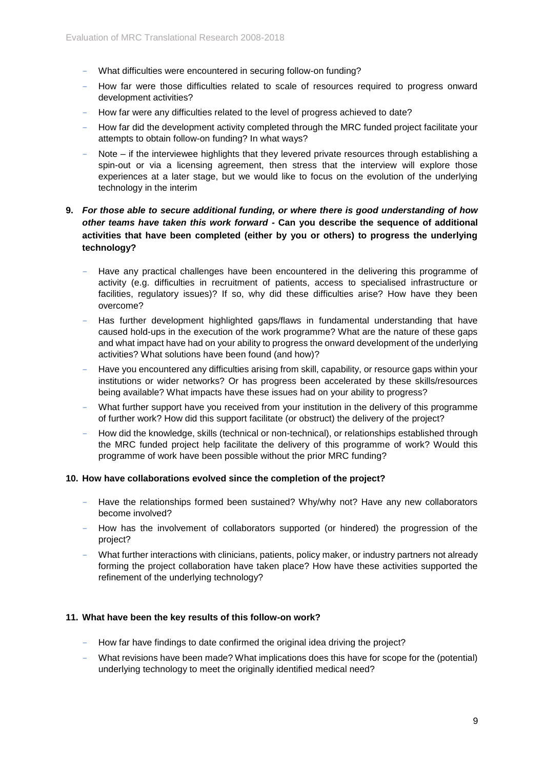- What difficulties were encountered in securing follow-on funding?
- How far were those difficulties related to scale of resources required to progress onward development activities?
- How far were any difficulties related to the level of progress achieved to date?
- How far did the development activity completed through the MRC funded project facilitate your attempts to obtain follow-on funding? In what ways?
- Note – if the interviewee highlights that they levered private resources through establishing a spin-out or via a licensing agreement, then stress that the interview will explore those experiences at a later stage, but we would like to focus on the evolution of the underlying technology in the interim

**9.** ***For those able to secure additional funding, or where there is good understanding of how other teams have taken this work forward -*** **Can you describe the sequence of additional activities that have been completed (either by you or others) to progress the underlying technology?**

- Have any practical challenges have been encountered in the delivering this programme of activity (e.g. difficulties in recruitment of patients, access to specialised infrastructure or facilities, regulatory issues)? If so, why did these difficulties arise? How have they been overcome?
- Has further development highlighted gaps/flaws in fundamental understanding that have caused hold-ups in the execution of the work programme? What are the nature of these gaps and what impact have had on your ability to progress the onward development of the underlying activities? What solutions have been found (and how)?
- Have you encountered any difficulties arising from skill, capability, or resource gaps within your institutions or wider networks? Or has progress been accelerated by these skills/resources being available? What impacts have these issues had on your ability to progress?
- What further support have you received from your institution in the delivery of this programme of further work? How did this support facilitate (or obstruct) the delivery of the project?
- How did the knowledge, skills (technical or non-technical), or relationships established through the MRC funded project help facilitate the delivery of this programme of work? Would this programme of work have been possible without the prior MRC funding?

**10. How have collaborations evolved since the completion of the project?**

- Have the relationships formed been sustained? Why/why not? Have any new collaborators become involved?
- How has the involvement of collaborators supported (or hindered) the progression of the project?
- What further interactions with clinicians, patients, policy maker, or industry partners not already forming the project collaboration have taken place? How have these activities supported the refinement of the underlying technology?

**11. What have been the key results of this follow-on work?**

- How far have findings to date confirmed the original idea driving the project?
- What revisions have been made? What implications does this have for scope for the (potential) underlying technology to meet the originally identified medical need?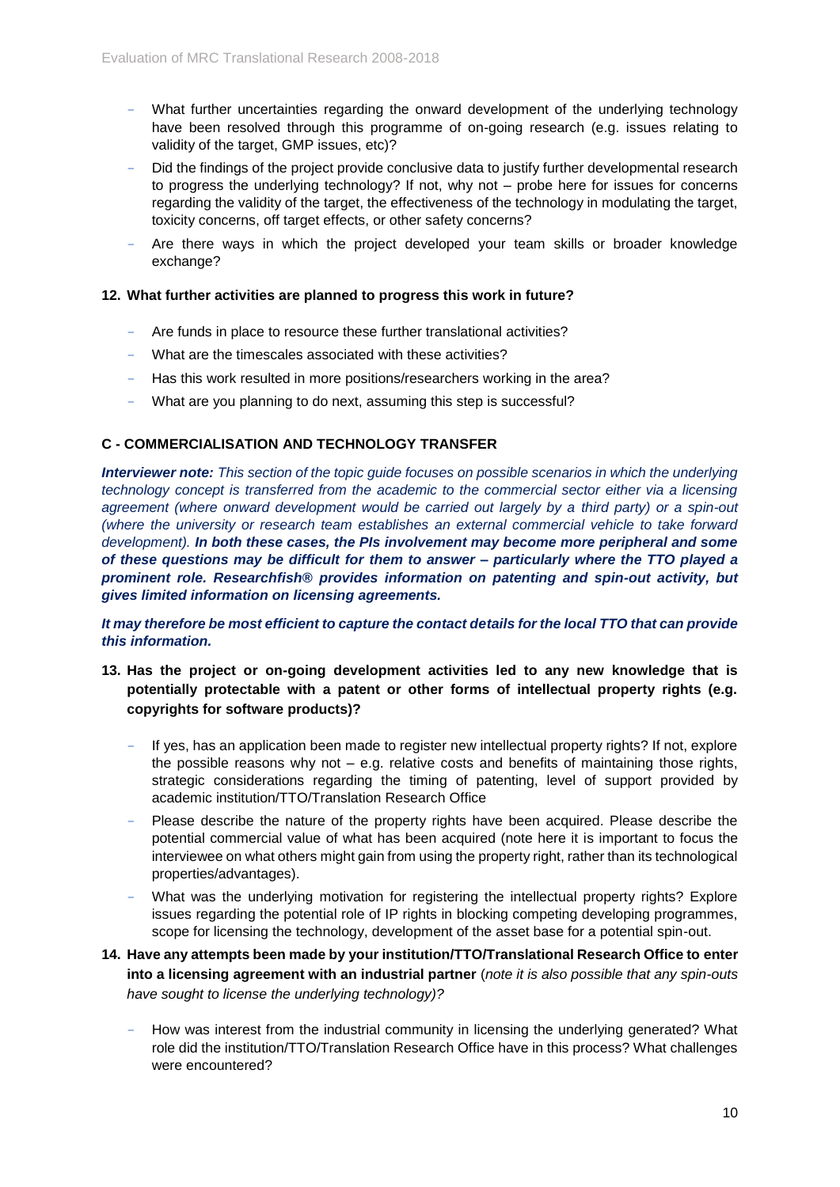- What further uncertainties regarding the onward development of the underlying technology have been resolved through this programme of on-going research (e.g. issues relating to validity of the target, GMP issues, etc)?
- Did the findings of the project provide conclusive data to justify further developmental research to progress the underlying technology? If not, why not – probe here for issues for concerns regarding the validity of the target, the effectiveness of the technology in modulating the target, toxicity concerns, off target effects, or other safety concerns?
- Are there ways in which the project developed your team skills or broader knowledge exchange?

**12. What further activities are planned to progress this work in future?**

- Are funds in place to resource these further translational activities?
- What are the timescales associated with these activities?
- Has this work resulted in more positions/researchers working in the area?
- What are you planning to do next, assuming this step is successful?

### C - COMMERCIALISATION AND TECHNOLOGY TRANSFER

***Interviewer note:*** *This section of the topic guide focuses on possible scenarios in which the underlying technology concept is transferred from the academic to the commercial sector either via a licensing agreement (where onward development would be carried out largely by a third party) or a spin-out (where the university or research team establishes an external commercial vehicle to take forward development).* ***In both these cases, the PIs involvement may become more peripheral and some of these questions may be difficult for them to answer – particularly where the TTO played a prominent role. Researchfish® provides information on patenting and spin-out activity, but gives limited information on licensing agreements.***

***It may therefore be most efficient to capture the contact details for the local TTO that can provide this information.***

**13. Has the project or on-going development activities led to any new knowledge that is potentially protectable with a patent or other forms of intellectual property rights (e.g. copyrights for software products)?**

- If yes, has an application been made to register new intellectual property rights? If not, explore the possible reasons why not – e.g. relative costs and benefits of maintaining those rights, strategic considerations regarding the timing of patenting, level of support provided by academic institution/TTO/Translation Research Office
- Please describe the nature of the property rights have been acquired. Please describe the potential commercial value of what has been acquired (note here it is important to focus the interviewee on what others might gain from using the property right, rather than its technological properties/advantages).
- What was the underlying motivation for registering the intellectual property rights? Explore issues regarding the potential role of IP rights in blocking competing developing programmes, scope for licensing the technology, development of the asset base for a potential spin-out.

**14. Have any attempts been made by your institution/TTO/Translational Research Office to enter into a licensing agreement with an industrial partner** (*note it is also possible that any spin-outs have sought to license the underlying technology)?*

- How was interest from the industrial community in licensing the underlying generated? What role did the institution/TTO/Translation Research Office have in this process? What challenges were encountered?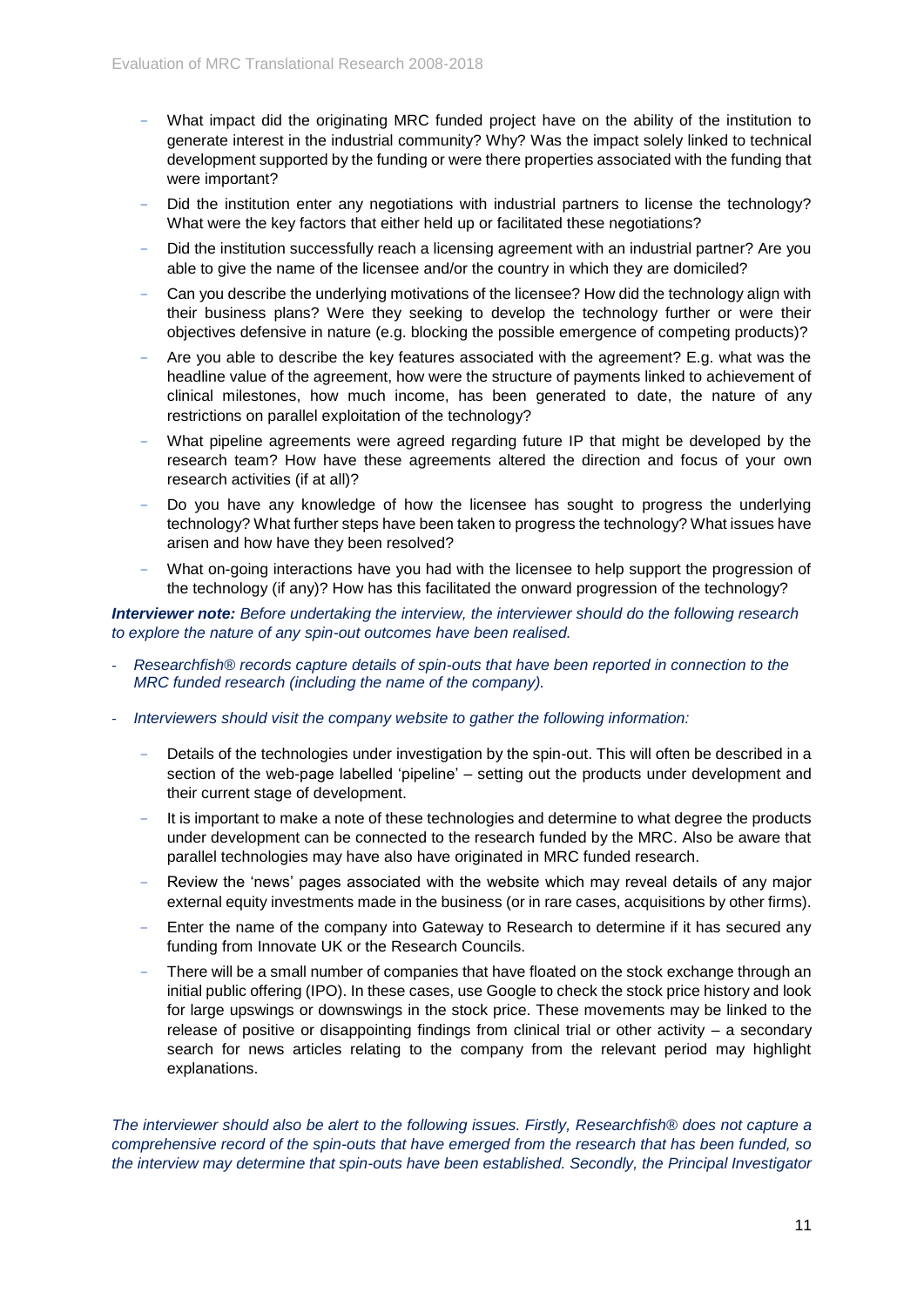- What impact did the originating MRC funded project have on the ability of the institution to generate interest in the industrial community? Why? Was the impact solely linked to technical development supported by the funding or were there properties associated with the funding that were important?
- Did the institution enter any negotiations with industrial partners to license the technology? What were the key factors that either held up or facilitated these negotiations?
- Did the institution successfully reach a licensing agreement with an industrial partner? Are you able to give the name of the licensee and/or the country in which they are domiciled?
- Can you describe the underlying motivations of the licensee? How did the technology align with their business plans? Were they seeking to develop the technology further or were their objectives defensive in nature (e.g. blocking the possible emergence of competing products)?
- Are you able to describe the key features associated with the agreement? E.g. what was the headline value of the agreement, how were the structure of payments linked to achievement of clinical milestones, how much income, has been generated to date, the nature of any restrictions on parallel exploitation of the technology?
- What pipeline agreements were agreed regarding future IP that might be developed by the research team? How have these agreements altered the direction and focus of your own research activities (if at all)?
- Do you have any knowledge of how the licensee has sought to progress the underlying technology? What further steps have been taken to progress the technology? What issues have arisen and how have they been resolved?
- What on-going interactions have you had with the licensee to help support the progression of the technology (if any)? How has this facilitated the onward progression of the technology?

***Interviewer note:*** *Before undertaking the interview, the interviewer should do the following research to explore the nature of any spin-out outcomes have been realised.*

- *Researchfish® records capture details of spin-outs that have been reported in connection to the MRC funded research (including the name of the company).*
- *Interviewers should visit the company website to gather the following information:*
  - Details of the technologies under investigation by the spin-out. This will often be described in a section of the web-page labelled 'pipeline' – setting out the products under development and their current stage of development.
  - It is important to make a note of these technologies and determine to what degree the products under development can be connected to the research funded by the MRC. Also be aware that parallel technologies may have also have originated in MRC funded research.
  - Review the 'news' pages associated with the website which may reveal details of any major external equity investments made in the business (or in rare cases, acquisitions by other firms).
  - Enter the name of the company into Gateway to Research to determine if it has secured any funding from Innovate UK or the Research Councils.
  - There will be a small number of companies that have floated on the stock exchange through an initial public offering (IPO). In these cases, use Google to check the stock price history and look for large upswings or downswings in the stock price. These movements may be linked to the release of positive or disappointing findings from clinical trial or other activity – a secondary search for news articles relating to the company from the relevant period may highlight explanations.

*The interviewer should also be alert to the following issues. Firstly, Researchfish® does not capture a comprehensive record of the spin-outs that have emerged from the research that has been funded, so the interview may determine that spin-outs have been established. Secondly, the Principal Investigator*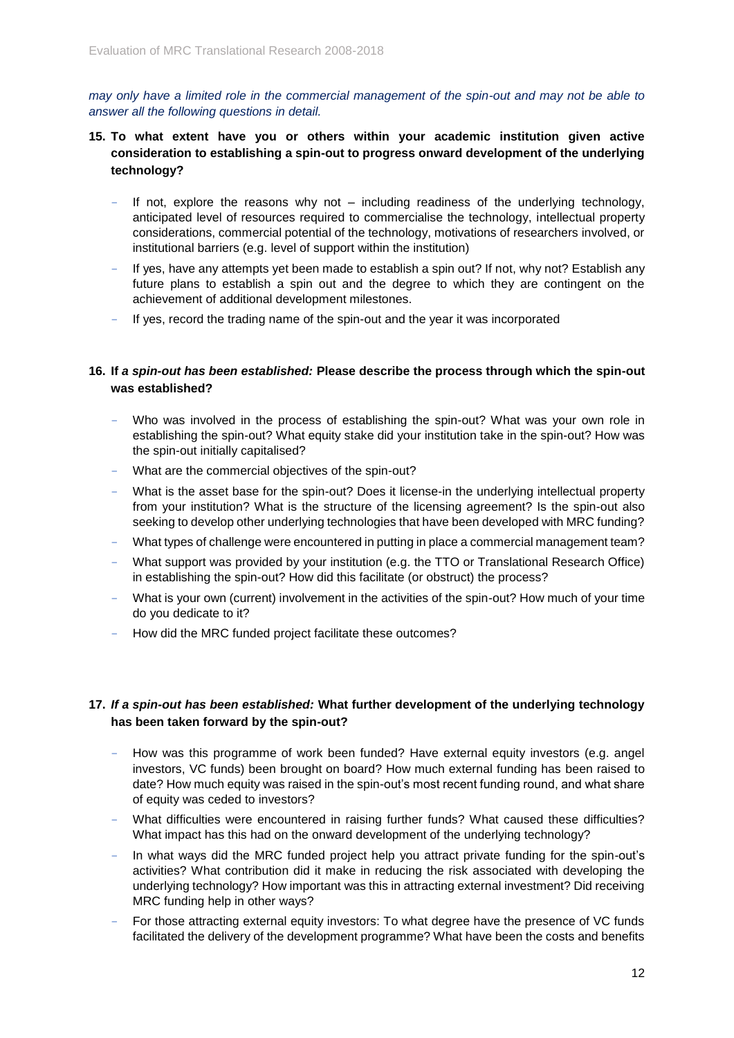*may only have a limited role in the commercial management of the spin-out and may not be able to answer all the following questions in detail.*

**15. To what extent have you or others within your academic institution given active consideration to establishing a spin-out to progress onward development of the underlying technology?**

- If not, explore the reasons why not – including readiness of the underlying technology, anticipated level of resources required to commercialise the technology, intellectual property considerations, commercial potential of the technology, motivations of researchers involved, or institutional barriers (e.g. level of support within the institution)
- If yes, have any attempts yet been made to establish a spin out? If not, why not? Establish any future plans to establish a spin out and the degree to which they are contingent on the achievement of additional development milestones.
- If yes, record the trading name of the spin-out and the year it was incorporated

**16. If *a spin-out has been established:* Please describe the process through which the spin-out was established?**

- Who was involved in the process of establishing the spin-out? What was your own role in establishing the spin-out? What equity stake did your institution take in the spin-out? How was the spin-out initially capitalised?
- What are the commercial objectives of the spin-out?
- What is the asset base for the spin-out? Does it license-in the underlying intellectual property from your institution? What is the structure of the licensing agreement? Is the spin-out also seeking to develop other underlying technologies that have been developed with MRC funding?
- What types of challenge were encountered in putting in place a commercial management team?
- What support was provided by your institution (e.g. the TTO or Translational Research Office) in establishing the spin-out? How did this facilitate (or obstruct) the process?
- What is your own (current) involvement in the activities of the spin-out? How much of your time do you dedicate to it?
- How did the MRC funded project facilitate these outcomes?

**17. *If a spin-out has been established:* What further development of the underlying technology has been taken forward by the spin-out?**

- How was this programme of work been funded? Have external equity investors (e.g. angel investors, VC funds) been brought on board? How much external funding has been raised to date? How much equity was raised in the spin-out's most recent funding round, and what share of equity was ceded to investors?
- What difficulties were encountered in raising further funds? What caused these difficulties? What impact has this had on the onward development of the underlying technology?
- In what ways did the MRC funded project help you attract private funding for the spin-out's activities? What contribution did it make in reducing the risk associated with developing the underlying technology? How important was this in attracting external investment? Did receiving MRC funding help in other ways?
- For those attracting external equity investors: To what degree have the presence of VC funds facilitated the delivery of the development programme? What have been the costs and benefits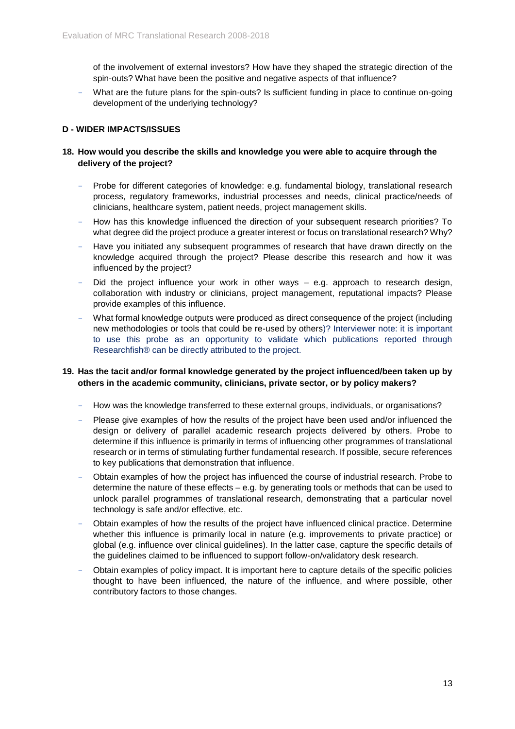of the involvement of external investors? How have they shaped the strategic direction of the spin-outs? What have been the positive and negative aspects of that influence?

- What are the future plans for the spin-outs? Is sufficient funding in place to continue on-going development of the underlying technology?

### D - WIDER IMPACTS/ISSUES

**18. How would you describe the skills and knowledge you were able to acquire through the delivery of the project?**

- Probe for different categories of knowledge: e.g. fundamental biology, translational research process, regulatory frameworks, industrial processes and needs, clinical practice/needs of clinicians, healthcare system, patient needs, project management skills.
- How has this knowledge influenced the direction of your subsequent research priorities? To what degree did the project produce a greater interest or focus on translational research? Why?
- Have you initiated any subsequent programmes of research that have drawn directly on the knowledge acquired through the project? Please describe this research and how it was influenced by the project?
- Did the project influence your work in other ways – e.g. approach to research design, collaboration with industry or clinicians, project management, reputational impacts? Please provide examples of this influence.
- What formal knowledge outputs were produced as direct consequence of the project (including new methodologies or tools that could be re-used by others)? Interviewer note: it is important to use this probe as an opportunity to validate which publications reported through Researchfish® can be directly attributed to the project.

**19. Has the tacit and/or formal knowledge generated by the project influenced/been taken up by others in the academic community, clinicians, private sector, or by policy makers?**

- How was the knowledge transferred to these external groups, individuals, or organisations?
- Please give examples of how the results of the project have been used and/or influenced the design or delivery of parallel academic research projects delivered by others. Probe to determine if this influence is primarily in terms of influencing other programmes of translational research or in terms of stimulating further fundamental research. If possible, secure references to key publications that demonstration that influence.
- Obtain examples of how the project has influenced the course of industrial research. Probe to determine the nature of these effects – e.g. by generating tools or methods that can be used to unlock parallel programmes of translational research, demonstrating that a particular novel technology is safe and/or effective, etc.
- Obtain examples of how the results of the project have influenced clinical practice. Determine whether this influence is primarily local in nature (e.g. improvements to private practice) or global (e.g. influence over clinical guidelines). In the latter case, capture the specific details of the guidelines claimed to be influenced to support follow-on/validatory desk research.
- Obtain examples of policy impact. It is important here to capture details of the specific policies thought to have been influenced, the nature of the influence, and where possible, other contributory factors to those changes.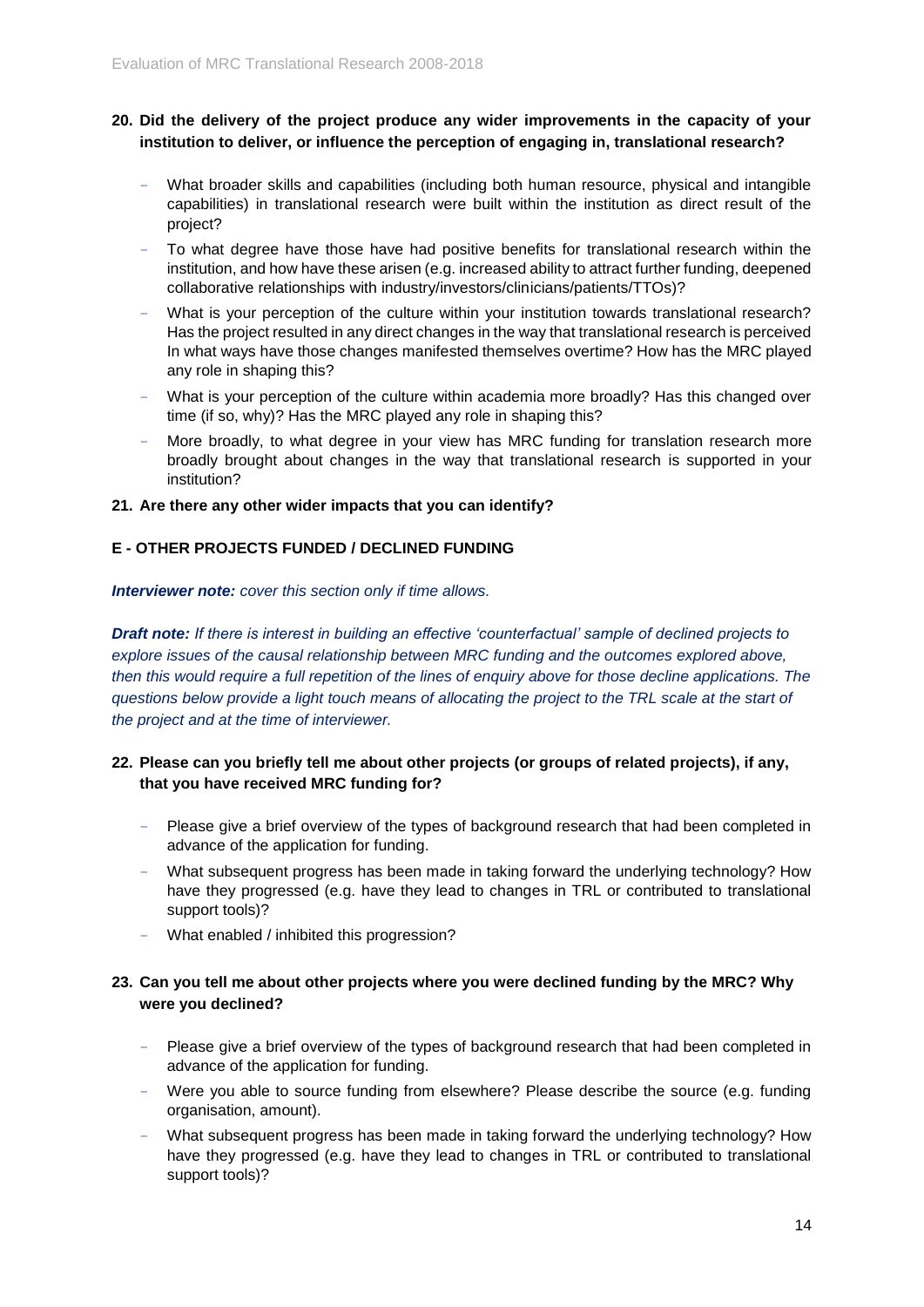**20. Did the delivery of the project produce any wider improvements in the capacity of your institution to deliver, or influence the perception of engaging in, translational research?**

- What broader skills and capabilities (including both human resource, physical and intangible capabilities) in translational research were built within the institution as direct result of the project?
- To what degree have those have had positive benefits for translational research within the institution, and how have these arisen (e.g. increased ability to attract further funding, deepened collaborative relationships with industry/investors/clinicians/patients/TTOs)?
- What is your perception of the culture within your institution towards translational research? Has the project resulted in any direct changes in the way that translational research is perceived In what ways have those changes manifested themselves overtime? How has the MRC played any role in shaping this?
- What is your perception of the culture within academia more broadly? Has this changed over time (if so, why)? Has the MRC played any role in shaping this?
- More broadly, to what degree in your view has MRC funding for translation research more broadly brought about changes in the way that translational research is supported in your institution?

**21. Are there any other wider impacts that you can identify?**

## E - OTHER PROJECTS FUNDED / DECLINED FUNDING

***Interviewer note:*** *cover this section only if time allows.*

***Draft note:*** *If there is interest in building an effective 'counterfactual' sample of declined projects to explore issues of the causal relationship between MRC funding and the outcomes explored above, then this would require a full repetition of the lines of enquiry above for those decline applications. The questions below provide a light touch means of allocating the project to the TRL scale at the start of the project and at the time of interviewer.*

**22. Please can you briefly tell me about other projects (or groups of related projects), if any, that you have received MRC funding for?**

- Please give a brief overview of the types of background research that had been completed in advance of the application for funding.
- What subsequent progress has been made in taking forward the underlying technology? How have they progressed (e.g. have they lead to changes in TRL or contributed to translational support tools)?
- What enabled / inhibited this progression?

**23. Can you tell me about other projects where you were declined funding by the MRC? Why were you declined?**

- Please give a brief overview of the types of background research that had been completed in advance of the application for funding.
- Were you able to source funding from elsewhere? Please describe the source (e.g. funding organisation, amount).
- What subsequent progress has been made in taking forward the underlying technology? How have they progressed (e.g. have they lead to changes in TRL or contributed to translational support tools)?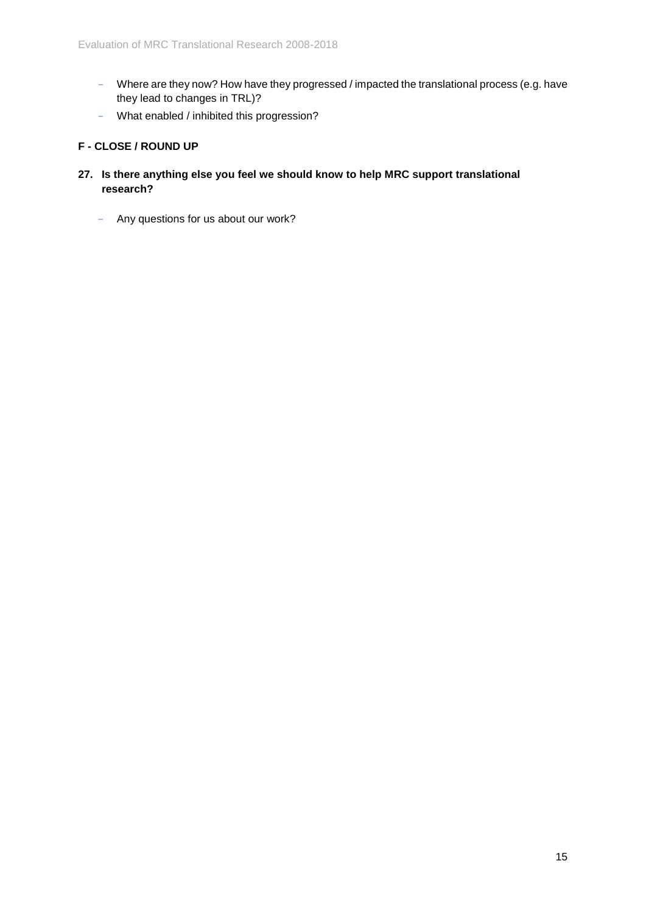- Where are they now? How have they progressed / impacted the translational process (e.g. have they lead to changes in TRL)?
- What enabled / inhibited this progression?

**F - CLOSE / ROUND UP**

**27. Is there anything else you feel we should know to help MRC support translational research?**

- Any questions for us about our work?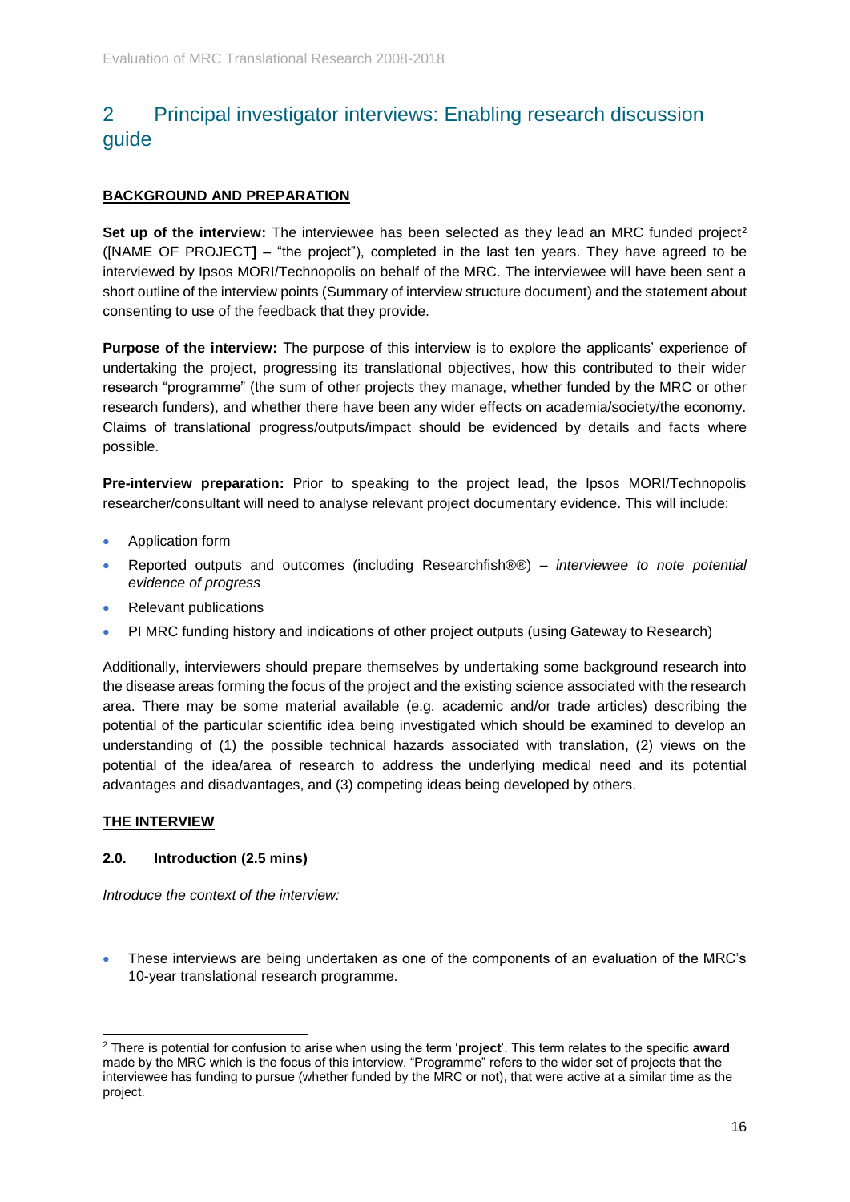## 2 Principal investigator interviews: Enabling research discussion guide

**BACKGROUND AND PREPARATION**

**Set up of the interview:** The interviewee has been selected as they lead an MRC funded project[2] ([NAME OF PROJECT**]** **–** "the project"), completed in the last ten years. They have agreed to be interviewed by Ipsos MORI/Technopolis on behalf of the MRC. The interviewee will have been sent a short outline of the interview points (Summary of interview structure document) and the statement about consenting to use of the feedback that they provide.

**Purpose of the interview:** The purpose of this interview is to explore the applicants' experience of undertaking the project, progressing its translational objectives, how this contributed to their wider research "programme" (the sum of other projects they manage, whether funded by the MRC or other research funders), and whether there have been any wider effects on academia/society/the economy. Claims of translational progress/outputs/impact should be evidenced by details and facts where possible.

**Pre-interview preparation:** Prior to speaking to the project lead, the Ipsos MORI/Technopolis researcher/consultant will need to analyse relevant project documentary evidence. This will include:

- Application form
- Reported outputs and outcomes (including Researchfish®®) – *interviewee to note potential evidence of progress*
- Relevant publications
- PI MRC funding history and indications of other project outputs (using Gateway to Research)

Additionally, interviewers should prepare themselves by undertaking some background research into the disease areas forming the focus of the project and the existing science associated with the research area. There may be some material available (e.g. academic and/or trade articles) describing the potential of the particular scientific idea being investigated which should be examined to develop an understanding of (1) the possible technical hazards associated with translation, (2) views on the potential of the idea/area of research to address the underlying medical need and its potential advantages and disadvantages, and (3) competing ideas being developed by others.

**THE INTERVIEW**

### 2.0. Introduction (2.5 mins)

*Introduce the context of the interview:*

- These interviews are being undertaken as one of the components of an evaluation of the MRC's 10-year translational research programme.

[2] There is potential for confusion to arise when using the term '**project**'. This term relates to the specific **award** made by the MRC which is the focus of this interview. "Programme" refers to the wider set of projects that the interviewee has funding to pursue (whether funded by the MRC or not), that were active at a similar time as the project.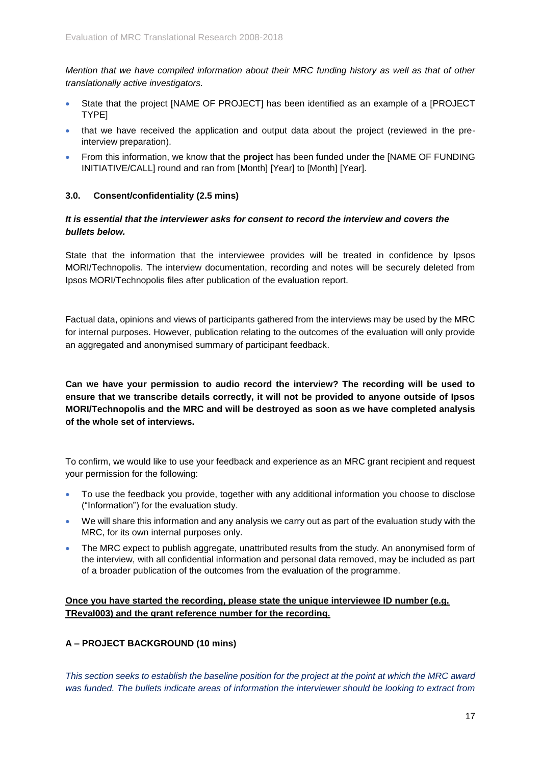*Mention that we have compiled information about their MRC funding history as well as that of other translationally active investigators.*

- State that the project [NAME OF PROJECT] has been identified as an example of a [PROJECT TYPE]
- that we have received the application and output data about the project (reviewed in the pre-interview preparation).
- From this information, we know that the **project** has been funded under the [NAME OF FUNDING INITIATIVE/CALL] round and ran from [Month] [Year] to [Month] [Year].

### 3.0. Consent/confidentiality (2.5 mins)

***It is essential that the interviewer asks for consent to record the interview and covers the bullets below.***

State that the information that the interviewee provides will be treated in confidence by Ipsos MORI/Technopolis. The interview documentation, recording and notes will be securely deleted from Ipsos MORI/Technopolis files after publication of the evaluation report.

Factual data, opinions and views of participants gathered from the interviews may be used by the MRC for internal purposes. However, publication relating to the outcomes of the evaluation will only provide an aggregated and anonymised summary of participant feedback.

**Can we have your permission to audio record the interview? The recording will be used to ensure that we transcribe details correctly, it will not be provided to anyone outside of Ipsos MORI/Technopolis and the MRC and will be destroyed as soon as we have completed analysis of the whole set of interviews.**

To confirm, we would like to use your feedback and experience as an MRC grant recipient and request your permission for the following:

- To use the feedback you provide, together with any additional information you choose to disclose ("Information") for the evaluation study.
- We will share this information and any analysis we carry out as part of the evaluation study with the MRC, for its own internal purposes only.
- The MRC expect to publish aggregate, unattributed results from the study. An anonymised form of the interview, with all confidential information and personal data removed, may be included as part of a broader publication of the outcomes from the evaluation of the programme.

<u>**Once you have started the recording, please state the unique interviewee ID number (e.g. TReval003) and the grant reference number for the recording.**</u>

### A – PROJECT BACKGROUND (10 mins)

*This section seeks to establish the baseline position for the project at the point at which the MRC award was funded. The bullets indicate areas of information the interviewer should be looking to extract from*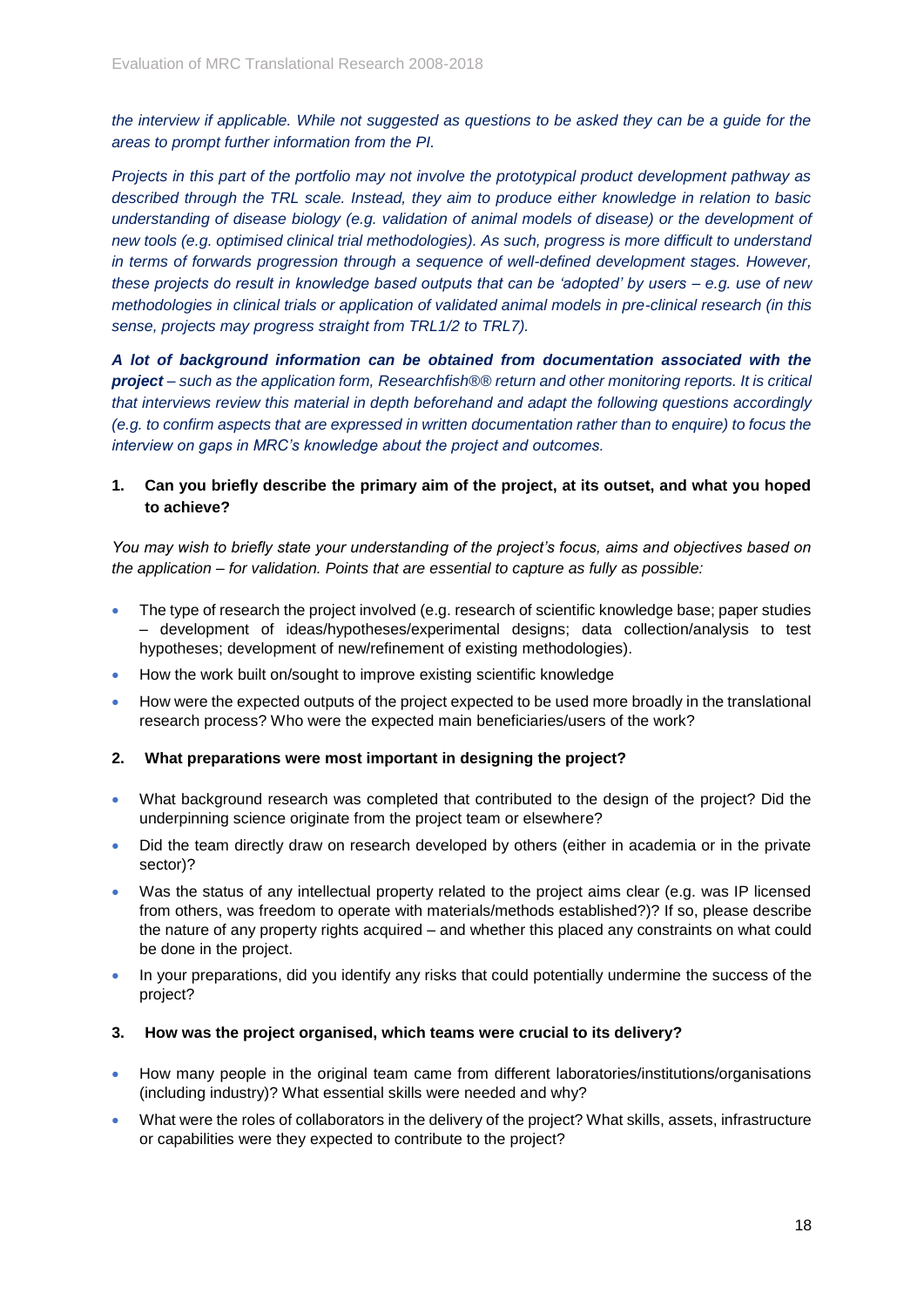*the interview if applicable. While not suggested as questions to be asked they can be a guide for the areas to prompt further information from the PI.*

*Projects in this part of the portfolio may not involve the prototypical product development pathway as described through the TRL scale. Instead, they aim to produce either knowledge in relation to basic understanding of disease biology (e.g. validation of animal models of disease) or the development of new tools (e.g. optimised clinical trial methodologies). As such, progress is more difficult to understand in terms of forwards progression through a sequence of well-defined development stages. However, these projects do result in knowledge based outputs that can be 'adopted' by users – e.g. use of new methodologies in clinical trials or application of validated animal models in pre-clinical research (in this sense, projects may progress straight from TRL1/2 to TRL7).*

***A lot of background information can be obtained from documentation associated with the project** – such as the application form, Researchfish®® return and other monitoring reports. It is critical that interviews review this material in depth beforehand and adapt the following questions accordingly (e.g. to confirm aspects that are expressed in written documentation rather than to enquire) to focus the interview on gaps in MRC's knowledge about the project and outcomes.*

**1. Can you briefly describe the primary aim of the project, at its outset, and what you hoped to achieve?**

*You may wish to briefly state your understanding of the project's focus, aims and objectives based on the application – for validation. Points that are essential to capture as fully as possible:*

- The type of research the project involved (e.g. research of scientific knowledge base; paper studies – development of ideas/hypotheses/experimental designs; data collection/analysis to test hypotheses; development of new/refinement of existing methodologies).
- How the work built on/sought to improve existing scientific knowledge
- How were the expected outputs of the project expected to be used more broadly in the translational research process? Who were the expected main beneficiaries/users of the work?

**2. What preparations were most important in designing the project?**

- What background research was completed that contributed to the design of the project? Did the underpinning science originate from the project team or elsewhere?
- Did the team directly draw on research developed by others (either in academia or in the private sector)?
- Was the status of any intellectual property related to the project aims clear (e.g. was IP licensed from others, was freedom to operate with materials/methods established?)? If so, please describe the nature of any property rights acquired – and whether this placed any constraints on what could be done in the project.
- In your preparations, did you identify any risks that could potentially undermine the success of the project?

**3. How was the project organised, which teams were crucial to its delivery?**

- How many people in the original team came from different laboratories/institutions/organisations (including industry)? What essential skills were needed and why?
- What were the roles of collaborators in the delivery of the project? What skills, assets, infrastructure or capabilities were they expected to contribute to the project?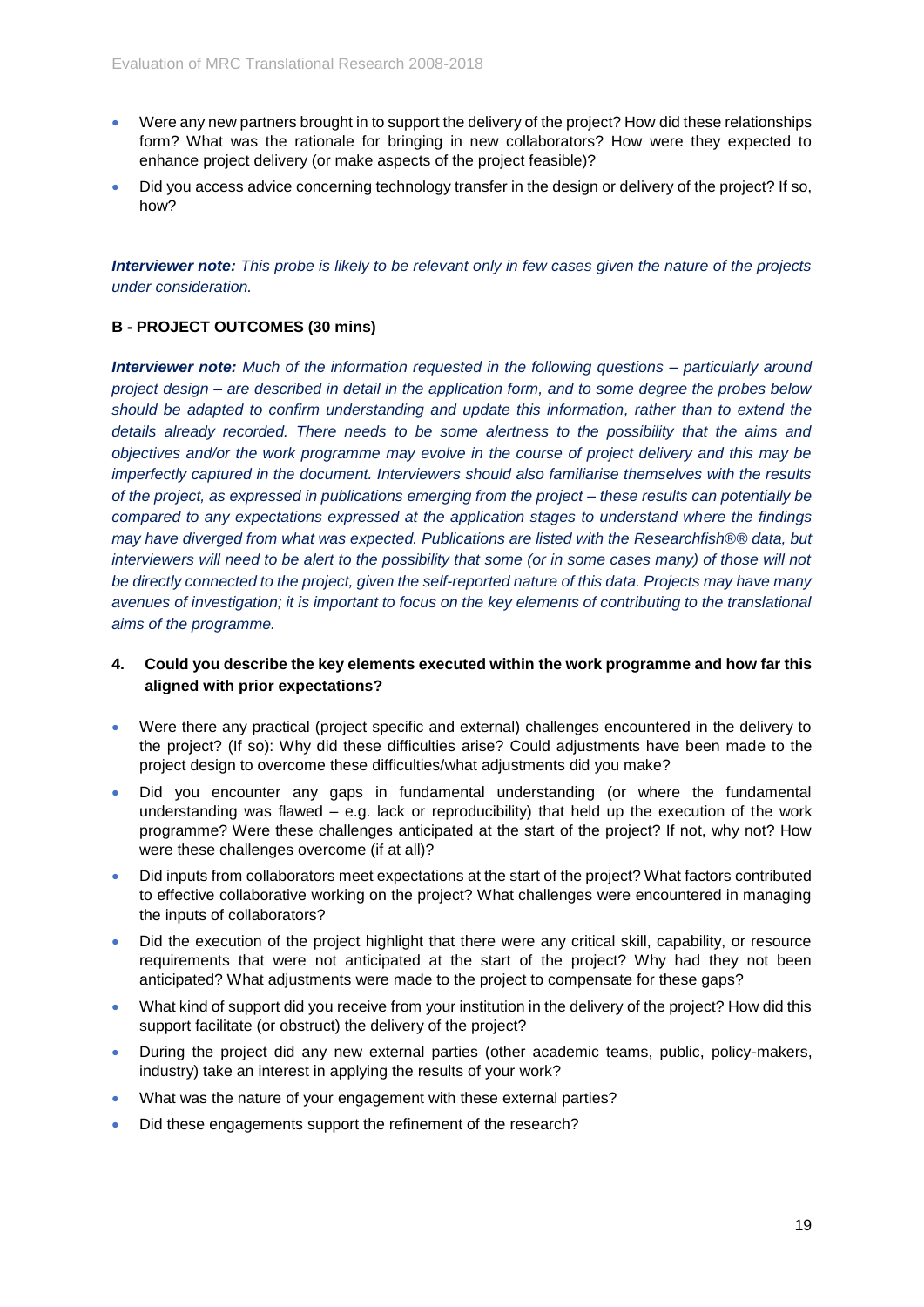- Were any new partners brought in to support the delivery of the project? How did these relationships form? What was the rationale for bringing in new collaborators? How were they expected to enhance project delivery (or make aspects of the project feasible)?
- Did you access advice concerning technology transfer in the design or delivery of the project? If so, how?

***Interviewer note:*** *This probe is likely to be relevant only in few cases given the nature of the projects under consideration.*

**B - PROJECT OUTCOMES (30 mins)**

***Interviewer note:*** *Much of the information requested in the following questions – particularly around project design – are described in detail in the application form, and to some degree the probes below should be adapted to confirm understanding and update this information, rather than to extend the details already recorded. There needs to be some alertness to the possibility that the aims and objectives and/or the work programme may evolve in the course of project delivery and this may be imperfectly captured in the document. Interviewers should also familiarise themselves with the results of the project, as expressed in publications emerging from the project – these results can potentially be compared to any expectations expressed at the application stages to understand where the findings may have diverged from what was expected. Publications are listed with the Researchfish®® data, but interviewers will need to be alert to the possibility that some (or in some cases many) of those will not be directly connected to the project, given the self-reported nature of this data. Projects may have many avenues of investigation; it is important to focus on the key elements of contributing to the translational aims of the programme.*

**4. Could you describe the key elements executed within the work programme and how far this aligned with prior expectations?**

- Were there any practical (project specific and external) challenges encountered in the delivery to the project? (If so): Why did these difficulties arise? Could adjustments have been made to the project design to overcome these difficulties/what adjustments did you make?
- Did you encounter any gaps in fundamental understanding (or where the fundamental understanding was flawed – e.g. lack or reproducibility) that held up the execution of the work programme? Were these challenges anticipated at the start of the project? If not, why not? How were these challenges overcome (if at all)?
- Did inputs from collaborators meet expectations at the start of the project? What factors contributed to effective collaborative working on the project? What challenges were encountered in managing the inputs of collaborators?
- Did the execution of the project highlight that there were any critical skill, capability, or resource requirements that were not anticipated at the start of the project? Why had they not been anticipated? What adjustments were made to the project to compensate for these gaps?
- What kind of support did you receive from your institution in the delivery of the project? How did this support facilitate (or obstruct) the delivery of the project?
- During the project did any new external parties (other academic teams, public, policy-makers, industry) take an interest in applying the results of your work?
- What was the nature of your engagement with these external parties?
- Did these engagements support the refinement of the research?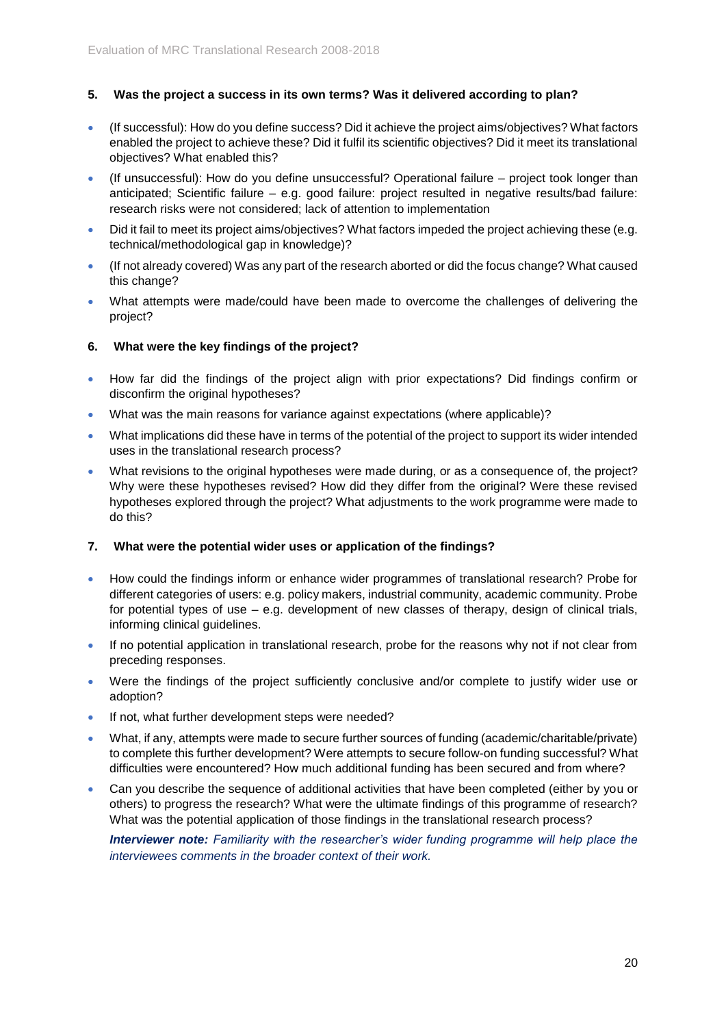### 5. Was the project a success in its own terms? Was it delivered according to plan?

- (If successful): How do you define success? Did it achieve the project aims/objectives? What factors enabled the project to achieve these? Did it fulfil its scientific objectives? Did it meet its translational objectives? What enabled this?
- (If unsuccessful): How do you define unsuccessful? Operational failure – project took longer than anticipated; Scientific failure – e.g. good failure: project resulted in negative results/bad failure: research risks were not considered; lack of attention to implementation
- Did it fail to meet its project aims/objectives? What factors impeded the project achieving these (e.g. technical/methodological gap in knowledge)?
- (If not already covered) Was any part of the research aborted or did the focus change? What caused this change?
- What attempts were made/could have been made to overcome the challenges of delivering the project?

### 6. What were the key findings of the project?

- How far did the findings of the project align with prior expectations? Did findings confirm or disconfirm the original hypotheses?
- What was the main reasons for variance against expectations (where applicable)?
- What implications did these have in terms of the potential of the project to support its wider intended uses in the translational research process?
- What revisions to the original hypotheses were made during, or as a consequence of, the project? Why were these hypotheses revised? How did they differ from the original? Were these revised hypotheses explored through the project? What adjustments to the work programme were made to do this?

### 7. What were the potential wider uses or application of the findings?

- How could the findings inform or enhance wider programmes of translational research? Probe for different categories of users: e.g. policy makers, industrial community, academic community. Probe for potential types of use – e.g. development of new classes of therapy, design of clinical trials, informing clinical guidelines.
- If no potential application in translational research, probe for the reasons why not if not clear from preceding responses.
- Were the findings of the project sufficiently conclusive and/or complete to justify wider use or adoption?
- If not, what further development steps were needed?
- What, if any, attempts were made to secure further sources of funding (academic/charitable/private) to complete this further development? Were attempts to secure follow-on funding successful? What difficulties were encountered? How much additional funding has been secured and from where?
- Can you describe the sequence of additional activities that have been completed (either by you or others) to progress the research? What were the ultimate findings of this programme of research? What was the potential application of those findings in the translational research process?

  ***Interviewer note:*** *Familiarity with the researcher's wider funding programme will help place the interviewees comments in the broader context of their work.*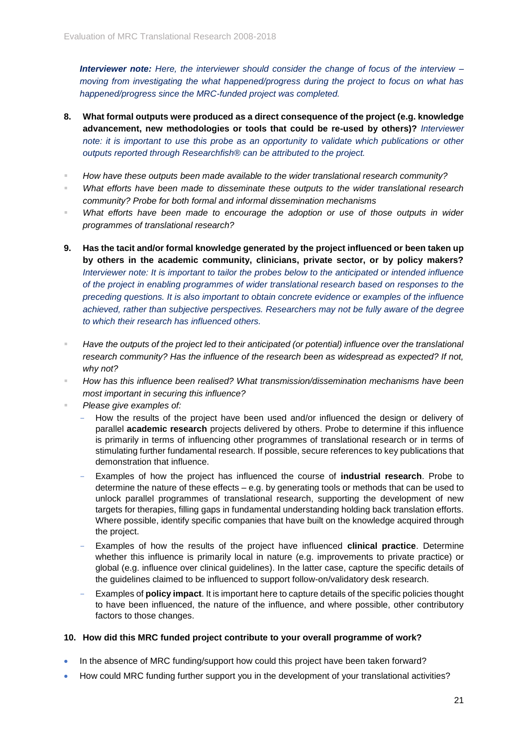***Interviewer note:*** *Here, the interviewer should consider the change of focus of the interview – moving from investigating the what happened/progress during the project to focus on what has happened/progress since the MRC-funded project was completed.*

8. **What formal outputs were produced as a direct consequence of the project (e.g. knowledge advancement, new methodologies or tools that could be re-used by others)?** *Interviewer note: it is important to use this probe as an opportunity to validate which publications or other outputs reported through Researchfish® can be attributed to the project.*

- *How have these outputs been made available to the wider translational research community?*
- *What efforts have been made to disseminate these outputs to the wider translational research community? Probe for both formal and informal dissemination mechanisms*
- *What efforts have been made to encourage the adoption or use of those outputs in wider programmes of translational research?*

9. **Has the tacit and/or formal knowledge generated by the project influenced or been taken up by others in the academic community, clinicians, private sector, or by policy makers?** *Interviewer note: It is important to tailor the probes below to the anticipated or intended influence of the project in enabling programmes of wider translational research based on responses to the preceding questions. It is also important to obtain concrete evidence or examples of the influence achieved, rather than subjective perspectives. Researchers may not be fully aware of the degree to which their research has influenced others.*

- *Have the outputs of the project led to their anticipated (or potential) influence over the translational research community? Has the influence of the research been as widespread as expected? If not, why not?*
- *How has this influence been realised? What transmission/dissemination mechanisms have been most important in securing this influence?*
- *Please give examples of:*
  - How the results of the project have been used and/or influenced the design or delivery of parallel **academic research** projects delivered by others. Probe to determine if this influence is primarily in terms of influencing other programmes of translational research or in terms of stimulating further fundamental research. If possible, secure references to key publications that demonstration that influence.
  - Examples of how the project has influenced the course of **industrial research**. Probe to determine the nature of these effects – e.g. by generating tools or methods that can be used to unlock parallel programmes of translational research, supporting the development of new targets for therapies, filling gaps in fundamental understanding holding back translation efforts. Where possible, identify specific companies that have built on the knowledge acquired through the project.
  - Examples of how the results of the project have influenced **clinical practice**. Determine whether this influence is primarily local in nature (e.g. improvements to private practice) or global (e.g. influence over clinical guidelines). In the latter case, capture the specific details of the guidelines claimed to be influenced to support follow-on/validatory desk research.
  - Examples of **policy impact**. It is important here to capture details of the specific policies thought to have been influenced, the nature of the influence, and where possible, other contributory factors to those changes.

10. **How did this MRC funded project contribute to your overall programme of work?**

- In the absence of MRC funding/support how could this project have been taken forward?
- How could MRC funding further support you in the development of your translational activities?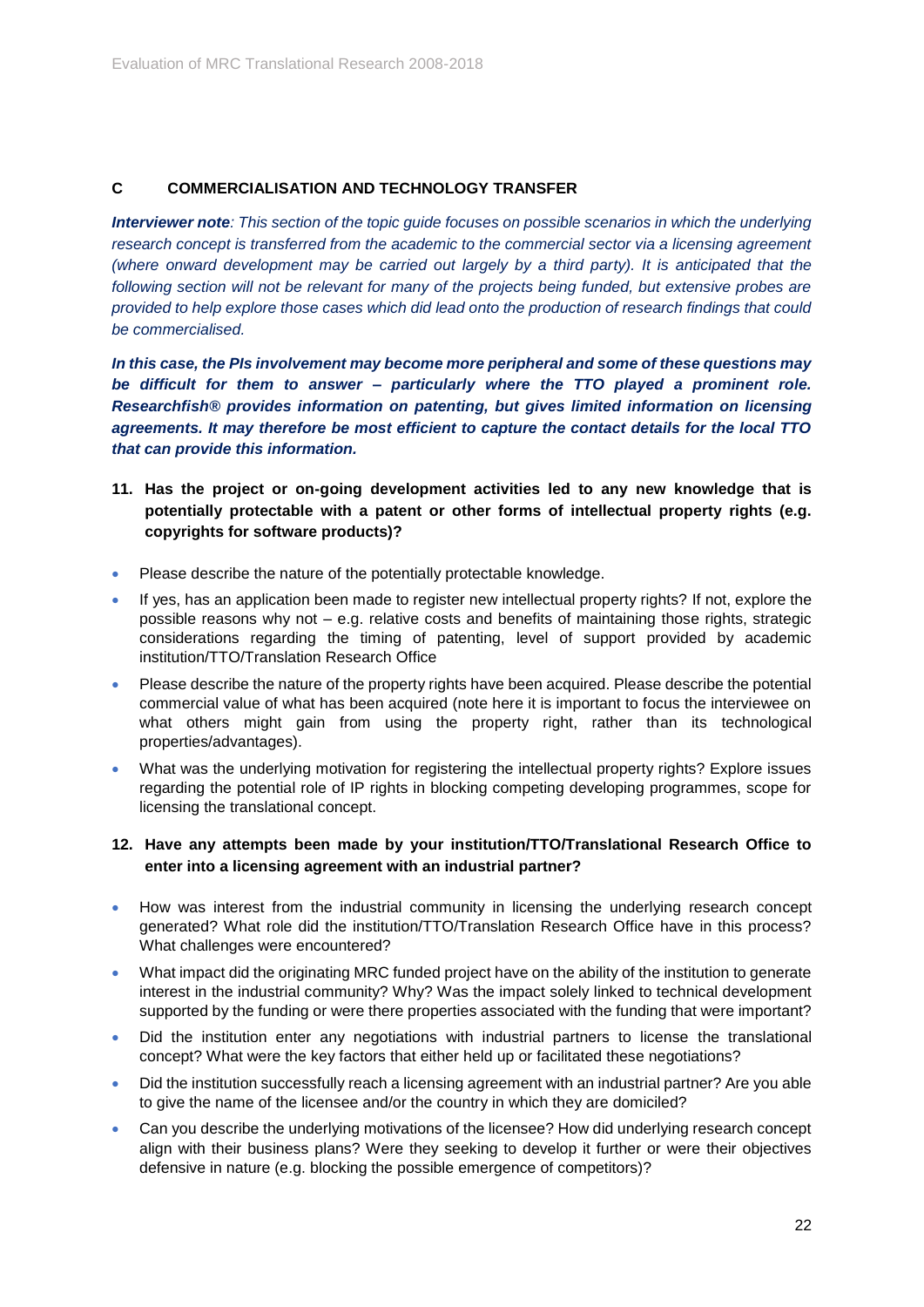## C COMMERCIALISATION AND TECHNOLOGY TRANSFER

***Interviewer note**: This section of the topic guide focuses on possible scenarios in which the underlying research concept is transferred from the academic to the commercial sector via a licensing agreement (where onward development may be carried out largely by a third party). It is anticipated that the following section will not be relevant for many of the projects being funded, but extensive probes are provided to help explore those cases which did lead onto the production of research findings that could be commercialised.*

***In this case, the PIs involvement may become more peripheral and some of these questions may be difficult for them to answer – particularly where the TTO played a prominent role. Researchfish® provides information on patenting, but gives limited information on licensing agreements. It may therefore be most efficient to capture the contact details for the local TTO that can provide this information.***

**11. Has the project or on-going development activities led to any new knowledge that is potentially protectable with a patent or other forms of intellectual property rights (e.g. copyrights for software products)?**

- Please describe the nature of the potentially protectable knowledge.
- If yes, has an application been made to register new intellectual property rights? If not, explore the possible reasons why not – e.g. relative costs and benefits of maintaining those rights, strategic considerations regarding the timing of patenting, level of support provided by academic institution/TTO/Translation Research Office
- Please describe the nature of the property rights have been acquired. Please describe the potential commercial value of what has been acquired (note here it is important to focus the interviewee on what others might gain from using the property right, rather than its technological properties/advantages).
- What was the underlying motivation for registering the intellectual property rights? Explore issues regarding the potential role of IP rights in blocking competing developing programmes, scope for licensing the translational concept.

**12. Have any attempts been made by your institution/TTO/Translational Research Office to enter into a licensing agreement with an industrial partner?**

- How was interest from the industrial community in licensing the underlying research concept generated? What role did the institution/TTO/Translation Research Office have in this process? What challenges were encountered?
- What impact did the originating MRC funded project have on the ability of the institution to generate interest in the industrial community? Why? Was the impact solely linked to technical development supported by the funding or were there properties associated with the funding that were important?
- Did the institution enter any negotiations with industrial partners to license the translational concept? What were the key factors that either held up or facilitated these negotiations?
- Did the institution successfully reach a licensing agreement with an industrial partner? Are you able to give the name of the licensee and/or the country in which they are domiciled?
- Can you describe the underlying motivations of the licensee? How did underlying research concept align with their business plans? Were they seeking to develop it further or were their objectives defensive in nature (e.g. blocking the possible emergence of competitors)?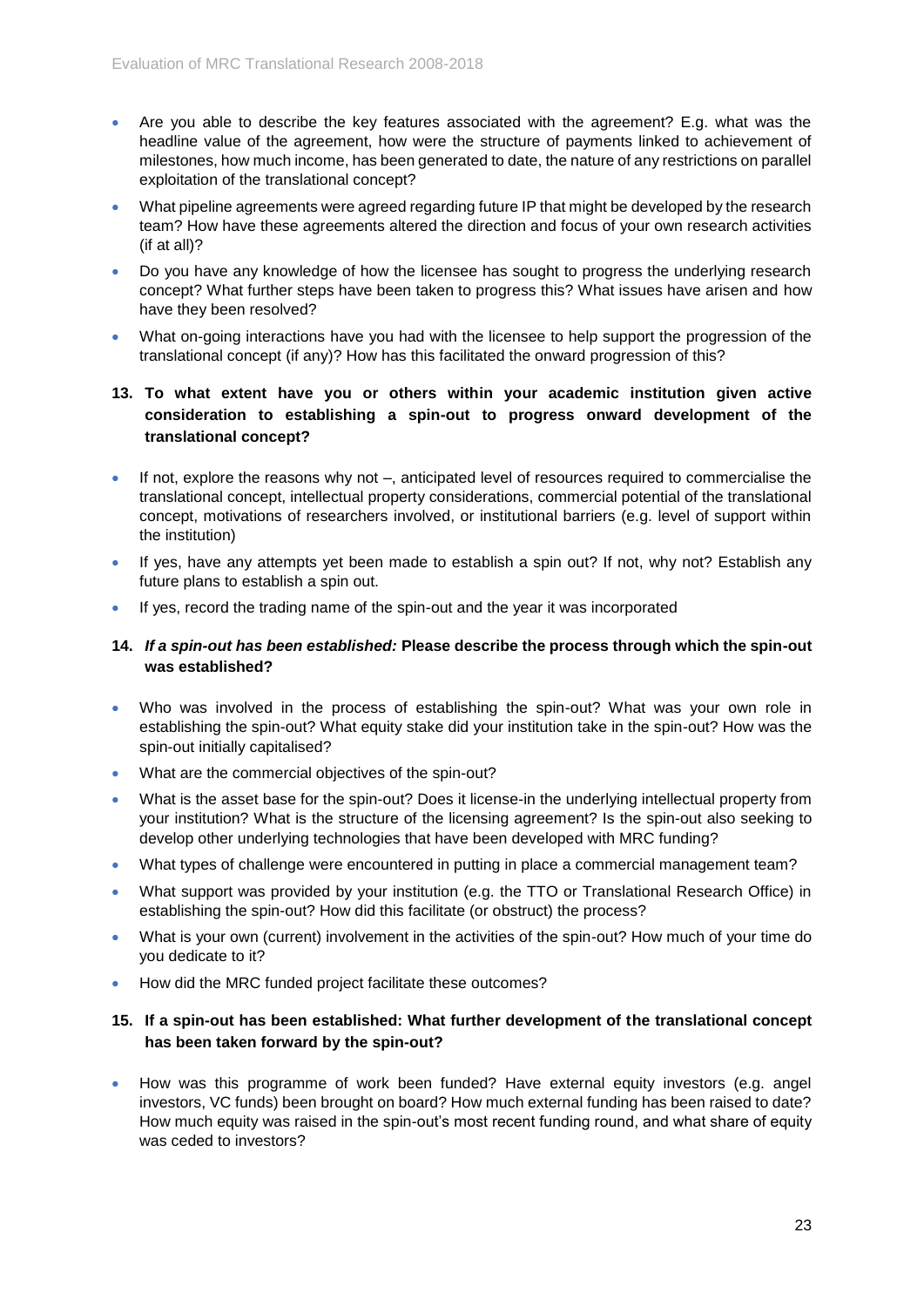- Are you able to describe the key features associated with the agreement? E.g. what was the headline value of the agreement, how were the structure of payments linked to achievement of milestones, how much income, has been generated to date, the nature of any restrictions on parallel exploitation of the translational concept?
- What pipeline agreements were agreed regarding future IP that might be developed by the research team? How have these agreements altered the direction and focus of your own research activities (if at all)?
- Do you have any knowledge of how the licensee has sought to progress the underlying research concept? What further steps have been taken to progress this? What issues have arisen and how have they been resolved?
- What on-going interactions have you had with the licensee to help support the progression of the translational concept (if any)? How has this facilitated the onward progression of this?

**13. To what extent have you or others within your academic institution given active consideration to establishing a spin-out to progress onward development of the translational concept?**

- If not, explore the reasons why not –, anticipated level of resources required to commercialise the translational concept, intellectual property considerations, commercial potential of the translational concept, motivations of researchers involved, or institutional barriers (e.g. level of support within the institution)
- If yes, have any attempts yet been made to establish a spin out? If not, why not? Establish any future plans to establish a spin out.
- If yes, record the trading name of the spin-out and the year it was incorporated

**14. *If a spin-out has been established:* Please describe the process through which the spin-out was established?**

- Who was involved in the process of establishing the spin-out? What was your own role in establishing the spin-out? What equity stake did your institution take in the spin-out? How was the spin-out initially capitalised?
- What are the commercial objectives of the spin-out?
- What is the asset base for the spin-out? Does it license-in the underlying intellectual property from your institution? What is the structure of the licensing agreement? Is the spin-out also seeking to develop other underlying technologies that have been developed with MRC funding?
- What types of challenge were encountered in putting in place a commercial management team?
- What support was provided by your institution (e.g. the TTO or Translational Research Office) in establishing the spin-out? How did this facilitate (or obstruct) the process?
- What is your own (current) involvement in the activities of the spin-out? How much of your time do you dedicate to it?
- How did the MRC funded project facilitate these outcomes?

**15. If a spin-out has been established: What further development of the translational concept has been taken forward by the spin-out?**

- How was this programme of work been funded? Have external equity investors (e.g. angel investors, VC funds) been brought on board? How much external funding has been raised to date? How much equity was raised in the spin-out's most recent funding round, and what share of equity was ceded to investors?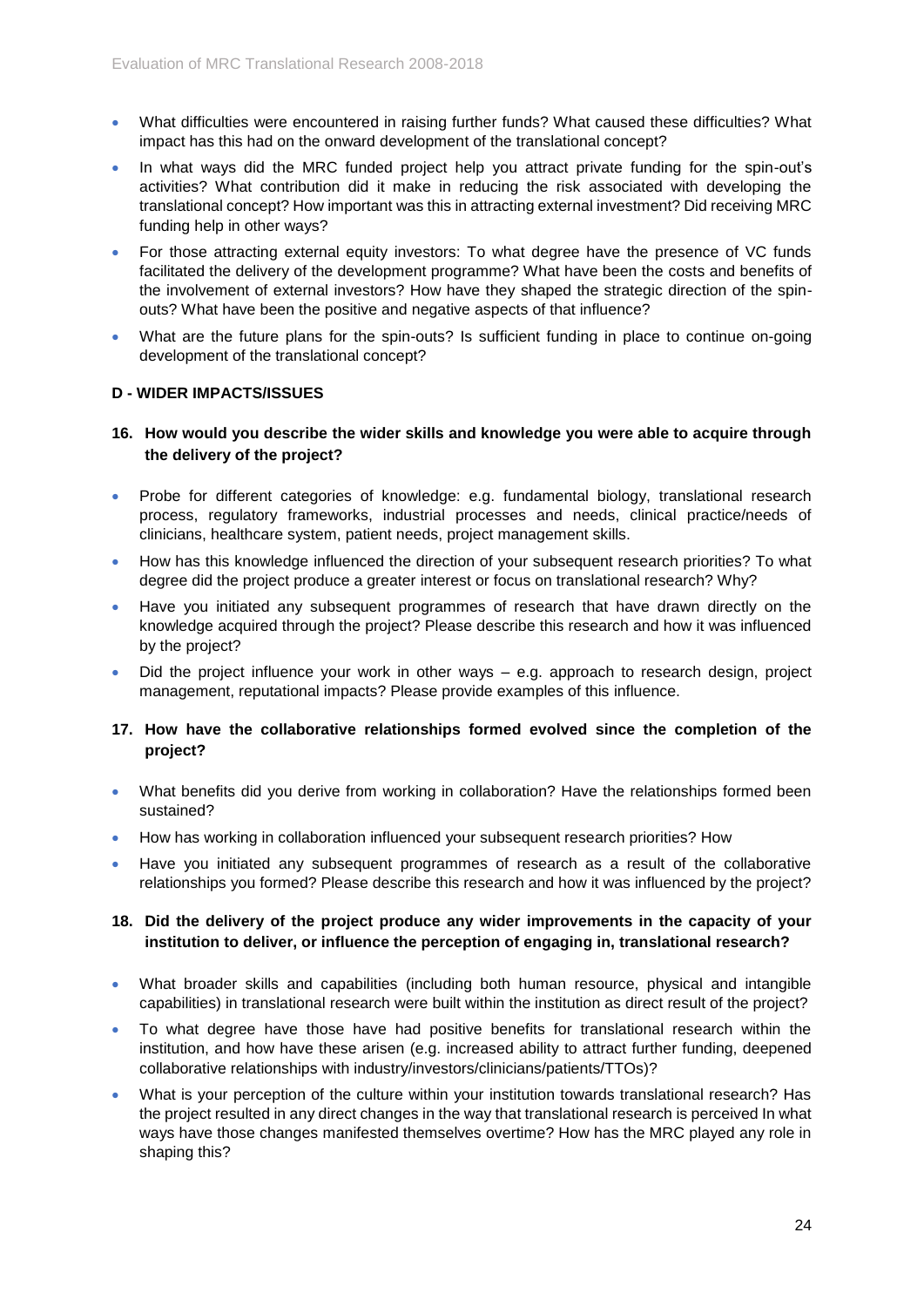- What difficulties were encountered in raising further funds? What caused these difficulties? What impact has this had on the onward development of the translational concept?
- In what ways did the MRC funded project help you attract private funding for the spin-out's activities? What contribution did it make in reducing the risk associated with developing the translational concept? How important was this in attracting external investment? Did receiving MRC funding help in other ways?
- For those attracting external equity investors: To what degree have the presence of VC funds facilitated the delivery of the development programme? What have been the costs and benefits of the involvement of external investors? How have they shaped the strategic direction of the spin-outs? What have been the positive and negative aspects of that influence?
- What are the future plans for the spin-outs? Is sufficient funding in place to continue on-going development of the translational concept?

**D - WIDER IMPACTS/ISSUES**

**16. How would you describe the wider skills and knowledge you were able to acquire through the delivery of the project?**

- Probe for different categories of knowledge: e.g. fundamental biology, translational research process, regulatory frameworks, industrial processes and needs, clinical practice/needs of clinicians, healthcare system, patient needs, project management skills.
- How has this knowledge influenced the direction of your subsequent research priorities? To what degree did the project produce a greater interest or focus on translational research? Why?
- Have you initiated any subsequent programmes of research that have drawn directly on the knowledge acquired through the project? Please describe this research and how it was influenced by the project?
- Did the project influence your work in other ways – e.g. approach to research design, project management, reputational impacts? Please provide examples of this influence.

**17. How have the collaborative relationships formed evolved since the completion of the project?**

- What benefits did you derive from working in collaboration? Have the relationships formed been sustained?
- How has working in collaboration influenced your subsequent research priorities? How
- Have you initiated any subsequent programmes of research as a result of the collaborative relationships you formed? Please describe this research and how it was influenced by the project?

**18. Did the delivery of the project produce any wider improvements in the capacity of your institution to deliver, or influence the perception of engaging in, translational research?**

- What broader skills and capabilities (including both human resource, physical and intangible capabilities) in translational research were built within the institution as direct result of the project?
- To what degree have those have had positive benefits for translational research within the institution, and how have these arisen (e.g. increased ability to attract further funding, deepened collaborative relationships with industry/investors/clinicians/patients/TTOs)?
- What is your perception of the culture within your institution towards translational research? Has the project resulted in any direct changes in the way that translational research is perceived In what ways have those changes manifested themselves overtime? How has the MRC played any role in shaping this?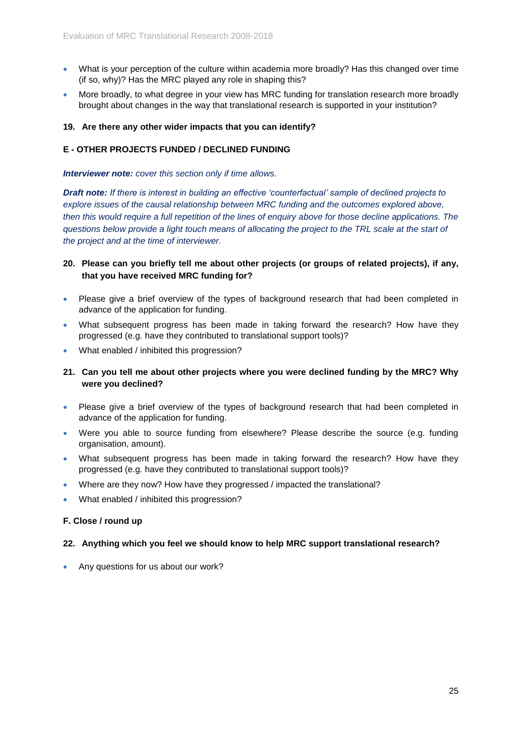- What is your perception of the culture within academia more broadly? Has this changed over time (if so, why)? Has the MRC played any role in shaping this?
- More broadly, to what degree in your view has MRC funding for translation research more broadly brought about changes in the way that translational research is supported in your institution?

**19. Are there any other wider impacts that you can identify?**

**E - OTHER PROJECTS FUNDED / DECLINED FUNDING**

***Interviewer note:*** *cover this section only if time allows.*

***Draft note:*** *If there is interest in building an effective 'counterfactual' sample of declined projects to explore issues of the causal relationship between MRC funding and the outcomes explored above, then this would require a full repetition of the lines of enquiry above for those decline applications. The questions below provide a light touch means of allocating the project to the TRL scale at the start of the project and at the time of interviewer.*

**20. Please can you briefly tell me about other projects (or groups of related projects), if any, that you have received MRC funding for?**

- Please give a brief overview of the types of background research that had been completed in advance of the application for funding.
- What subsequent progress has been made in taking forward the research? How have they progressed (e.g. have they contributed to translational support tools)?
- What enabled / inhibited this progression?

**21. Can you tell me about other projects where you were declined funding by the MRC? Why were you declined?**

- Please give a brief overview of the types of background research that had been completed in advance of the application for funding.
- Were you able to source funding from elsewhere? Please describe the source (e.g. funding organisation, amount).
- What subsequent progress has been made in taking forward the research? How have they progressed (e.g. have they contributed to translational support tools)?
- Where are they now? How have they progressed / impacted the translational?
- What enabled / inhibited this progression?

**F. Close / round up**

**22. Anything which you feel we should know to help MRC support translational research?**

- Any questions for us about our work?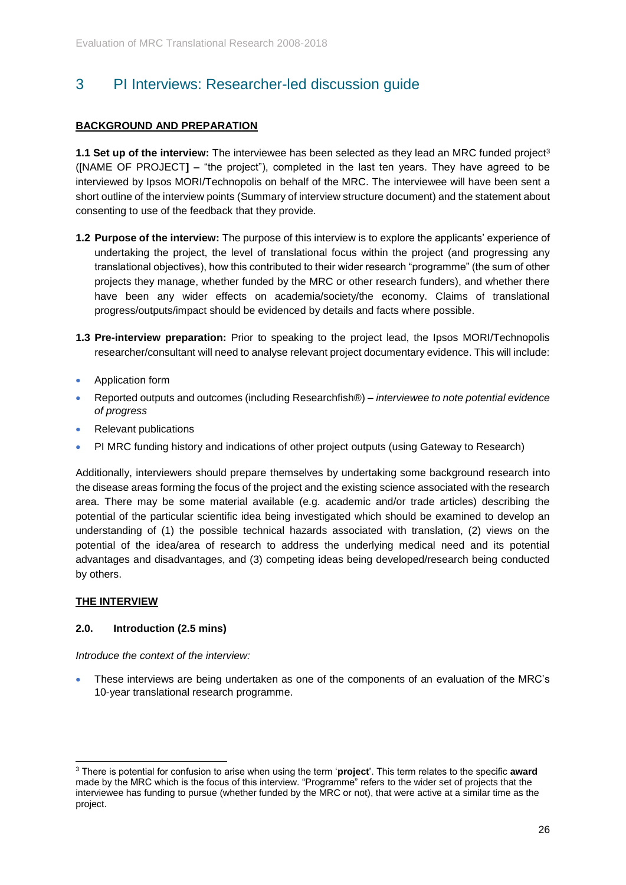# 3 PI Interviews: Researcher-led discussion guide

**BACKGROUND AND PREPARATION**

**1.1 Set up of the interview:** The interviewee has been selected as they lead an MRC funded project[3] ([NAME OF PROJECT**] –** "the project"), completed in the last ten years. They have agreed to be interviewed by Ipsos MORI/Technopolis on behalf of the MRC. The interviewee will have been sent a short outline of the interview points (Summary of interview structure document) and the statement about consenting to use of the feedback that they provide.

**1.2 Purpose of the interview:** The purpose of this interview is to explore the applicants' experience of undertaking the project, the level of translational focus within the project (and progressing any translational objectives), how this contributed to their wider research "programme" (the sum of other projects they manage, whether funded by the MRC or other research funders), and whether there have been any wider effects on academia/society/the economy. Claims of translational progress/outputs/impact should be evidenced by details and facts where possible.

**1.3 Pre-interview preparation:** Prior to speaking to the project lead, the Ipsos MORI/Technopolis researcher/consultant will need to analyse relevant project documentary evidence. This will include:

- Application form
- Reported outputs and outcomes (including Researchfish®) – *interviewee to note potential evidence of progress*
- Relevant publications
- PI MRC funding history and indications of other project outputs (using Gateway to Research)

Additionally, interviewers should prepare themselves by undertaking some background research into the disease areas forming the focus of the project and the existing science associated with the research area. There may be some material available (e.g. academic and/or trade articles) describing the potential of the particular scientific idea being investigated which should be examined to develop an understanding of (1) the possible technical hazards associated with translation, (2) views on the potential of the idea/area of research to address the underlying medical need and its potential advantages and disadvantages, and (3) competing ideas being developed/research being conducted by others.

**THE INTERVIEW**

**2.0. Introduction (2.5 mins)**

*Introduce the context of the interview:*

- These interviews are being undertaken as one of the components of an evaluation of the MRC's 10-year translational research programme.

---

[3] There is potential for confusion to arise when using the term '**project**'. This term relates to the specific **award** made by the MRC which is the focus of this interview. "Programme" refers to the wider set of projects that the interviewee has funding to pursue (whether funded by the MRC or not), that were active at a similar time as the project.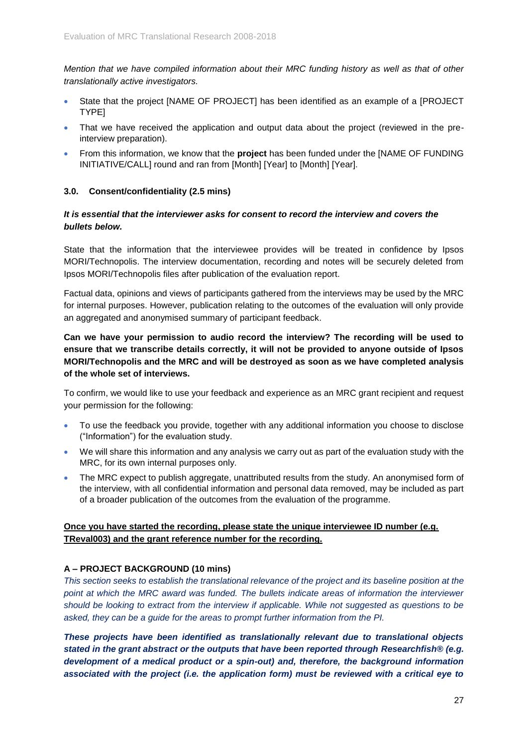*Mention that we have compiled information about their MRC funding history as well as that of other translationally active investigators.*

- State that the project [NAME OF PROJECT] has been identified as an example of a [PROJECT TYPE]
- That we have received the application and output data about the project (reviewed in the pre-interview preparation).
- From this information, we know that the **project** has been funded under the [NAME OF FUNDING INITIATIVE/CALL] round and ran from [Month] [Year] to [Month] [Year].

### 3.0. Consent/confidentiality (2.5 mins)

***It is essential that the interviewer asks for consent to record the interview and covers the bullets below.***

State that the information that the interviewee provides will be treated in confidence by Ipsos MORI/Technopolis. The interview documentation, recording and notes will be securely deleted from Ipsos MORI/Technopolis files after publication of the evaluation report.

Factual data, opinions and views of participants gathered from the interviews may be used by the MRC for internal purposes. However, publication relating to the outcomes of the evaluation will only provide an aggregated and anonymised summary of participant feedback.

**Can we have your permission to audio record the interview? The recording will be used to ensure that we transcribe details correctly, it will not be provided to anyone outside of Ipsos MORI/Technopolis and the MRC and will be destroyed as soon as we have completed analysis of the whole set of interviews.**

To confirm, we would like to use your feedback and experience as an MRC grant recipient and request your permission for the following:

- To use the feedback you provide, together with any additional information you choose to disclose ("Information") for the evaluation study.
- We will share this information and any analysis we carry out as part of the evaluation study with the MRC, for its own internal purposes only.
- The MRC expect to publish aggregate, unattributed results from the study. An anonymised form of the interview, with all confidential information and personal data removed, may be included as part of a broader publication of the outcomes from the evaluation of the programme.

<u>**Once you have started the recording, please state the unique interviewee ID number (e.g. TReval003) and the grant reference number for the recording.**</u>

### A – PROJECT BACKGROUND (10 mins)

*This section seeks to establish the translational relevance of the project and its baseline position at the point at which the MRC award was funded. The bullets indicate areas of information the interviewer should be looking to extract from the interview if applicable. While not suggested as questions to be asked, they can be a guide for the areas to prompt further information from the PI.*

***These projects have been identified as translationally relevant due to translational objects stated in the grant abstract or the outputs that have been reported through Researchfish® (e.g. development of a medical product or a spin-out) and, therefore, the background information associated with the project (i.e. the application form) must be reviewed with a critical eye to***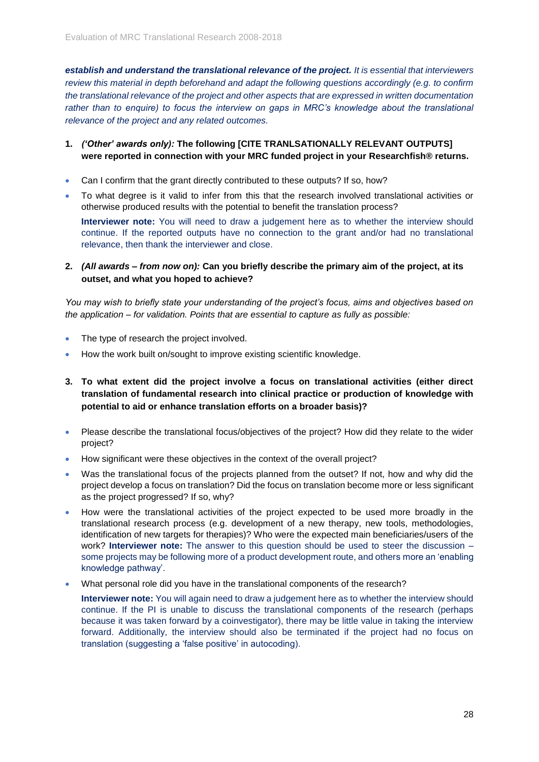***establish and understand the translational relevance of the project.*** *It is essential that interviewers review this material in depth beforehand and adapt the following questions accordingly (e.g. to confirm the translational relevance of the project and other aspects that are expressed in written documentation rather than to enquire) to focus the interview on gaps in MRC's knowledge about the translational relevance of the project and any related outcomes.*

1. ***('Other' awards only):*** **The following [CITE TRANLSATIONALLY RELEVANT OUTPUTS] were reported in connection with your MRC funded project in your Researchfish® returns.**

- Can I confirm that the grant directly contributed to these outputs? If so, how?
- To what degree is it valid to infer from this that the research involved translational activities or otherwise produced results with the potential to benefit the translation process?

  **Interviewer note:** You will need to draw a judgement here as to whether the interview should continue. If the reported outputs have no connection to the grant and/or had no translational relevance, then thank the interviewer and close.

2. ***(All awards – from now on):*** **Can you briefly describe the primary aim of the project, at its outset, and what you hoped to achieve?**

*You may wish to briefly state your understanding of the project's focus, aims and objectives based on the application – for validation. Points that are essential to capture as fully as possible:*

- The type of research the project involved.
- How the work built on/sought to improve existing scientific knowledge.

3. **To what extent did the project involve a focus on translational activities (either direct translation of fundamental research into clinical practice or production of knowledge with potential to aid or enhance translation efforts on a broader basis)?**

- Please describe the translational focus/objectives of the project? How did they relate to the wider project?
- How significant were these objectives in the context of the overall project?
- Was the translational focus of the projects planned from the outset? If not, how and why did the project develop a focus on translation? Did the focus on translation become more or less significant as the project progressed? If so, why?
- How were the translational activities of the project expected to be used more broadly in the translational research process (e.g. development of a new therapy, new tools, methodologies, identification of new targets for therapies)? Who were the expected main beneficiaries/users of the work? **Interviewer note:** The answer to this question should be used to steer the discussion – some projects may be following more of a product development route, and others more an 'enabling knowledge pathway'.
- What personal role did you have in the translational components of the research?

  **Interviewer note:** You will again need to draw a judgement here as to whether the interview should continue. If the PI is unable to discuss the translational components of the research (perhaps because it was taken forward by a coinvestigator), there may be little value in taking the interview forward. Additionally, the interview should also be terminated if the project had no focus on translation (suggesting a 'false positive' in autocoding).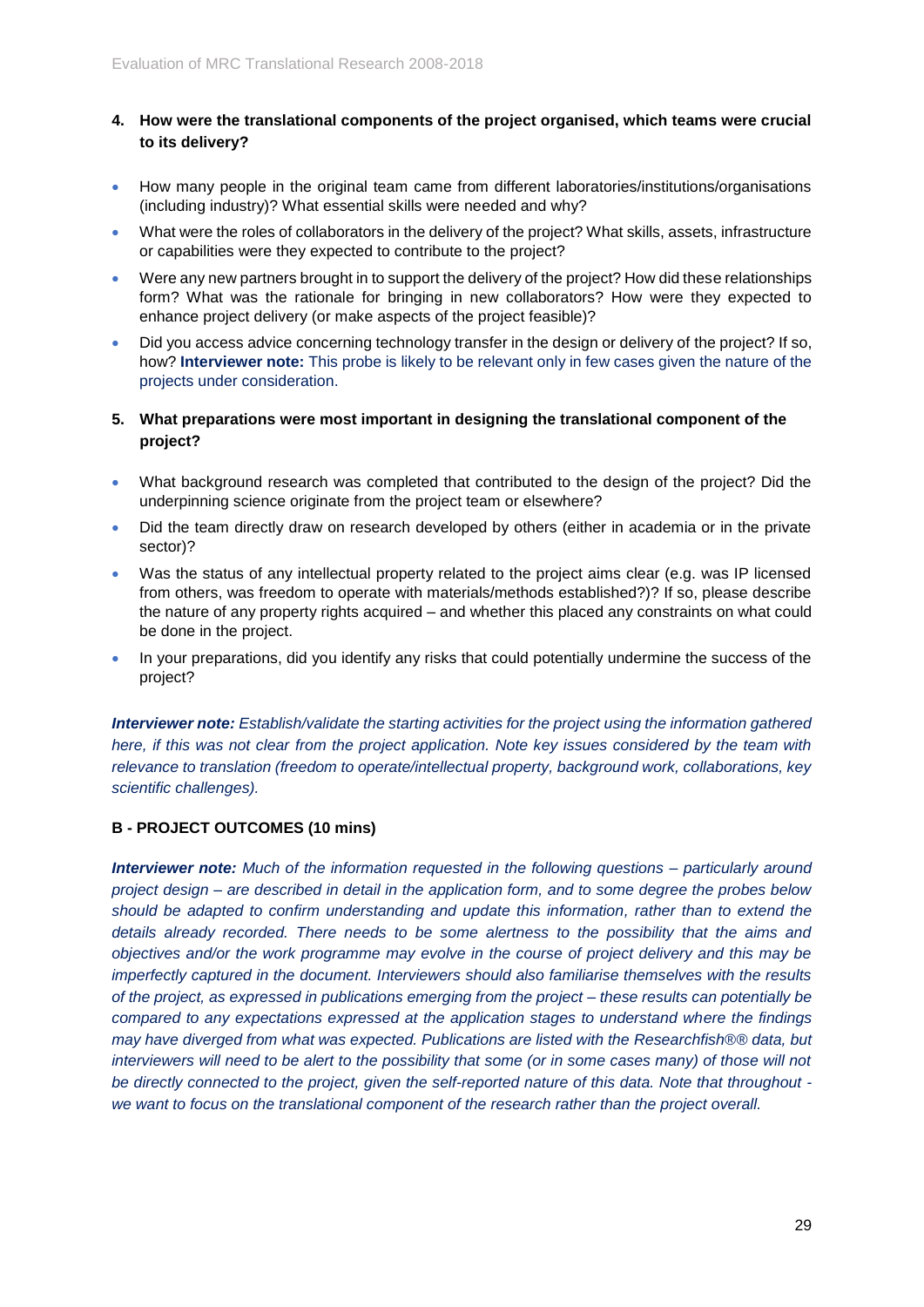**4. How were the translational components of the project organised, which teams were crucial to its delivery?**

- How many people in the original team came from different laboratories/institutions/organisations (including industry)? What essential skills were needed and why?
- What were the roles of collaborators in the delivery of the project? What skills, assets, infrastructure or capabilities were they expected to contribute to the project?
- Were any new partners brought in to support the delivery of the project? How did these relationships form? What was the rationale for bringing in new collaborators? How were they expected to enhance project delivery (or make aspects of the project feasible)?
- Did you access advice concerning technology transfer in the design or delivery of the project? If so, how? **Interviewer note:** This probe is likely to be relevant only in few cases given the nature of the projects under consideration.

**5. What preparations were most important in designing the translational component of the project?**

- What background research was completed that contributed to the design of the project? Did the underpinning science originate from the project team or elsewhere?
- Did the team directly draw on research developed by others (either in academia or in the private sector)?
- Was the status of any intellectual property related to the project aims clear (e.g. was IP licensed from others, was freedom to operate with materials/methods established?)? If so, please describe the nature of any property rights acquired – and whether this placed any constraints on what could be done in the project.
- In your preparations, did you identify any risks that could potentially undermine the success of the project?

***Interviewer note:*** *Establish/validate the starting activities for the project using the information gathered here, if this was not clear from the project application. Note key issues considered by the team with relevance to translation (freedom to operate/intellectual property, background work, collaborations, key scientific challenges).*

**B - PROJECT OUTCOMES (10 mins)**

***Interviewer note:*** *Much of the information requested in the following questions – particularly around project design – are described in detail in the application form, and to some degree the probes below should be adapted to confirm understanding and update this information, rather than to extend the details already recorded. There needs to be some alertness to the possibility that the aims and objectives and/or the work programme may evolve in the course of project delivery and this may be imperfectly captured in the document. Interviewers should also familiarise themselves with the results of the project, as expressed in publications emerging from the project – these results can potentially be compared to any expectations expressed at the application stages to understand where the findings may have diverged from what was expected. Publications are listed with the Researchfish®® data, but interviewers will need to be alert to the possibility that some (or in some cases many) of those will not be directly connected to the project, given the self-reported nature of this data. Note that throughout - we want to focus on the translational component of the research rather than the project overall.*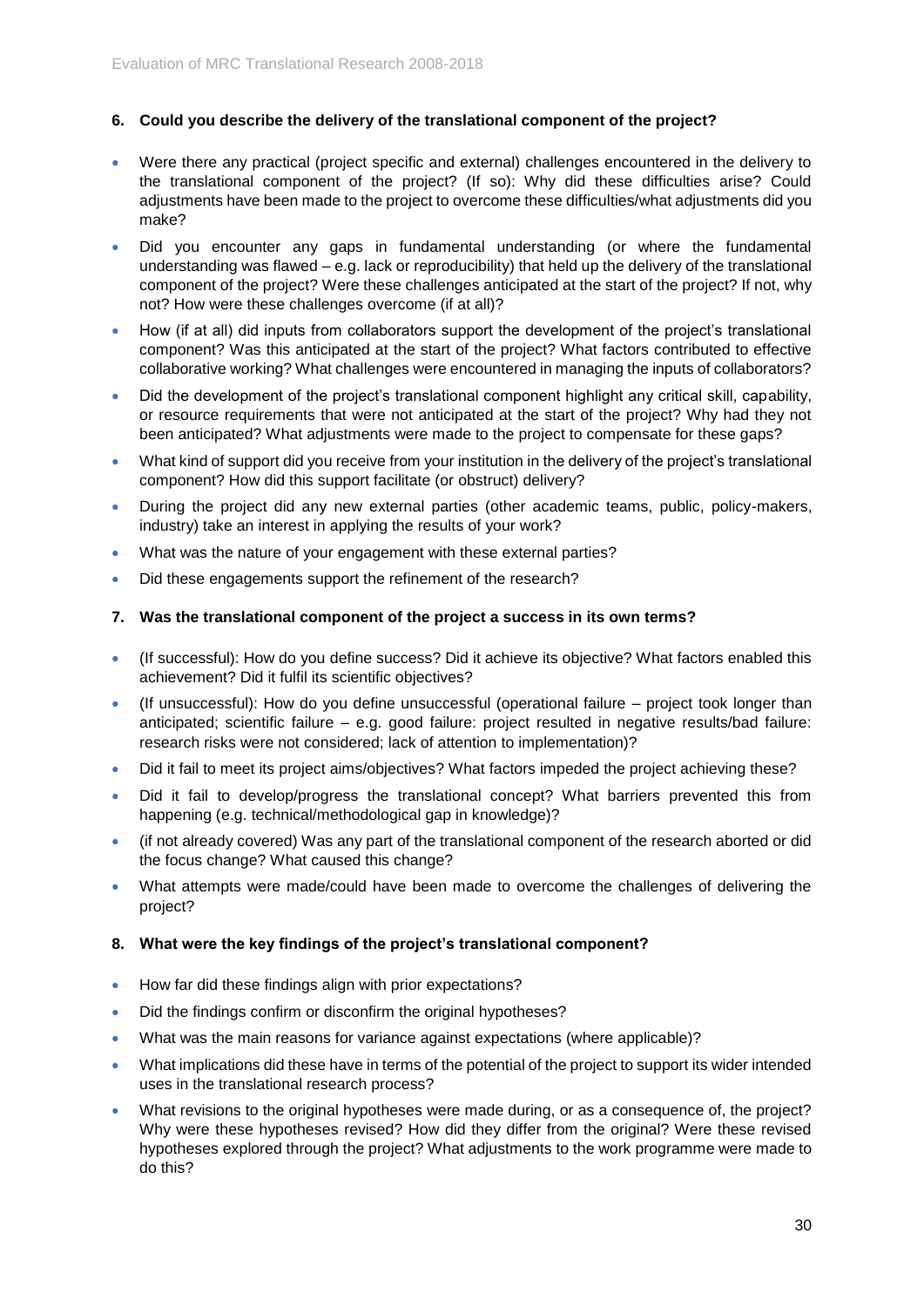**6. Could you describe the delivery of the translational component of the project?**

- Were there any practical (project specific and external) challenges encountered in the delivery to the translational component of the project? (If so): Why did these difficulties arise? Could adjustments have been made to the project to overcome these difficulties/what adjustments did you make?
- Did you encounter any gaps in fundamental understanding (or where the fundamental understanding was flawed – e.g. lack or reproducibility) that held up the delivery of the translational component of the project? Were these challenges anticipated at the start of the project? If not, why not? How were these challenges overcome (if at all)?
- How (if at all) did inputs from collaborators support the development of the project's translational component? Was this anticipated at the start of the project? What factors contributed to effective collaborative working? What challenges were encountered in managing the inputs of collaborators?
- Did the development of the project's translational component highlight any critical skill, capability, or resource requirements that were not anticipated at the start of the project? Why had they not been anticipated? What adjustments were made to the project to compensate for these gaps?
- What kind of support did you receive from your institution in the delivery of the project's translational component? How did this support facilitate (or obstruct) delivery?
- During the project did any new external parties (other academic teams, public, policy-makers, industry) take an interest in applying the results of your work?
- What was the nature of your engagement with these external parties?
- Did these engagements support the refinement of the research?

**7. Was the translational component of the project a success in its own terms?**

- (If successful): How do you define success? Did it achieve its objective? What factors enabled this achievement? Did it fulfil its scientific objectives?
- (If unsuccessful): How do you define unsuccessful (operational failure – project took longer than anticipated; scientific failure – e.g. good failure: project resulted in negative results/bad failure: research risks were not considered; lack of attention to implementation)?
- Did it fail to meet its project aims/objectives? What factors impeded the project achieving these?
- Did it fail to develop/progress the translational concept? What barriers prevented this from happening (e.g. technical/methodological gap in knowledge)?
- (if not already covered) Was any part of the translational component of the research aborted or did the focus change? What caused this change?
- What attempts were made/could have been made to overcome the challenges of delivering the project?

**8. What were the key findings of the project's translational component?**

- How far did these findings align with prior expectations?
- Did the findings confirm or disconfirm the original hypotheses?
- What was the main reasons for variance against expectations (where applicable)?
- What implications did these have in terms of the potential of the project to support its wider intended uses in the translational research process?
- What revisions to the original hypotheses were made during, or as a consequence of, the project? Why were these hypotheses revised? How did they differ from the original? Were these revised hypotheses explored through the project? What adjustments to the work programme were made to do this?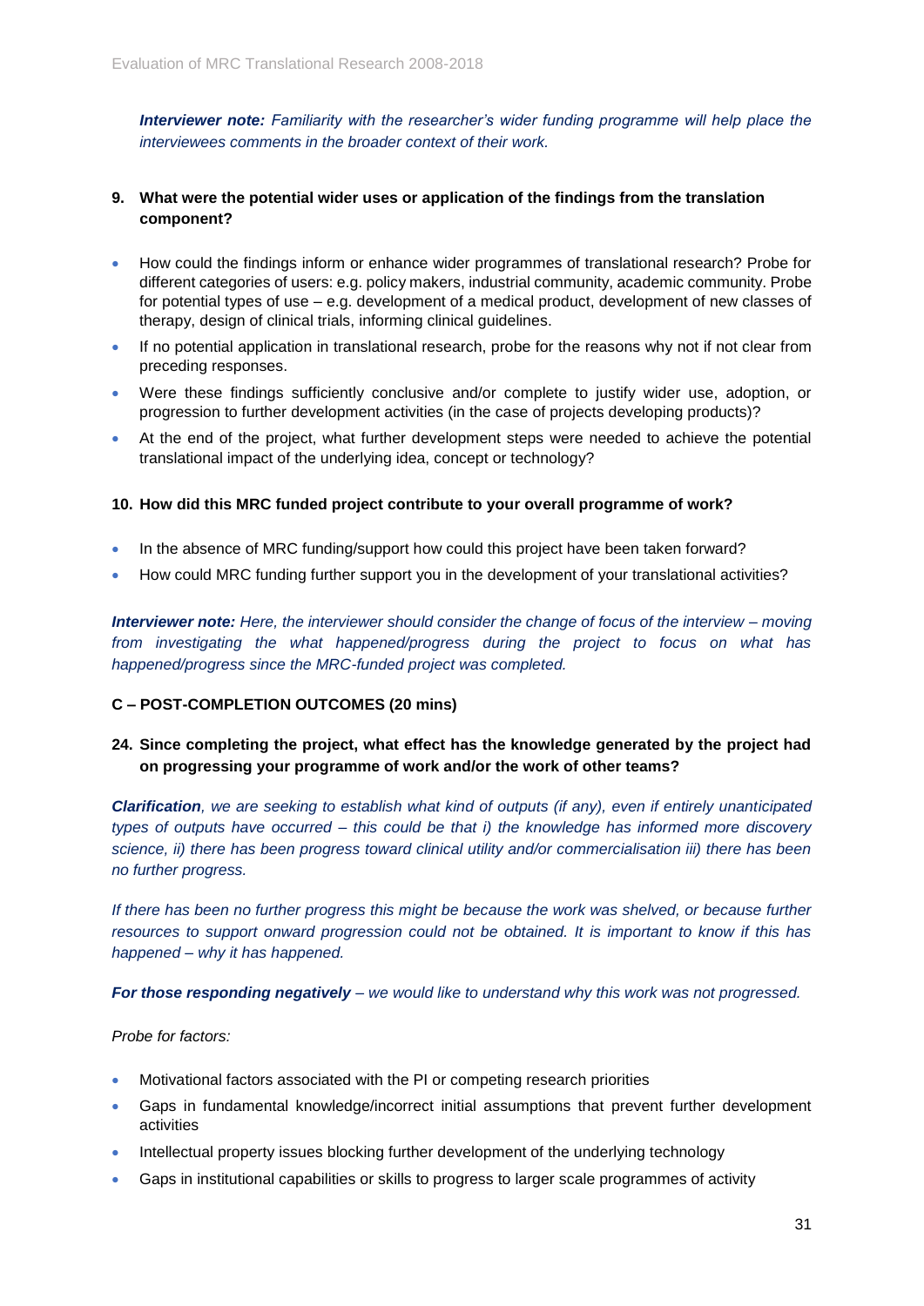***Interviewer note:*** *Familiarity with the researcher's wider funding programme will help place the interviewees comments in the broader context of their work.*

**9. What were the potential wider uses or application of the findings from the translation component?**

- How could the findings inform or enhance wider programmes of translational research? Probe for different categories of users: e.g. policy makers, industrial community, academic community. Probe for potential types of use – e.g. development of a medical product, development of new classes of therapy, design of clinical trials, informing clinical guidelines.
- If no potential application in translational research, probe for the reasons why not if not clear from preceding responses.
- Were these findings sufficiently conclusive and/or complete to justify wider use, adoption, or progression to further development activities (in the case of projects developing products)?
- At the end of the project, what further development steps were needed to achieve the potential translational impact of the underlying idea, concept or technology?

**10. How did this MRC funded project contribute to your overall programme of work?**

- In the absence of MRC funding/support how could this project have been taken forward?
- How could MRC funding further support you in the development of your translational activities?

***Interviewer note:*** *Here, the interviewer should consider the change of focus of the interview – moving from investigating the what happened/progress during the project to focus on what has happened/progress since the MRC-funded project was completed.*

**C – POST-COMPLETION OUTCOMES (20 mins)**

**24. Since completing the project, what effect has the knowledge generated by the project had on progressing your programme of work and/or the work of other teams?**

***Clarification****, we are seeking to establish what kind of outputs (if any), even if entirely unanticipated types of outputs have occurred – this could be that i) the knowledge has informed more discovery science, ii) there has been progress toward clinical utility and/or commercialisation iii) there has been no further progress.*

*If there has been no further progress this might be because the work was shelved, or because further resources to support onward progression could not be obtained. It is important to know if this has happened – why it has happened.*

***For those responding negatively*** *– we would like to understand why this work was not progressed.*

*Probe for factors:*

- Motivational factors associated with the PI or competing research priorities
- Gaps in fundamental knowledge/incorrect initial assumptions that prevent further development activities
- Intellectual property issues blocking further development of the underlying technology
- Gaps in institutional capabilities or skills to progress to larger scale programmes of activity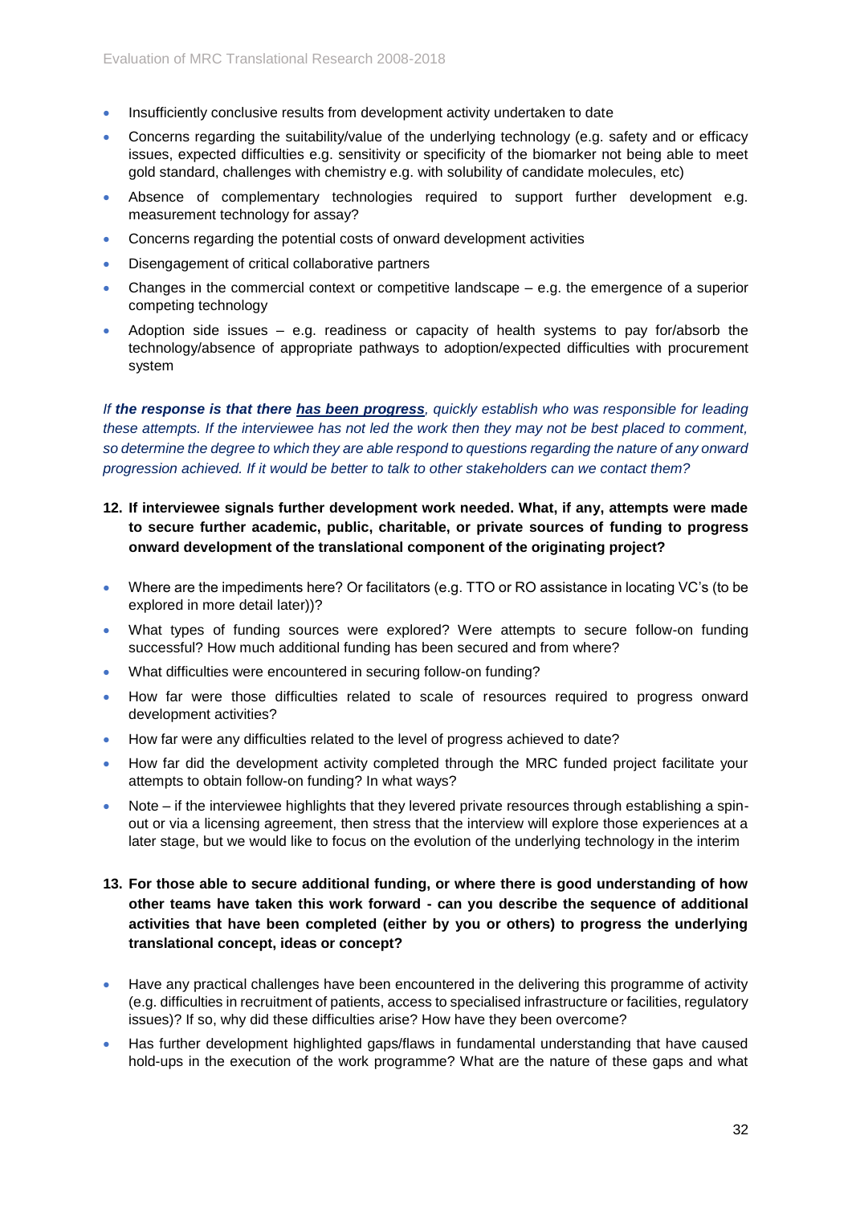- Insufficiently conclusive results from development activity undertaken to date
- Concerns regarding the suitability/value of the underlying technology (e.g. safety and or efficacy issues, expected difficulties e.g. sensitivity or specificity of the biomarker not being able to meet gold standard, challenges with chemistry e.g. with solubility of candidate molecules, etc)
- Absence of complementary technologies required to support further development e.g. measurement technology for assay?
- Concerns regarding the potential costs of onward development activities
- Disengagement of critical collaborative partners
- Changes in the commercial context or competitive landscape – e.g. the emergence of a superior competing technology
- Adoption side issues – e.g. readiness or capacity of health systems to pay for/absorb the technology/absence of appropriate pathways to adoption/expected difficulties with procurement system

*If **the response is that there <u>has been progress</u>**, quickly establish who was responsible for leading these attempts. If the interviewee has not led the work then they may not be best placed to comment, so determine the degree to which they are able respond to questions regarding the nature of any onward progression achieved. If it would be better to talk to other stakeholders can we contact them?*

**12. If interviewee signals further development work needed. What, if any, attempts were made to secure further academic, public, charitable, or private sources of funding to progress onward development of the translational component of the originating project?**

- Where are the impediments here? Or facilitators (e.g. TTO or RO assistance in locating VC's (to be explored in more detail later))?
- What types of funding sources were explored? Were attempts to secure follow-on funding successful? How much additional funding has been secured and from where?
- What difficulties were encountered in securing follow-on funding?
- How far were those difficulties related to scale of resources required to progress onward development activities?
- How far were any difficulties related to the level of progress achieved to date?
- How far did the development activity completed through the MRC funded project facilitate your attempts to obtain follow-on funding? In what ways?
- Note – if the interviewee highlights that they levered private resources through establishing a spin-out or via a licensing agreement, then stress that the interview will explore those experiences at a later stage, but we would like to focus on the evolution of the underlying technology in the interim

**13. For those able to secure additional funding, or where there is good understanding of how other teams have taken this work forward - can you describe the sequence of additional activities that have been completed (either by you or others) to progress the underlying translational concept, ideas or concept?**

- Have any practical challenges have been encountered in the delivering this programme of activity (e.g. difficulties in recruitment of patients, access to specialised infrastructure or facilities, regulatory issues)? If so, why did these difficulties arise? How have they been overcome?
- Has further development highlighted gaps/flaws in fundamental understanding that have caused hold-ups in the execution of the work programme? What are the nature of these gaps and what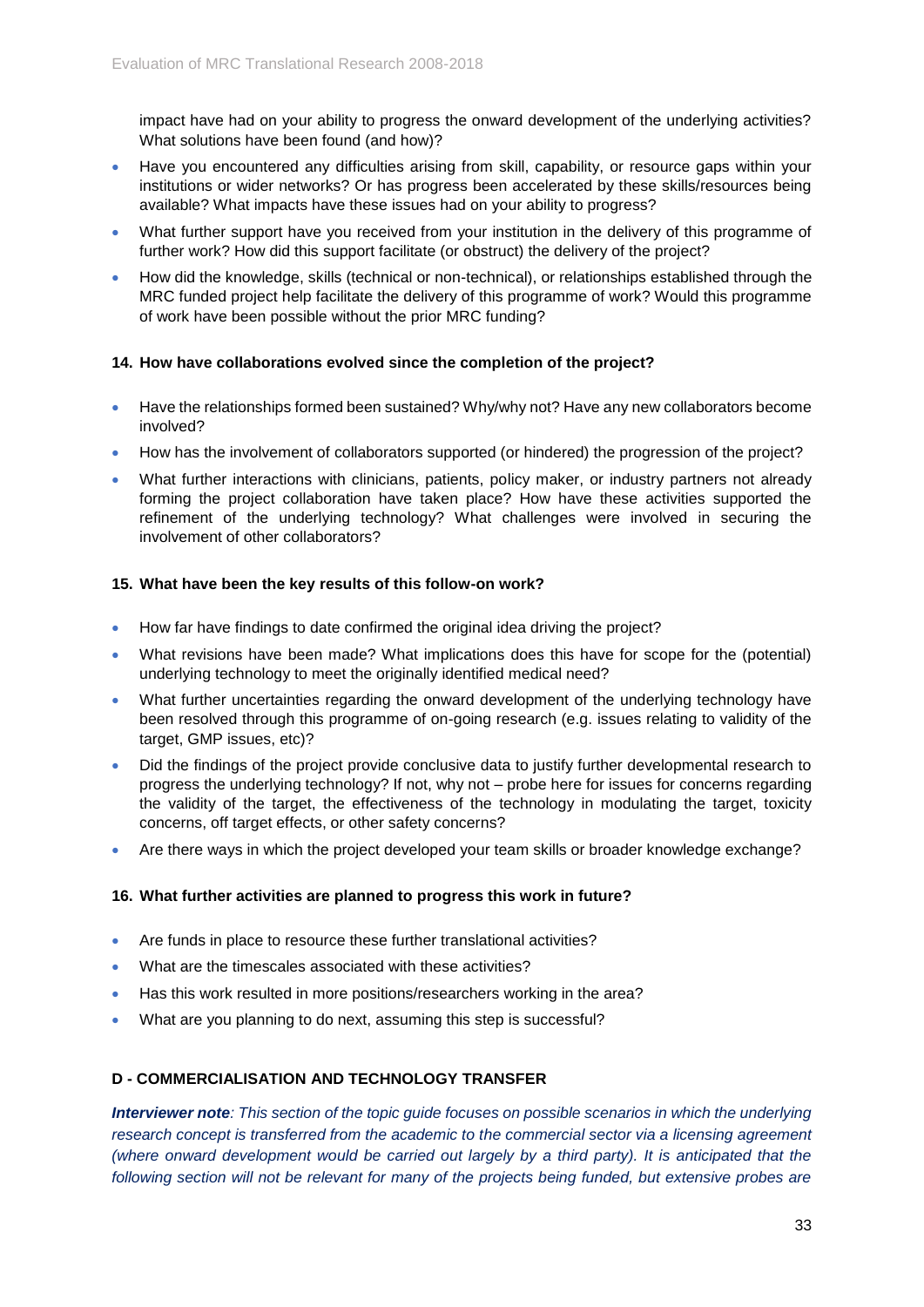impact have had on your ability to progress the onward development of the underlying activities? What solutions have been found (and how)?

- Have you encountered any difficulties arising from skill, capability, or resource gaps within your institutions or wider networks? Or has progress been accelerated by these skills/resources being available? What impacts have these issues had on your ability to progress?
- What further support have you received from your institution in the delivery of this programme of further work? How did this support facilitate (or obstruct) the delivery of the project?
- How did the knowledge, skills (technical or non-technical), or relationships established through the MRC funded project help facilitate the delivery of this programme of work? Would this programme of work have been possible without the prior MRC funding?

**14. How have collaborations evolved since the completion of the project?**

- Have the relationships formed been sustained? Why/why not? Have any new collaborators become involved?
- How has the involvement of collaborators supported (or hindered) the progression of the project?
- What further interactions with clinicians, patients, policy maker, or industry partners not already forming the project collaboration have taken place? How have these activities supported the refinement of the underlying technology? What challenges were involved in securing the involvement of other collaborators?

**15. What have been the key results of this follow-on work?**

- How far have findings to date confirmed the original idea driving the project?
- What revisions have been made? What implications does this have for scope for the (potential) underlying technology to meet the originally identified medical need?
- What further uncertainties regarding the onward development of the underlying technology have been resolved through this programme of on-going research (e.g. issues relating to validity of the target, GMP issues, etc)?
- Did the findings of the project provide conclusive data to justify further developmental research to progress the underlying technology? If not, why not – probe here for issues for concerns regarding the validity of the target, the effectiveness of the technology in modulating the target, toxicity concerns, off target effects, or other safety concerns?
- Are there ways in which the project developed your team skills or broader knowledge exchange?

**16. What further activities are planned to progress this work in future?**

- Are funds in place to resource these further translational activities?
- What are the timescales associated with these activities?
- Has this work resulted in more positions/researchers working in the area?
- What are you planning to do next, assuming this step is successful?

**D - COMMERCIALISATION AND TECHNOLOGY TRANSFER**

***Interviewer note****: This section of the topic guide focuses on possible scenarios in which the underlying research concept is transferred from the academic to the commercial sector via a licensing agreement (where onward development would be carried out largely by a third party). It is anticipated that the following section will not be relevant for many of the projects being funded, but extensive probes are*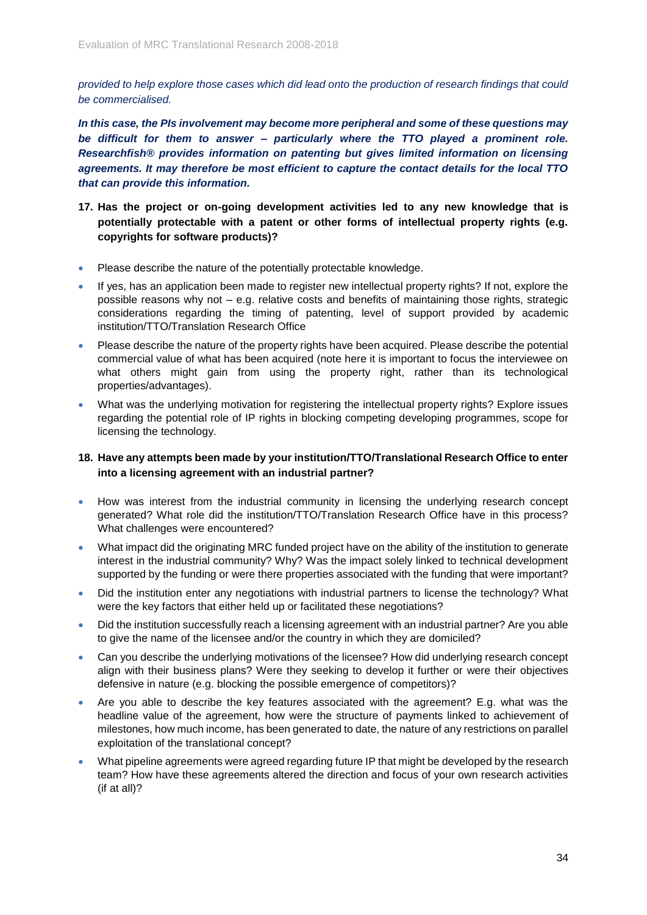*provided to help explore those cases which did lead onto the production of research findings that could be commercialised.*

***In this case, the PIs involvement may become more peripheral and some of these questions may be difficult for them to answer – particularly where the TTO played a prominent role. Researchfish® provides information on patenting but gives limited information on licensing agreements. It may therefore be most efficient to capture the contact details for the local TTO that can provide this information.***

**17. Has the project or on-going development activities led to any new knowledge that is potentially protectable with a patent or other forms of intellectual property rights (e.g. copyrights for software products)?**

- Please describe the nature of the potentially protectable knowledge.
- If yes, has an application been made to register new intellectual property rights? If not, explore the possible reasons why not – e.g. relative costs and benefits of maintaining those rights, strategic considerations regarding the timing of patenting, level of support provided by academic institution/TTO/Translation Research Office
- Please describe the nature of the property rights have been acquired. Please describe the potential commercial value of what has been acquired (note here it is important to focus the interviewee on what others might gain from using the property right, rather than its technological properties/advantages).
- What was the underlying motivation for registering the intellectual property rights? Explore issues regarding the potential role of IP rights in blocking competing developing programmes, scope for licensing the technology.

**18. Have any attempts been made by your institution/TTO/Translational Research Office to enter into a licensing agreement with an industrial partner?**

- How was interest from the industrial community in licensing the underlying research concept generated? What role did the institution/TTO/Translation Research Office have in this process? What challenges were encountered?
- What impact did the originating MRC funded project have on the ability of the institution to generate interest in the industrial community? Why? Was the impact solely linked to technical development supported by the funding or were there properties associated with the funding that were important?
- Did the institution enter any negotiations with industrial partners to license the technology? What were the key factors that either held up or facilitated these negotiations?
- Did the institution successfully reach a licensing agreement with an industrial partner? Are you able to give the name of the licensee and/or the country in which they are domiciled?
- Can you describe the underlying motivations of the licensee? How did underlying research concept align with their business plans? Were they seeking to develop it further or were their objectives defensive in nature (e.g. blocking the possible emergence of competitors)?
- Are you able to describe the key features associated with the agreement? E.g. what was the headline value of the agreement, how were the structure of payments linked to achievement of milestones, how much income, has been generated to date, the nature of any restrictions on parallel exploitation of the translational concept?
- What pipeline agreements were agreed regarding future IP that might be developed by the research team? How have these agreements altered the direction and focus of your own research activities (if at all)?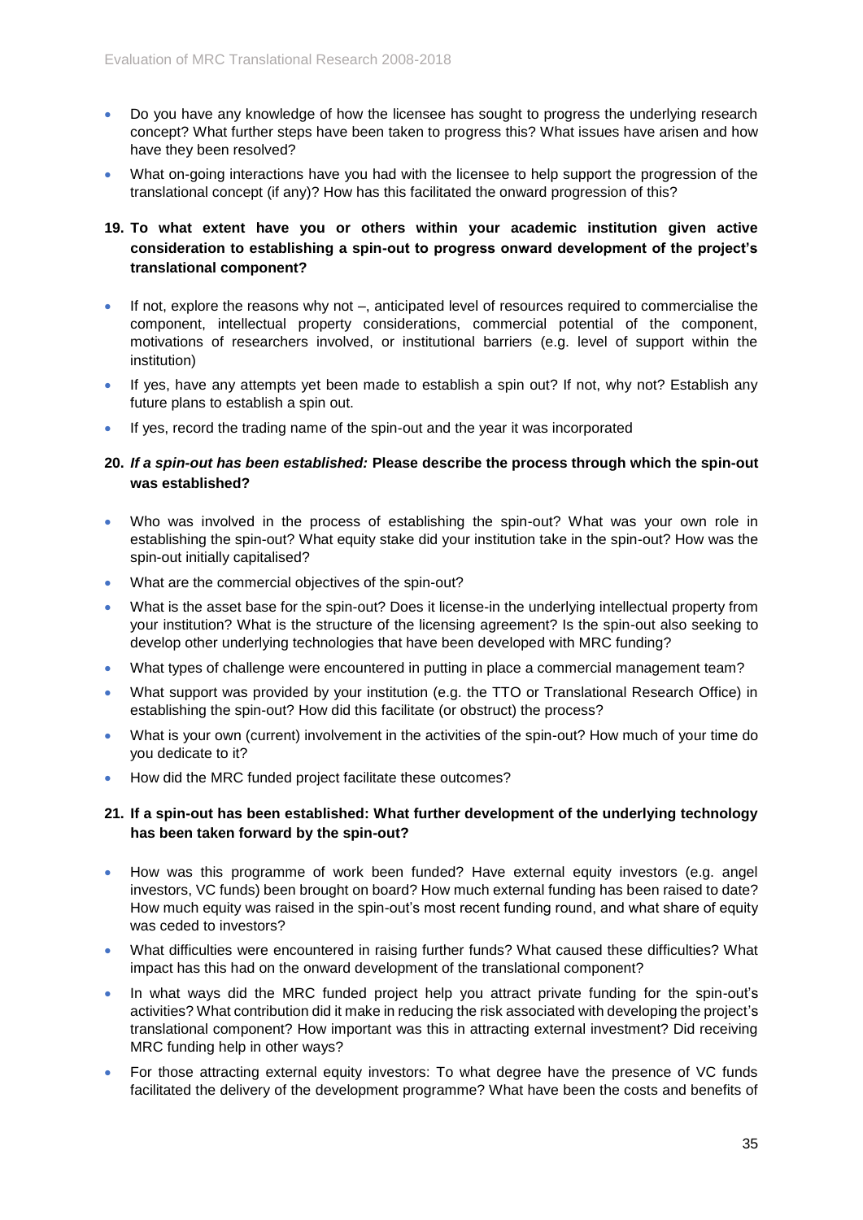- Do you have any knowledge of how the licensee has sought to progress the underlying research concept? What further steps have been taken to progress this? What issues have arisen and how have they been resolved?
- What on-going interactions have you had with the licensee to help support the progression of the translational concept (if any)? How has this facilitated the onward progression of this?

**19. To what extent have you or others within your academic institution given active consideration to establishing a spin-out to progress onward development of the project's translational component?**

- If not, explore the reasons why not –, anticipated level of resources required to commercialise the component, intellectual property considerations, commercial potential of the component, motivations of researchers involved, or institutional barriers (e.g. level of support within the institution)
- If yes, have any attempts yet been made to establish a spin out? If not, why not? Establish any future plans to establish a spin out.
- If yes, record the trading name of the spin-out and the year it was incorporated

**20. *If a spin-out has been established:* Please describe the process through which the spin-out was established?**

- Who was involved in the process of establishing the spin-out? What was your own role in establishing the spin-out? What equity stake did your institution take in the spin-out? How was the spin-out initially capitalised?
- What are the commercial objectives of the spin-out?
- What is the asset base for the spin-out? Does it license-in the underlying intellectual property from your institution? What is the structure of the licensing agreement? Is the spin-out also seeking to develop other underlying technologies that have been developed with MRC funding?
- What types of challenge were encountered in putting in place a commercial management team?
- What support was provided by your institution (e.g. the TTO or Translational Research Office) in establishing the spin-out? How did this facilitate (or obstruct) the process?
- What is your own (current) involvement in the activities of the spin-out? How much of your time do you dedicate to it?
- How did the MRC funded project facilitate these outcomes?

**21. If a spin-out has been established: What further development of the underlying technology has been taken forward by the spin-out?**

- How was this programme of work been funded? Have external equity investors (e.g. angel investors, VC funds) been brought on board? How much external funding has been raised to date? How much equity was raised in the spin-out's most recent funding round, and what share of equity was ceded to investors?
- What difficulties were encountered in raising further funds? What caused these difficulties? What impact has this had on the onward development of the translational component?
- In what ways did the MRC funded project help you attract private funding for the spin-out's activities? What contribution did it make in reducing the risk associated with developing the project's translational component? How important was this in attracting external investment? Did receiving MRC funding help in other ways?
- For those attracting external equity investors: To what degree have the presence of VC funds facilitated the delivery of the development programme? What have been the costs and benefits of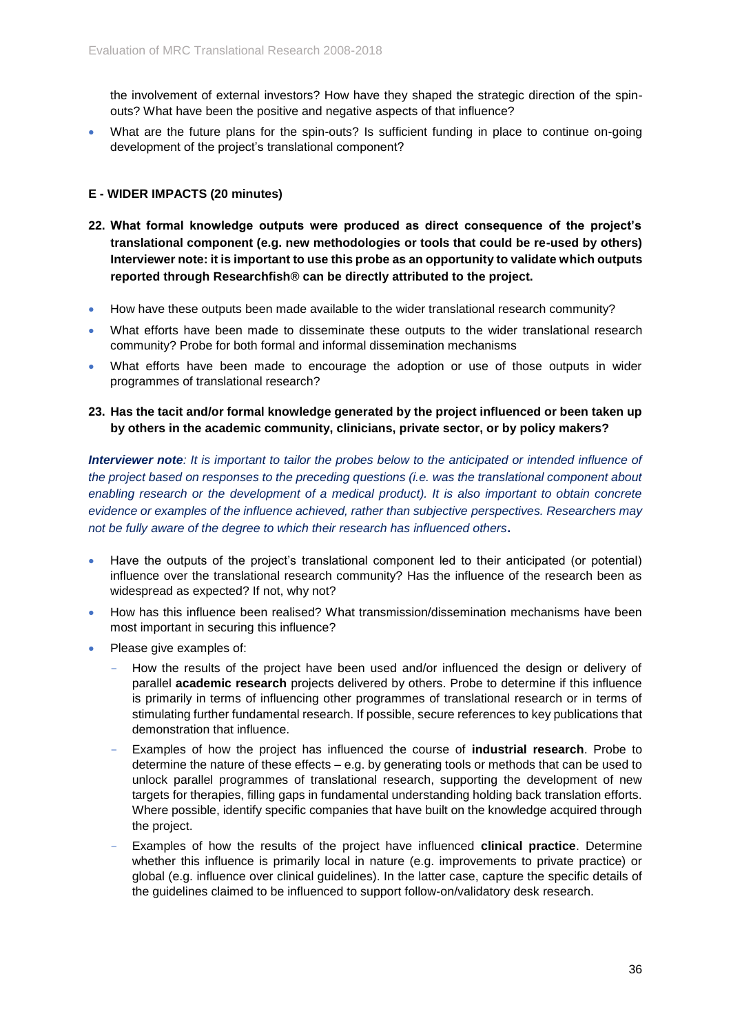the involvement of external investors? How have they shaped the strategic direction of the spin-outs? What have been the positive and negative aspects of that influence?

- What are the future plans for the spin-outs? Is sufficient funding in place to continue on-going development of the project's translational component?

### E - WIDER IMPACTS (20 minutes)

**22. What formal knowledge outputs were produced as direct consequence of the project's translational component (e.g. new methodologies or tools that could be re-used by others) Interviewer note: it is important to use this probe as an opportunity to validate which outputs reported through Researchfish® can be directly attributed to the project.**

- How have these outputs been made available to the wider translational research community?
- What efforts have been made to disseminate these outputs to the wider translational research community? Probe for both formal and informal dissemination mechanisms
- What efforts have been made to encourage the adoption or use of those outputs in wider programmes of translational research?

**23. Has the tacit and/or formal knowledge generated by the project influenced or been taken up by others in the academic community, clinicians, private sector, or by policy makers?**

***Interviewer note****: It is important to tailor the probes below to the anticipated or intended influence of the project based on responses to the preceding questions (i.e. was the translational component about enabling research or the development of a medical product). It is also important to obtain concrete evidence or examples of the influence achieved, rather than subjective perspectives. Researchers may not be fully aware of the degree to which their research has influenced others*.

- Have the outputs of the project's translational component led to their anticipated (or potential) influence over the translational research community? Has the influence of the research been as widespread as expected? If not, why not?
- How has this influence been realised? What transmission/dissemination mechanisms have been most important in securing this influence?
- Please give examples of:
  - How the results of the project have been used and/or influenced the design or delivery of parallel **academic research** projects delivered by others. Probe to determine if this influence is primarily in terms of influencing other programmes of translational research or in terms of stimulating further fundamental research. If possible, secure references to key publications that demonstration that influence.
  - Examples of how the project has influenced the course of **industrial research**. Probe to determine the nature of these effects – e.g. by generating tools or methods that can be used to unlock parallel programmes of translational research, supporting the development of new targets for therapies, filling gaps in fundamental understanding holding back translation efforts. Where possible, identify specific companies that have built on the knowledge acquired through the project.
  - Examples of how the results of the project have influenced **clinical practice**. Determine whether this influence is primarily local in nature (e.g. improvements to private practice) or global (e.g. influence over clinical guidelines). In the latter case, capture the specific details of the guidelines claimed to be influenced to support follow-on/validatory desk research.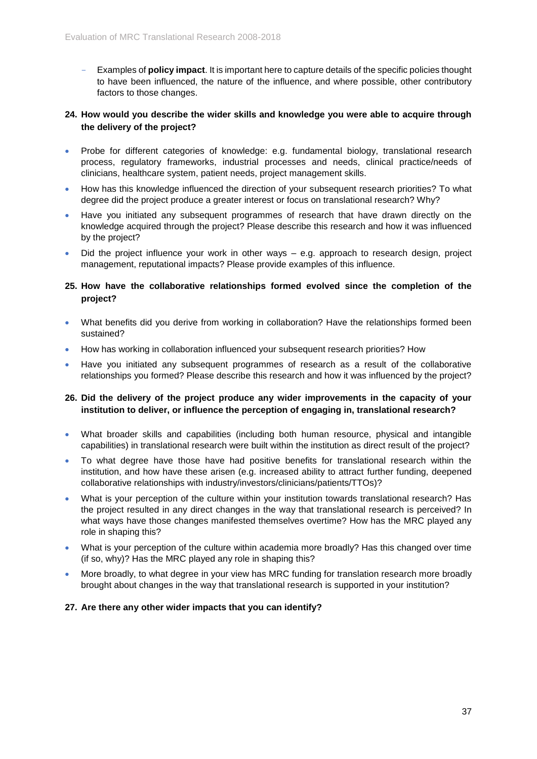- Examples of **policy impact**. It is important here to capture details of the specific policies thought to have been influenced, the nature of the influence, and where possible, other contributory factors to those changes.

**24. How would you describe the wider skills and knowledge you were able to acquire through the delivery of the project?**

- Probe for different categories of knowledge: e.g. fundamental biology, translational research process, regulatory frameworks, industrial processes and needs, clinical practice/needs of clinicians, healthcare system, patient needs, project management skills.
- How has this knowledge influenced the direction of your subsequent research priorities? To what degree did the project produce a greater interest or focus on translational research? Why?
- Have you initiated any subsequent programmes of research that have drawn directly on the knowledge acquired through the project? Please describe this research and how it was influenced by the project?
- Did the project influence your work in other ways – e.g. approach to research design, project management, reputational impacts? Please provide examples of this influence.

**25. How have the collaborative relationships formed evolved since the completion of the project?**

- What benefits did you derive from working in collaboration? Have the relationships formed been sustained?
- How has working in collaboration influenced your subsequent research priorities? How
- Have you initiated any subsequent programmes of research as a result of the collaborative relationships you formed? Please describe this research and how it was influenced by the project?

**26. Did the delivery of the project produce any wider improvements in the capacity of your institution to deliver, or influence the perception of engaging in, translational research?**

- What broader skills and capabilities (including both human resource, physical and intangible capabilities) in translational research were built within the institution as direct result of the project?
- To what degree have those have had positive benefits for translational research within the institution, and how have these arisen (e.g. increased ability to attract further funding, deepened collaborative relationships with industry/investors/clinicians/patients/TTOs)?
- What is your perception of the culture within your institution towards translational research? Has the project resulted in any direct changes in the way that translational research is perceived? In what ways have those changes manifested themselves overtime? How has the MRC played any role in shaping this?
- What is your perception of the culture within academia more broadly? Has this changed over time (if so, why)? Has the MRC played any role in shaping this?
- More broadly, to what degree in your view has MRC funding for translation research more broadly brought about changes in the way that translational research is supported in your institution?

**27. Are there any other wider impacts that you can identify?**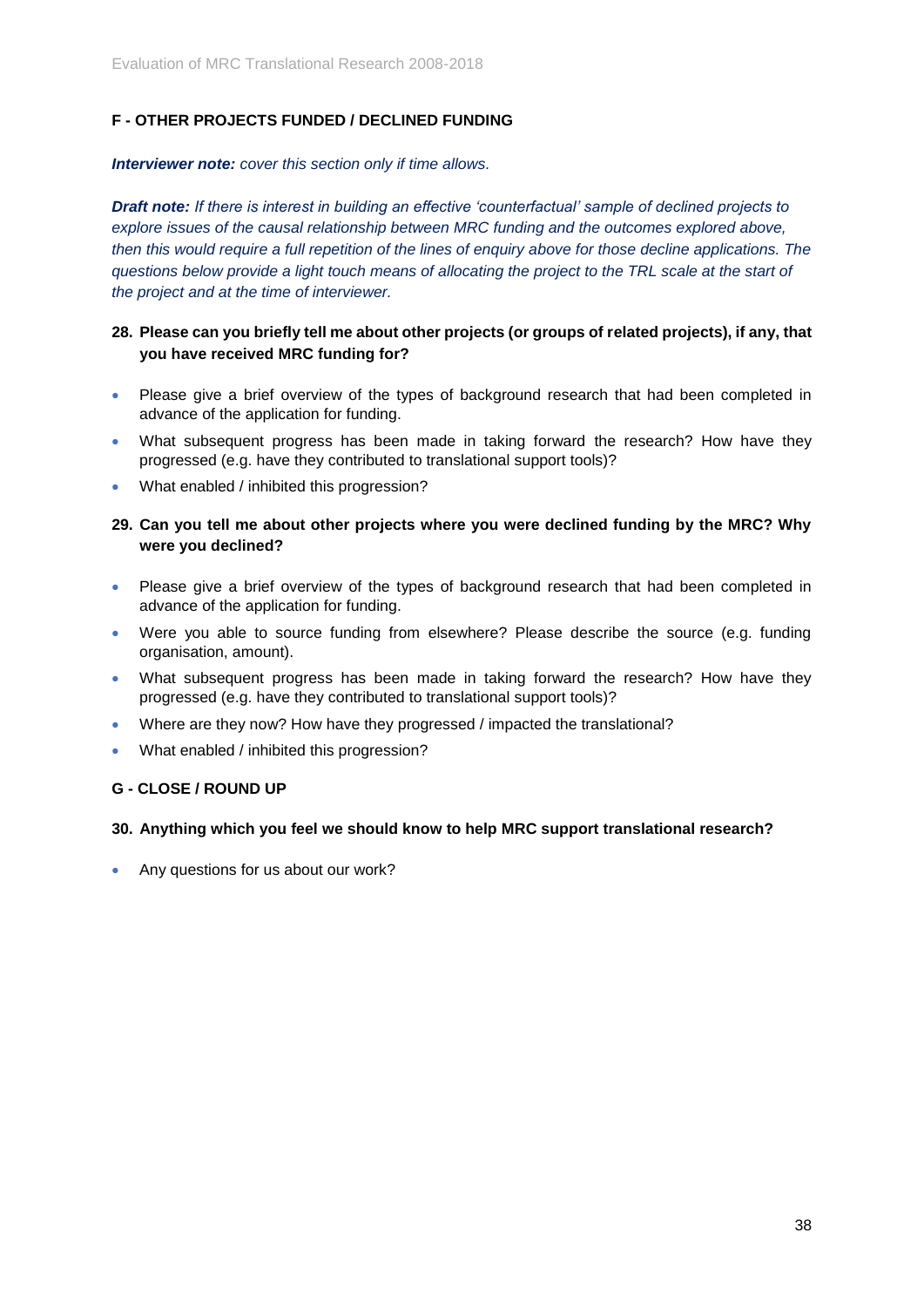### F - OTHER PROJECTS FUNDED / DECLINED FUNDING

***Interviewer note:*** *cover this section only if time allows.*

***Draft note:*** *If there is interest in building an effective 'counterfactual' sample of declined projects to explore issues of the causal relationship between MRC funding and the outcomes explored above, then this would require a full repetition of the lines of enquiry above for those decline applications. The questions below provide a light touch means of allocating the project to the TRL scale at the start of the project and at the time of interviewer.*

**28. Please can you briefly tell me about other projects (or groups of related projects), if any, that you have received MRC funding for?**

- Please give a brief overview of the types of background research that had been completed in advance of the application for funding.
- What subsequent progress has been made in taking forward the research? How have they progressed (e.g. have they contributed to translational support tools)?
- What enabled / inhibited this progression?

**29. Can you tell me about other projects where you were declined funding by the MRC? Why were you declined?**

- Please give a brief overview of the types of background research that had been completed in advance of the application for funding.
- Were you able to source funding from elsewhere? Please describe the source (e.g. funding organisation, amount).
- What subsequent progress has been made in taking forward the research? How have they progressed (e.g. have they contributed to translational support tools)?
- Where are they now? How have they progressed / impacted the translational?
- What enabled / inhibited this progression?

### G - CLOSE / ROUND UP

**30. Anything which you feel we should know to help MRC support translational research?**

- Any questions for us about our work?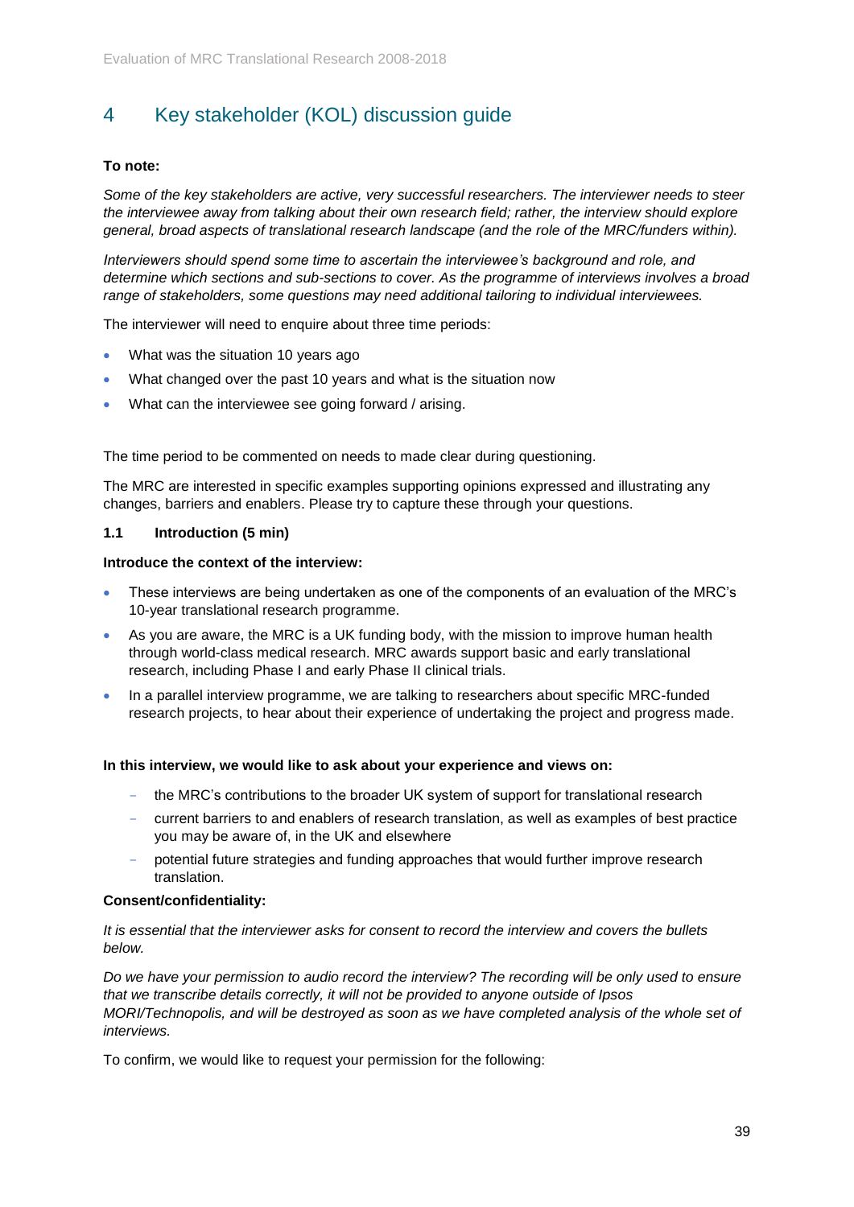# 4 Key stakeholder (KOL) discussion guide

**To note:**

*Some of the key stakeholders are active, very successful researchers. The interviewer needs to steer the interviewee away from talking about their own research field; rather, the interview should explore general, broad aspects of translational research landscape (and the role of the MRC/funders within).*

*Interviewers should spend some time to ascertain the interviewee's background and role, and determine which sections and sub-sections to cover. As the programme of interviews involves a broad range of stakeholders, some questions may need additional tailoring to individual interviewees.*

The interviewer will need to enquire about three time periods:

- What was the situation 10 years ago
- What changed over the past 10 years and what is the situation now
- What can the interviewee see going forward / arising.

The time period to be commented on needs to made clear during questioning.

The MRC are interested in specific examples supporting opinions expressed and illustrating any changes, barriers and enablers. Please try to capture these through your questions.

### 1.1 Introduction (5 min)

**Introduce the context of the interview:**

- These interviews are being undertaken as one of the components of an evaluation of the MRC's 10-year translational research programme.
- As you are aware, the MRC is a UK funding body, with the mission to improve human health through world-class medical research. MRC awards support basic and early translational research, including Phase I and early Phase II clinical trials.
- In a parallel interview programme, we are talking to researchers about specific MRC-funded research projects, to hear about their experience of undertaking the project and progress made.

**In this interview, we would like to ask about your experience and views on:**

- the MRC's contributions to the broader UK system of support for translational research
- current barriers to and enablers of research translation, as well as examples of best practice you may be aware of, in the UK and elsewhere
- potential future strategies and funding approaches that would further improve research translation.

**Consent/confidentiality:**

*It is essential that the interviewer asks for consent to record the interview and covers the bullets below.*

*Do we have your permission to audio record the interview? The recording will be only used to ensure that we transcribe details correctly, it will not be provided to anyone outside of Ipsos MORI/Technopolis, and will be destroyed as soon as we have completed analysis of the whole set of interviews.*

To confirm, we would like to request your permission for the following: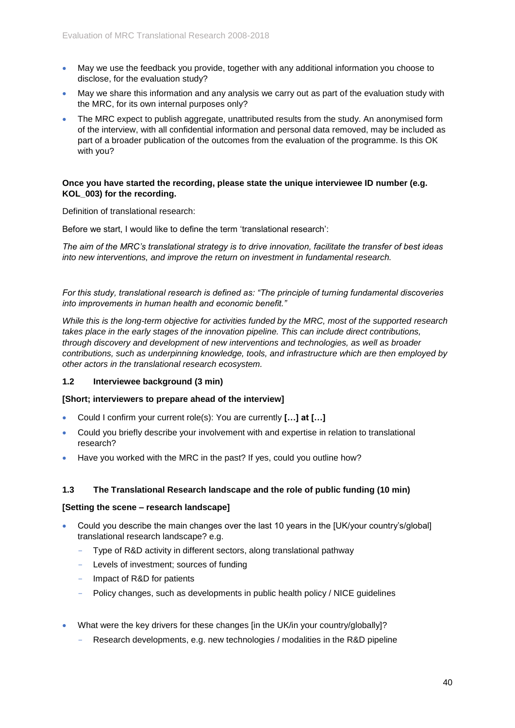- May we use the feedback you provide, together with any additional information you choose to disclose, for the evaluation study?
- May we share this information and any analysis we carry out as part of the evaluation study with the MRC, for its own internal purposes only?
- The MRC expect to publish aggregate, unattributed results from the study. An anonymised form of the interview, with all confidential information and personal data removed, may be included as part of a broader publication of the outcomes from the evaluation of the programme. Is this OK with you?

**Once you have started the recording, please state the unique interviewee ID number (e.g. KOL_003) for the recording.**

Definition of translational research:

Before we start, I would like to define the term 'translational research':

*The aim of the MRC's translational strategy is to drive innovation, facilitate the transfer of best ideas into new interventions, and improve the return on investment in fundamental research.*

*For this study, translational research is defined as: "The principle of turning fundamental discoveries into improvements in human health and economic benefit."*

*While this is the long-term objective for activities funded by the MRC, most of the supported research takes place in the early stages of the innovation pipeline. This can include direct contributions, through discovery and development of new interventions and technologies, as well as broader contributions, such as underpinning knowledge, tools, and infrastructure which are then employed by other actors in the translational research ecosystem.*

### 1.2 Interviewee background (3 min)

**[Short; interviewers to prepare ahead of the interview]**

- Could I confirm your current role(s): You are currently **[…] at […]**
- Could you briefly describe your involvement with and expertise in relation to translational research?
- Have you worked with the MRC in the past? If yes, could you outline how?

### 1.3 The Translational Research landscape and the role of public funding (10 min)

**[Setting the scene – research landscape]**

- Could you describe the main changes over the last 10 years in the [UK/your country's/global] translational research landscape? e.g.
  - Type of R&D activity in different sectors, along translational pathway
  - Levels of investment; sources of funding
  - Impact of R&D for patients
  - Policy changes, such as developments in public health policy / NICE guidelines
- What were the key drivers for these changes [in the UK/in your country/globally]?
  - Research developments, e.g. new technologies / modalities in the R&D pipeline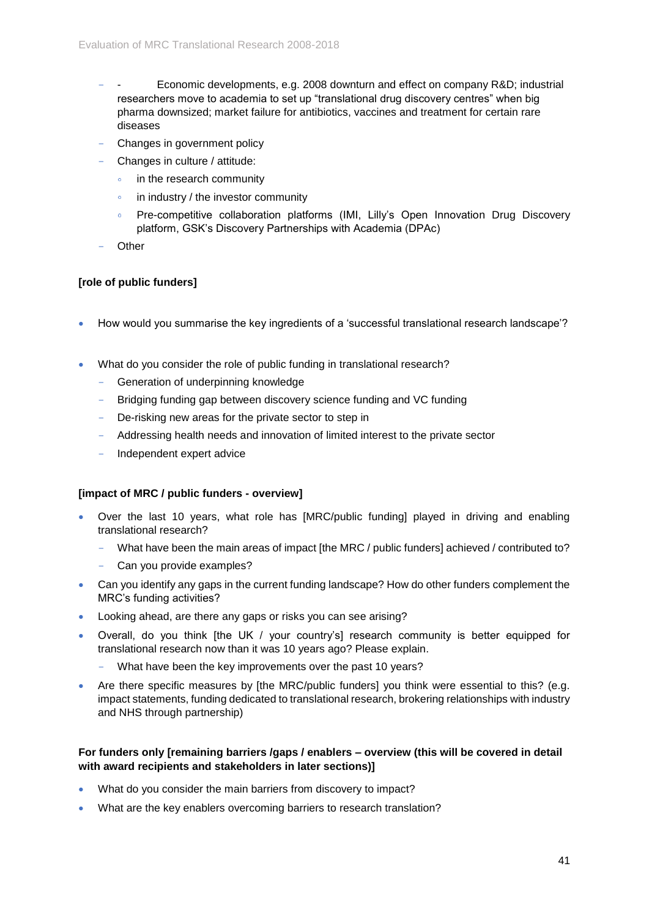- \- Economic developments, e.g. 2008 downturn and effect on company R&D; industrial researchers move to academia to set up "translational drug discovery centres" when big pharma downsized; market failure for antibiotics, vaccines and treatment for certain rare diseases
- Changes in government policy
- Changes in culture / attitude:
  - in the research community
  - in industry / the investor community
  - Pre-competitive collaboration platforms (IMI, Lilly's Open Innovation Drug Discovery platform, GSK's Discovery Partnerships with Academia (DPAc)
- Other

**[role of public funders]**

- How would you summarise the key ingredients of a 'successful translational research landscape'?

- What do you consider the role of public funding in translational research?
  - Generation of underpinning knowledge
  - Bridging funding gap between discovery science funding and VC funding
  - De-risking new areas for the private sector to step in
  - Addressing health needs and innovation of limited interest to the private sector
  - Independent expert advice

**[impact of MRC / public funders - overview]**

- Over the last 10 years, what role has [MRC/public funding] played in driving and enabling translational research?
  - What have been the main areas of impact [the MRC / public funders] achieved / contributed to?
  - Can you provide examples?
- Can you identify any gaps in the current funding landscape? How do other funders complement the MRC's funding activities?
- Looking ahead, are there any gaps or risks you can see arising?
- Overall, do you think [the UK / your country's] research community is better equipped for translational research now than it was 10 years ago? Please explain.
  - What have been the key improvements over the past 10 years?
- Are there specific measures by [the MRC/public funders] you think were essential to this? (e.g. impact statements, funding dedicated to translational research, brokering relationships with industry and NHS through partnership)

**For funders only [remaining barriers /gaps / enablers – overview (this will be covered in detail with award recipients and stakeholders in later sections)]**

- What do you consider the main barriers from discovery to impact?
- What are the key enablers overcoming barriers to research translation?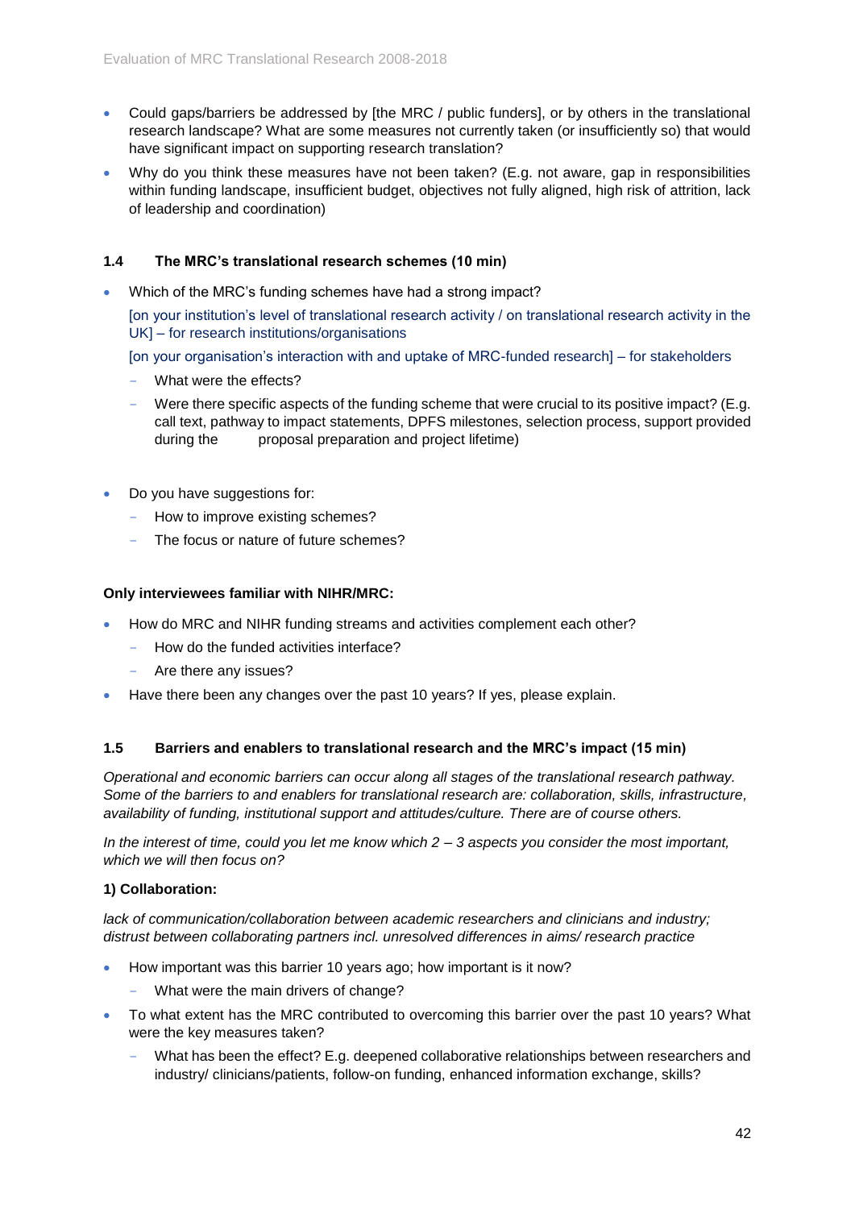- Could gaps/barriers be addressed by [the MRC / public funders], or by others in the translational research landscape? What are some measures not currently taken (or insufficiently so) that would have significant impact on supporting research translation?
- Why do you think these measures have not been taken? (E.g. not aware, gap in responsibilities within funding landscape, insufficient budget, objectives not fully aligned, high risk of attrition, lack of leadership and coordination)

### 1.4 The MRC's translational research schemes (10 min)

- Which of the MRC's funding schemes have had a strong impact?

  [on your institution's level of translational research activity / on translational research activity in the UK] – for research institutions/organisations

  [on your organisation's interaction with and uptake of MRC-funded research] – for stakeholders

  - What were the effects?
  - Were there specific aspects of the funding scheme that were crucial to its positive impact? (E.g. call text, pathway to impact statements, DPFS milestones, selection process, support provided during the proposal preparation and project lifetime)

- Do you have suggestions for:
  - How to improve existing schemes?
  - The focus or nature of future schemes?

**Only interviewees familiar with NIHR/MRC:**

- How do MRC and NIHR funding streams and activities complement each other?
  - How do the funded activities interface?
  - Are there any issues?
- Have there been any changes over the past 10 years? If yes, please explain.

### 1.5 Barriers and enablers to translational research and the MRC's impact (15 min)

*Operational and economic barriers can occur along all stages of the translational research pathway. Some of the barriers to and enablers for translational research are: collaboration, skills, infrastructure, availability of funding, institutional support and attitudes/culture. There are of course others.*

*In the interest of time, could you let me know which 2 – 3 aspects you consider the most important, which we will then focus on?*

**1) Collaboration:**

*lack of communication/collaboration between academic researchers and clinicians and industry; distrust between collaborating partners incl. unresolved differences in aims/ research practice*

- How important was this barrier 10 years ago; how important is it now?
  - What were the main drivers of change?
- To what extent has the MRC contributed to overcoming this barrier over the past 10 years? What were the key measures taken?
  - What has been the effect? E.g. deepened collaborative relationships between researchers and industry/ clinicians/patients, follow-on funding, enhanced information exchange, skills?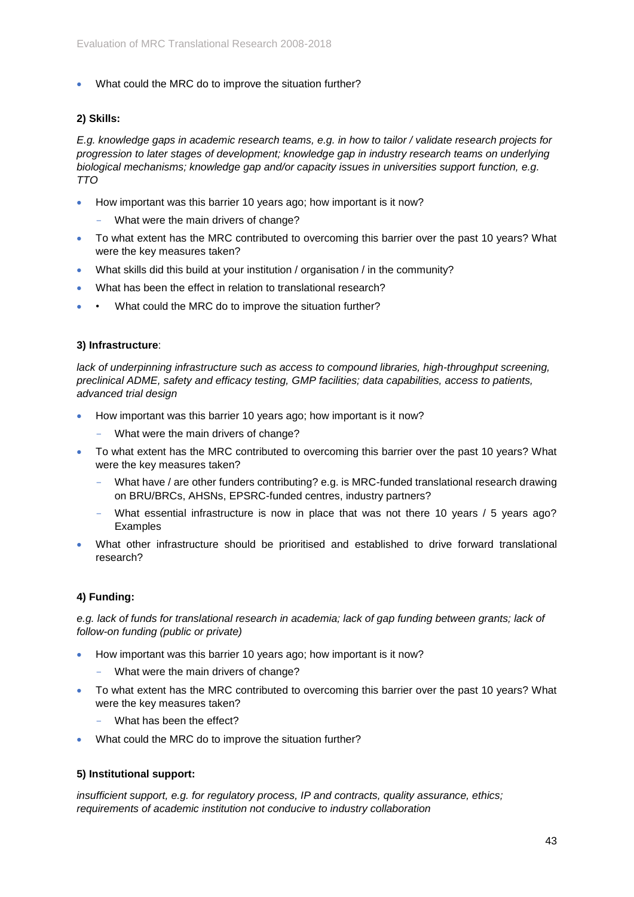- What could the MRC do to improve the situation further?

**2) Skills:**

*E.g. knowledge gaps in academic research teams, e.g. in how to tailor / validate research projects for progression to later stages of development; knowledge gap in industry research teams on underlying biological mechanisms; knowledge gap and/or capacity issues in universities support function, e.g. TTO*

- How important was this barrier 10 years ago; how important is it now?
  - What were the main drivers of change?
- To what extent has the MRC contributed to overcoming this barrier over the past 10 years? What were the key measures taken?
- What skills did this build at your institution / organisation / in the community?
- What has been the effect in relation to translational research?
- • What could the MRC do to improve the situation further?

**3) Infrastructure**:

*lack of underpinning infrastructure such as access to compound libraries, high-throughput screening, preclinical ADME, safety and efficacy testing, GMP facilities; data capabilities, access to patients, advanced trial design*

- How important was this barrier 10 years ago; how important is it now?
  - What were the main drivers of change?
- To what extent has the MRC contributed to overcoming this barrier over the past 10 years? What were the key measures taken?
  - What have / are other funders contributing? e.g. is MRC-funded translational research drawing on BRU/BRCs, AHSNs, EPSRC-funded centres, industry partners?
  - What essential infrastructure is now in place that was not there 10 years / 5 years ago? Examples
- What other infrastructure should be prioritised and established to drive forward translational research?

**4) Funding:**

*e.g. lack of funds for translational research in academia; lack of gap funding between grants; lack of follow-on funding (public or private)*

- How important was this barrier 10 years ago; how important is it now?
  - What were the main drivers of change?
- To what extent has the MRC contributed to overcoming this barrier over the past 10 years? What were the key measures taken?
  - What has been the effect?
- What could the MRC do to improve the situation further?

**5) Institutional support:**

*insufficient support, e.g. for regulatory process, IP and contracts, quality assurance, ethics; requirements of academic institution not conducive to industry collaboration*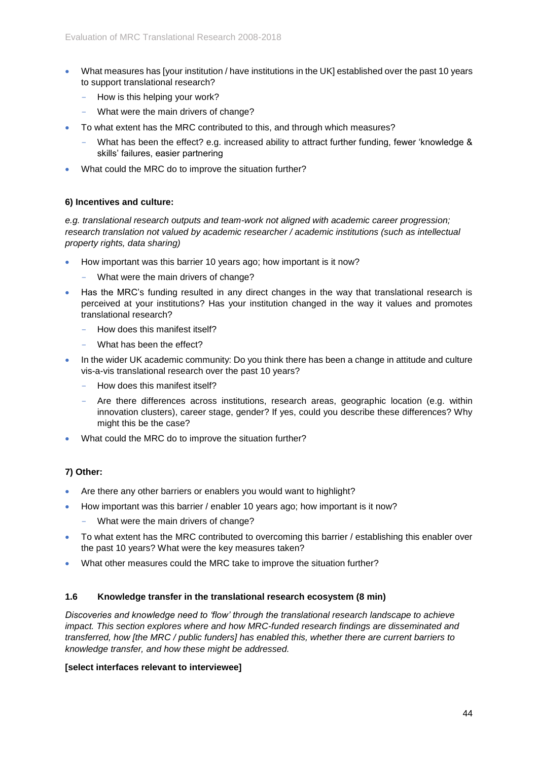- What measures has [your institution / have institutions in the UK] established over the past 10 years to support translational research?
  - How is this helping your work?
  - What were the main drivers of change?
- To what extent has the MRC contributed to this, and through which measures?
  - What has been the effect? e.g. increased ability to attract further funding, fewer 'knowledge & skills' failures, easier partnering
- What could the MRC do to improve the situation further?

**6) Incentives and culture:**

*e.g. translational research outputs and team-work not aligned with academic career progression; research translation not valued by academic researcher / academic institutions (such as intellectual property rights, data sharing)*

- How important was this barrier 10 years ago; how important is it now?
  - What were the main drivers of change?
- Has the MRC's funding resulted in any direct changes in the way that translational research is perceived at your institutions? Has your institution changed in the way it values and promotes translational research?
  - How does this manifest itself?
  - What has been the effect?
- In the wider UK academic community: Do you think there has been a change in attitude and culture vis-a-vis translational research over the past 10 years?
  - How does this manifest itself?
  - Are there differences across institutions, research areas, geographic location (e.g. within innovation clusters), career stage, gender? If yes, could you describe these differences? Why might this be the case?
- What could the MRC do to improve the situation further?

**7) Other:**

- Are there any other barriers or enablers you would want to highlight?
- How important was this barrier / enabler 10 years ago; how important is it now?
  - What were the main drivers of change?
- To what extent has the MRC contributed to overcoming this barrier / establishing this enabler over the past 10 years? What were the key measures taken?
- What other measures could the MRC take to improve the situation further?

### 1.6 Knowledge transfer in the translational research ecosystem (8 min)

*Discoveries and knowledge need to 'flow' through the translational research landscape to achieve impact. This section explores where and how MRC-funded research findings are disseminated and transferred, how [the MRC / public funders] has enabled this, whether there are current barriers to knowledge transfer, and how these might be addressed.*

**[select interfaces relevant to interviewee]**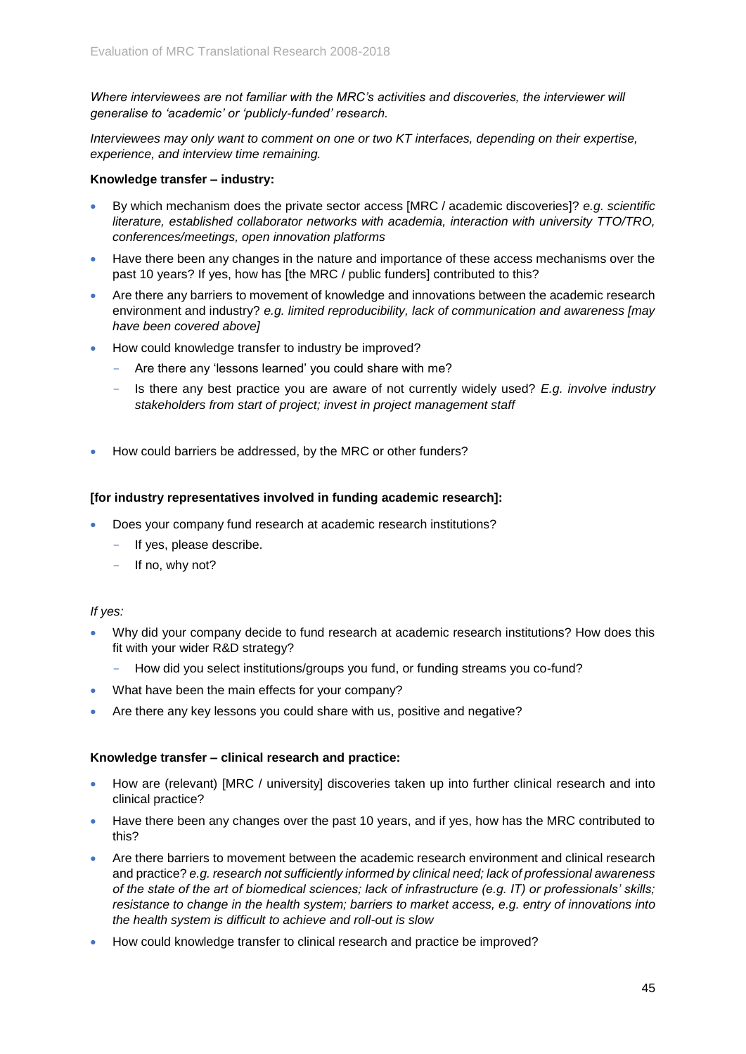*Where interviewees are not familiar with the MRC's activities and discoveries, the interviewer will generalise to 'academic' or 'publicly-funded' research.*

*Interviewees may only want to comment on one or two KT interfaces, depending on their expertise, experience, and interview time remaining.*

**Knowledge transfer – industry:**

- By which mechanism does the private sector access [MRC / academic discoveries]? *e.g. scientific literature, established collaborator networks with academia, interaction with university TTO/TRO, conferences/meetings, open innovation platforms*
- Have there been any changes in the nature and importance of these access mechanisms over the past 10 years? If yes, how has [the MRC / public funders] contributed to this?
- Are there any barriers to movement of knowledge and innovations between the academic research environment and industry? *e.g. limited reproducibility, lack of communication and awareness [may have been covered above]*
- How could knowledge transfer to industry be improved?
  - Are there any 'lessons learned' you could share with me?
  - Is there any best practice you are aware of not currently widely used? *E.g. involve industry stakeholders from start of project; invest in project management staff*
- How could barriers be addressed, by the MRC or other funders?

**[for industry representatives involved in funding academic research]:**

- Does your company fund research at academic research institutions?
  - If yes, please describe.
  - If no, why not?

*If yes:*

- Why did your company decide to fund research at academic research institutions? How does this fit with your wider R&D strategy?
  - How did you select institutions/groups you fund, or funding streams you co-fund?
- What have been the main effects for your company?
- Are there any key lessons you could share with us, positive and negative?

**Knowledge transfer – clinical research and practice:**

- How are (relevant) [MRC / university] discoveries taken up into further clinical research and into clinical practice?
- Have there been any changes over the past 10 years, and if yes, how has the MRC contributed to this?
- Are there barriers to movement between the academic research environment and clinical research and practice? *e.g. research not sufficiently informed by clinical need; lack of professional awareness of the state of the art of biomedical sciences; lack of infrastructure (e.g. IT) or professionals' skills; resistance to change in the health system; barriers to market access, e.g. entry of innovations into the health system is difficult to achieve and roll-out is slow*
- How could knowledge transfer to clinical research and practice be improved?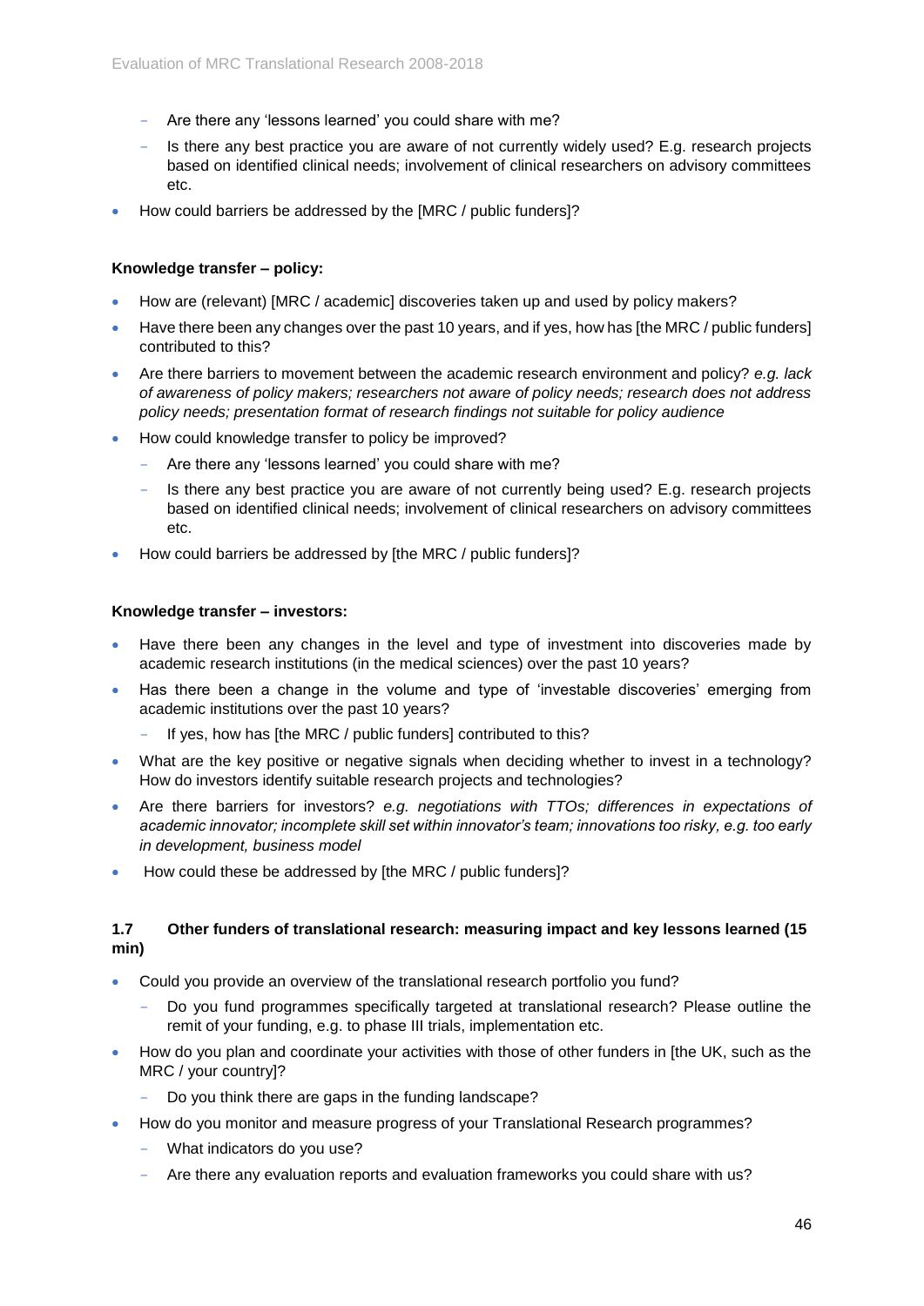- Are there any 'lessons learned' you could share with me?
  - Is there any best practice you are aware of not currently widely used? E.g. research projects based on identified clinical needs; involvement of clinical researchers on advisory committees etc.
- How could barriers be addressed by the [MRC / public funders]?

**Knowledge transfer – policy:**

- How are (relevant) [MRC / academic] discoveries taken up and used by policy makers?
- Have there been any changes over the past 10 years, and if yes, how has [the MRC / public funders] contributed to this?
- Are there barriers to movement between the academic research environment and policy? *e.g. lack of awareness of policy makers; researchers not aware of policy needs; research does not address policy needs; presentation format of research findings not suitable for policy audience*
- How could knowledge transfer to policy be improved?
  - Are there any 'lessons learned' you could share with me?
  - Is there any best practice you are aware of not currently being used? E.g. research projects based on identified clinical needs; involvement of clinical researchers on advisory committees etc.
- How could barriers be addressed by [the MRC / public funders]?

**Knowledge transfer – investors:**

- Have there been any changes in the level and type of investment into discoveries made by academic research institutions (in the medical sciences) over the past 10 years?
- Has there been a change in the volume and type of 'investable discoveries' emerging from academic institutions over the past 10 years?
  - If yes, how has [the MRC / public funders] contributed to this?
- What are the key positive or negative signals when deciding whether to invest in a technology? How do investors identify suitable research projects and technologies?
- Are there barriers for investors? *e.g. negotiations with TTOs; differences in expectations of academic innovator; incomplete skill set within innovator's team; innovations too risky, e.g. too early in development, business model*
- How could these be addressed by [the MRC / public funders]?

### 1.7 Other funders of translational research: measuring impact and key lessons learned (15 min)

- Could you provide an overview of the translational research portfolio you fund?
  - Do you fund programmes specifically targeted at translational research? Please outline the remit of your funding, e.g. to phase III trials, implementation etc.
- How do you plan and coordinate your activities with those of other funders in [the UK, such as the MRC / your country]?
  - Do you think there are gaps in the funding landscape?
- How do you monitor and measure progress of your Translational Research programmes?
  - What indicators do you use?
  - Are there any evaluation reports and evaluation frameworks you could share with us?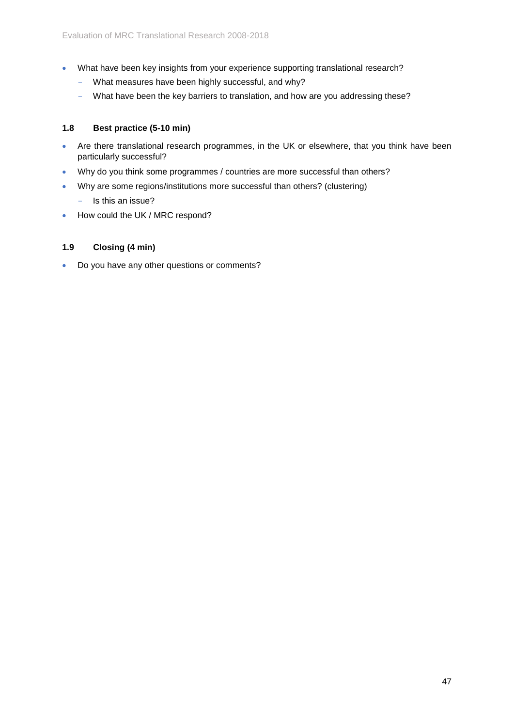- What have been key insights from your experience supporting translational research?
  - What measures have been highly successful, and why?
  - What have been the key barriers to translation, and how are you addressing these?

### 1.8 Best practice (5-10 min)

- Are there translational research programmes, in the UK or elsewhere, that you think have been particularly successful?
- Why do you think some programmes / countries are more successful than others?
- Why are some regions/institutions more successful than others? (clustering)
  - Is this an issue?
- How could the UK / MRC respond?

### 1.9 Closing (4 min)

- Do you have any other questions or comments?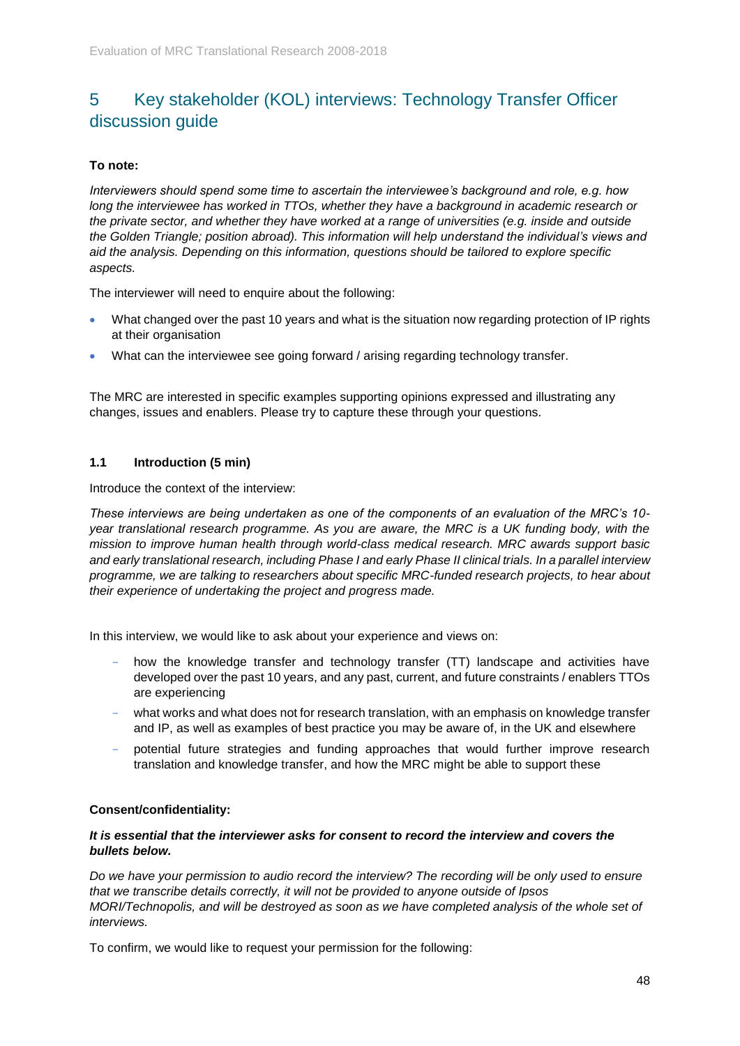# 5 Key stakeholder (KOL) interviews: Technology Transfer Officer discussion guide

**To note:**

*Interviewers should spend some time to ascertain the interviewee's background and role, e.g. how long the interviewee has worked in TTOs, whether they have a background in academic research or the private sector, and whether they have worked at a range of universities (e.g. inside and outside the Golden Triangle; position abroad). This information will help understand the individual's views and aid the analysis. Depending on this information, questions should be tailored to explore specific aspects.*

The interviewer will need to enquire about the following:

- What changed over the past 10 years and what is the situation now regarding protection of IP rights at their organisation
- What can the interviewee see going forward / arising regarding technology transfer.

The MRC are interested in specific examples supporting opinions expressed and illustrating any changes, issues and enablers. Please try to capture these through your questions.

### 1.1 Introduction (5 min)

Introduce the context of the interview:

*These interviews are being undertaken as one of the components of an evaluation of the MRC's 10-year translational research programme. As you are aware, the MRC is a UK funding body, with the mission to improve human health through world-class medical research. MRC awards support basic and early translational research, including Phase I and early Phase II clinical trials. In a parallel interview programme, we are talking to researchers about specific MRC-funded research projects, to hear about their experience of undertaking the project and progress made.*

In this interview, we would like to ask about your experience and views on:

- how the knowledge transfer and technology transfer (TT) landscape and activities have developed over the past 10 years, and any past, current, and future constraints / enablers TTOs are experiencing
- what works and what does not for research translation, with an emphasis on knowledge transfer and IP, as well as examples of best practice you may be aware of, in the UK and elsewhere
- potential future strategies and funding approaches that would further improve research translation and knowledge transfer, and how the MRC might be able to support these

**Consent/confidentiality:**

***It is essential that the interviewer asks for consent to record the interview and covers the bullets below.***

*Do we have your permission to audio record the interview? The recording will be only used to ensure that we transcribe details correctly, it will not be provided to anyone outside of Ipsos MORI/Technopolis, and will be destroyed as soon as we have completed analysis of the whole set of interviews.*

To confirm, we would like to request your permission for the following: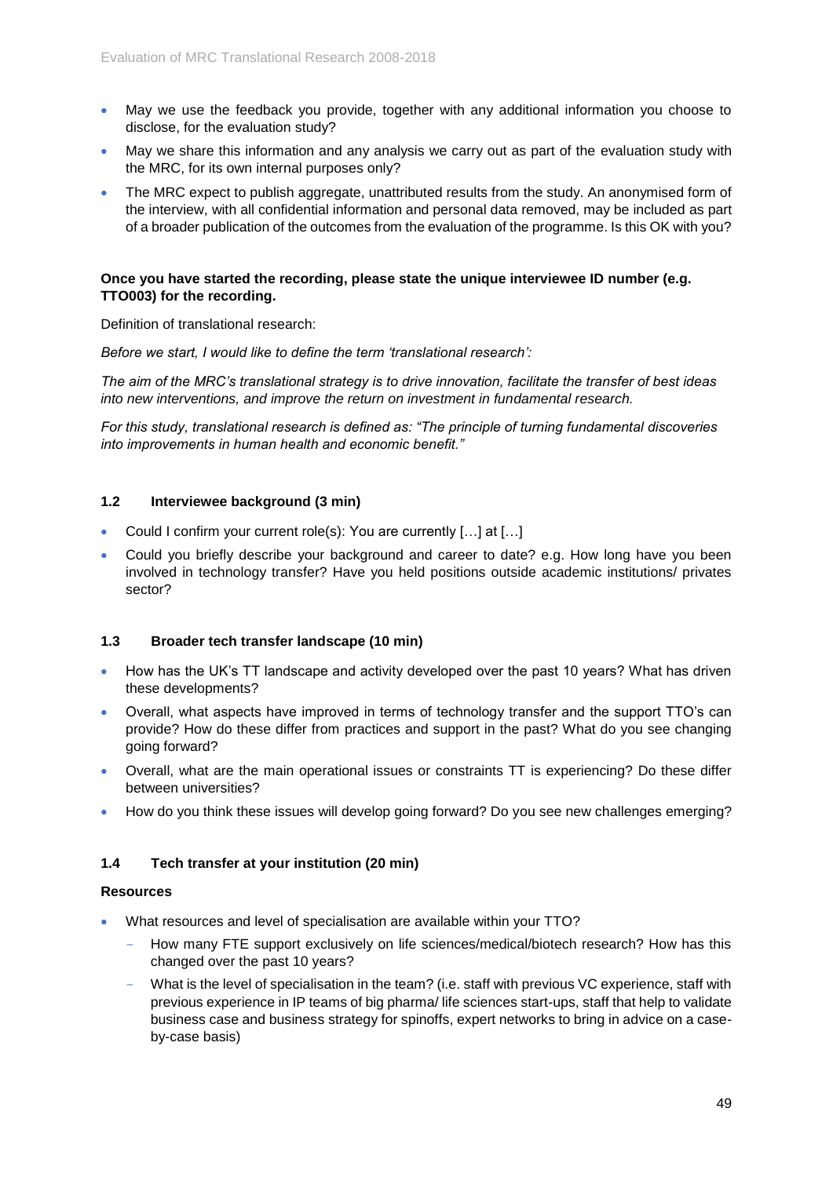- May we use the feedback you provide, together with any additional information you choose to disclose, for the evaluation study?
- May we share this information and any analysis we carry out as part of the evaluation study with the MRC, for its own internal purposes only?
- The MRC expect to publish aggregate, unattributed results from the study. An anonymised form of the interview, with all confidential information and personal data removed, may be included as part of a broader publication of the outcomes from the evaluation of the programme. Is this OK with you?

**Once you have started the recording, please state the unique interviewee ID number (e.g. TTO003) for the recording.**

Definition of translational research:

*Before we start, I would like to define the term 'translational research':*

*The aim of the MRC's translational strategy is to drive innovation, facilitate the transfer of best ideas into new interventions, and improve the return on investment in fundamental research.*

*For this study, translational research is defined as: "The principle of turning fundamental discoveries into improvements in human health and economic benefit."*

### 1.2 Interviewee background (3 min)

- Could I confirm your current role(s): You are currently […] at […]
- Could you briefly describe your background and career to date? e.g. How long have you been involved in technology transfer? Have you held positions outside academic institutions/ privates sector?

### 1.3 Broader tech transfer landscape (10 min)

- How has the UK's TT landscape and activity developed over the past 10 years? What has driven these developments?
- Overall, what aspects have improved in terms of technology transfer and the support TTO's can provide? How do these differ from practices and support in the past? What do you see changing going forward?
- Overall, what are the main operational issues or constraints TT is experiencing? Do these differ between universities?
- How do you think these issues will develop going forward? Do you see new challenges emerging?

### 1.4 Tech transfer at your institution (20 min)

**Resources**

- What resources and level of specialisation are available within your TTO?
  - How many FTE support exclusively on life sciences/medical/biotech research? How has this changed over the past 10 years?
  - What is the level of specialisation in the team? (i.e. staff with previous VC experience, staff with previous experience in IP teams of big pharma/ life sciences start-ups, staff that help to validate business case and business strategy for spinoffs, expert networks to bring in advice on a case-by-case basis)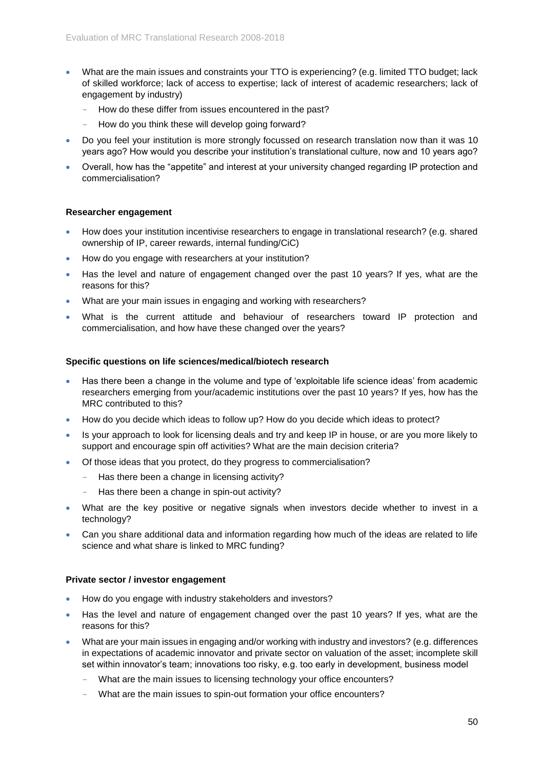- What are the main issues and constraints your TTO is experiencing? (e.g. limited TTO budget; lack of skilled workforce; lack of access to expertise; lack of interest of academic researchers; lack of engagement by industry)
  - How do these differ from issues encountered in the past?
  - How do you think these will develop going forward?
- Do you feel your institution is more strongly focussed on research translation now than it was 10 years ago? How would you describe your institution's translational culture, now and 10 years ago?
- Overall, how has the "appetite" and interest at your university changed regarding IP protection and commercialisation?

**Researcher engagement**

- How does your institution incentivise researchers to engage in translational research? (e.g. shared ownership of IP, career rewards, internal funding/CiC)
- How do you engage with researchers at your institution?
- Has the level and nature of engagement changed over the past 10 years? If yes, what are the reasons for this?
- What are your main issues in engaging and working with researchers?
- What is the current attitude and behaviour of researchers toward IP protection and commercialisation, and how have these changed over the years?

**Specific questions on life sciences/medical/biotech research**

- Has there been a change in the volume and type of 'exploitable life science ideas' from academic researchers emerging from your/academic institutions over the past 10 years? If yes, how has the MRC contributed to this?
- How do you decide which ideas to follow up? How do you decide which ideas to protect?
- Is your approach to look for licensing deals and try and keep IP in house, or are you more likely to support and encourage spin off activities? What are the main decision criteria?
- Of those ideas that you protect, do they progress to commercialisation?
  - Has there been a change in licensing activity?
  - Has there been a change in spin-out activity?
- What are the key positive or negative signals when investors decide whether to invest in a technology?
- Can you share additional data and information regarding how much of the ideas are related to life science and what share is linked to MRC funding?

**Private sector / investor engagement**

- How do you engage with industry stakeholders and investors?
- Has the level and nature of engagement changed over the past 10 years? If yes, what are the reasons for this?
- What are your main issues in engaging and/or working with industry and investors? (e.g. differences in expectations of academic innovator and private sector on valuation of the asset; incomplete skill set within innovator's team; innovations too risky, e.g. too early in development, business model
  - What are the main issues to licensing technology your office encounters?
  - What are the main issues to spin-out formation your office encounters?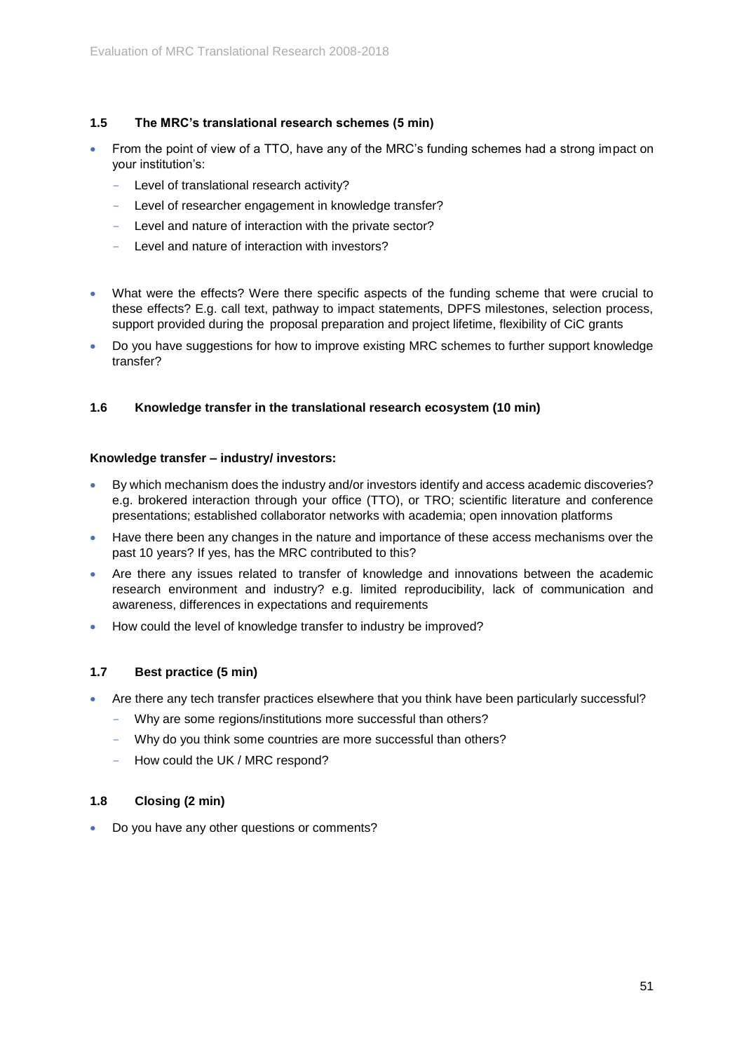### 1.5 The MRC's translational research schemes (5 min)

- From the point of view of a TTO, have any of the MRC's funding schemes had a strong impact on your institution's:
  - Level of translational research activity?
  - Level of researcher engagement in knowledge transfer?
  - Level and nature of interaction with the private sector?
  - Level and nature of interaction with investors?

- What were the effects? Were there specific aspects of the funding scheme that were crucial to these effects? E.g. call text, pathway to impact statements, DPFS milestones, selection process, support provided during the proposal preparation and project lifetime, flexibility of CiC grants
- Do you have suggestions for how to improve existing MRC schemes to further support knowledge transfer?

### 1.6 Knowledge transfer in the translational research ecosystem (10 min)

**Knowledge transfer – industry/ investors:**

- By which mechanism does the industry and/or investors identify and access academic discoveries? e.g. brokered interaction through your office (TTO), or TRO; scientific literature and conference presentations; established collaborator networks with academia; open innovation platforms
- Have there been any changes in the nature and importance of these access mechanisms over the past 10 years? If yes, has the MRC contributed to this?
- Are there any issues related to transfer of knowledge and innovations between the academic research environment and industry? e.g. limited reproducibility, lack of communication and awareness, differences in expectations and requirements
- How could the level of knowledge transfer to industry be improved?

### 1.7 Best practice (5 min)

- Are there any tech transfer practices elsewhere that you think have been particularly successful?
  - Why are some regions/institutions more successful than others?
  - Why do you think some countries are more successful than others?
  - How could the UK / MRC respond?

### 1.8 Closing (2 min)

- Do you have any other questions or comments?